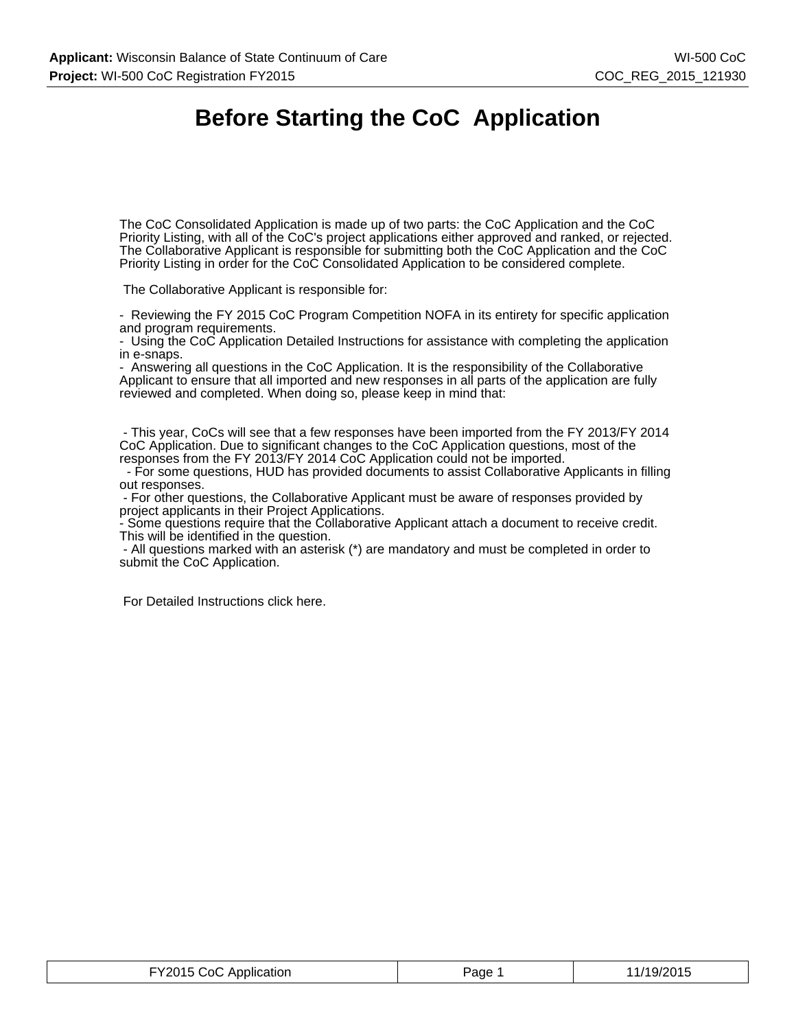# Before Starting the CoC Application

The CoC Consolidated Application is made up of two parts: the CoC Application and the CoC Priority Listing, with all of the CoC's project applications either approved and ranked, or rejected. The Collaborative Applicant is responsible for submitting both the CoC Application and the CoC Priority Listing in order for the CoC Consolidated Application to be considered complete.

The Collaborative Applicant is responsible for:

- Reviewing the FY 2015 CoC Program Competition NOFA in its entirety for specific application and program requirements.
- Using the CoC Application Detailed Instructions for assistance with completing the application in e-snaps.
- Answering all questions in the CoC Application. It is the responsibility of the Collaborative Applicant to ensure that all imported and new responses in all parts of the application are fully reviewed and completed. When doing so, please keep in mind that:

- This year, CoCs will see that a few responses have been imported from the FY 2013/FY 2014 CoC Application. Due to significant changes to the CoC Application questions, most of the responses from the FY 2013/FY 2014 CoC Application could not be imported.
- For some questions, HUD has provided documents to assist Collaborative Applicants in filling out responses.
- For other questions, the Collaborative Applicant must be aware of responses provided by project applicants in their Project Applications.
- Some questions require that the Collaborative Applicant attach a document to receive credit. This will be identified in the question.
- All questions marked with an asterisk (*) are mandatory and must be completed in order to submit the CoC Application.

For Detailed Instructions click here.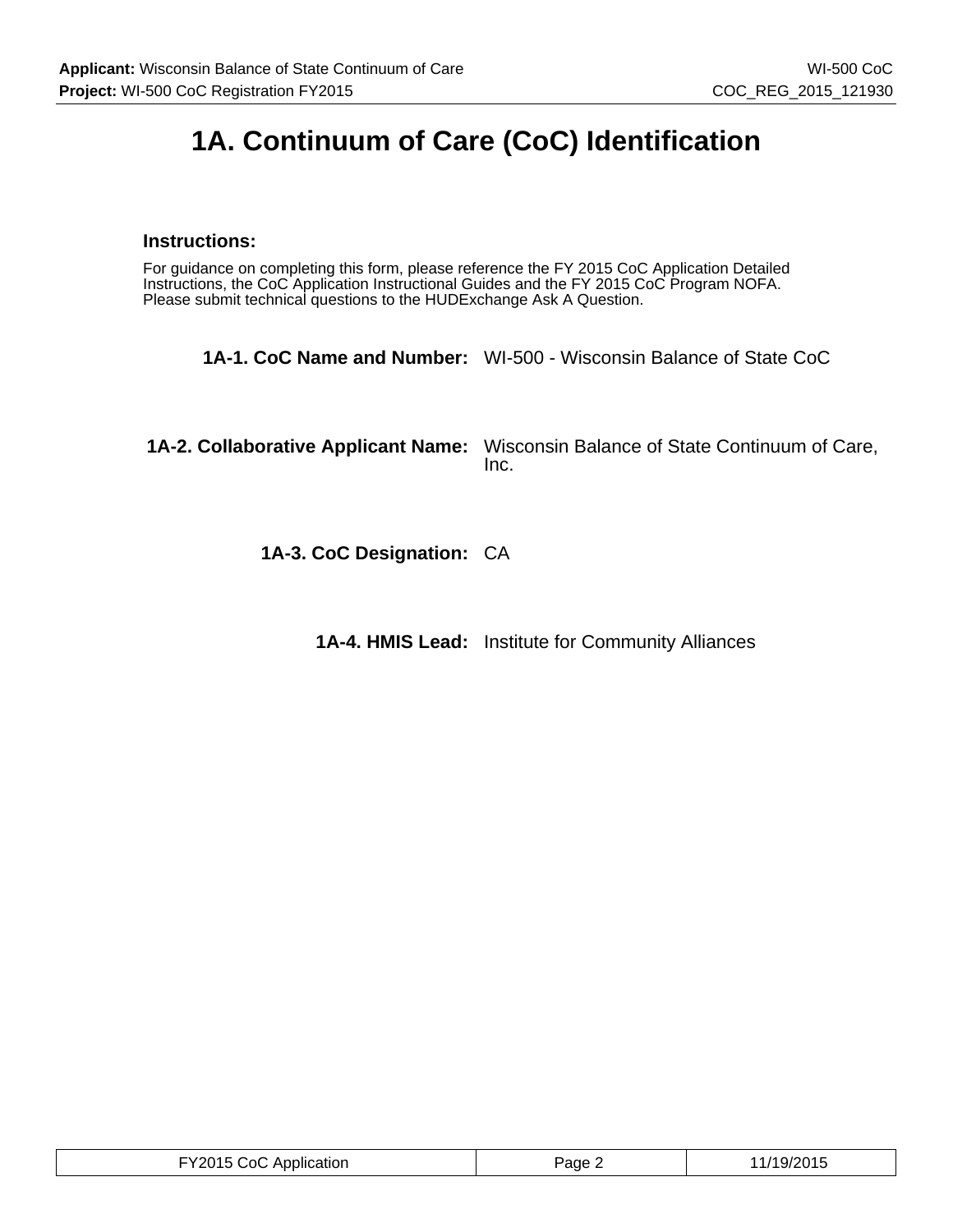# 1A. Continuum of Care (CoC) Identification

**Instructions:**

For guidance on completing this form, please reference the FY 2015 CoC Application Detailed Instructions, the CoC Application Instructional Guides and the FY 2015 CoC Program NOFA. Please submit technical questions to the HUDExchange Ask A Question.

**1A-1. CoC Name and Number:** WI-500 - Wisconsin Balance of State CoC

**1A-2. Collaborative Applicant Name:** Wisconsin Balance of State Continuum of Care, Inc.

**1A-3. CoC Designation:** CA

**1A-4. HMIS Lead:** Institute for Community Alliances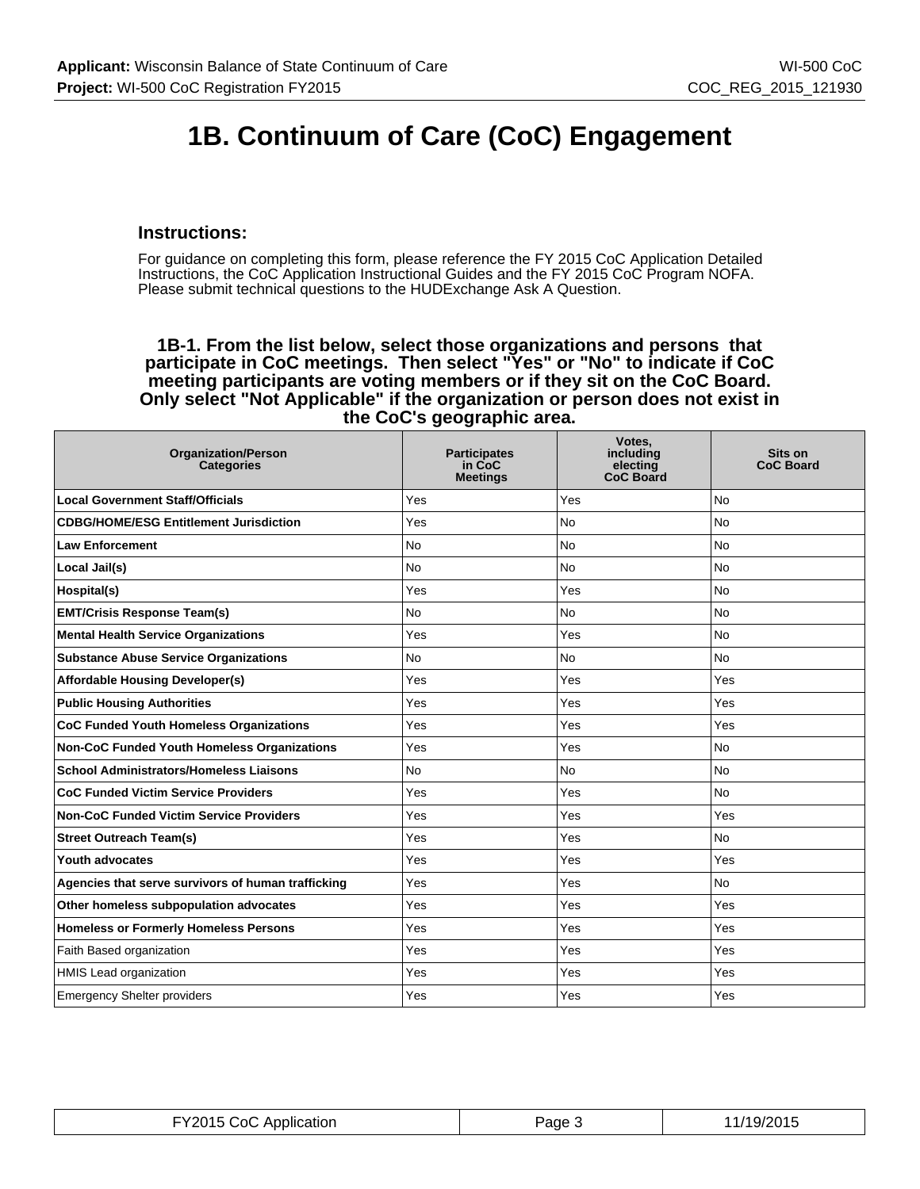# 1B. Continuum of Care (CoC) Engagement

### Instructions:

For guidance on completing this form, please reference the FY 2015 CoC Application Detailed Instructions, the CoC Application Instructional Guides and the FY 2015 CoC Program NOFA. Please submit technical questions to the HUDExchange Ask A Question.

**1B-1. From the list below, select those organizations and persons that participate in CoC meetings. Then select "Yes" or "No" to indicate if CoC meeting participants are voting members or if they sit on the CoC Board. Only select "Not Applicable" if the organization or person does not exist in the CoC's geographic area.**

| Organization/Person Categories | Participates in CoC Meetings | Votes, including electing CoC Board | Sits on CoC Board |
|---|---|---|---|
| **Local Government Staff/Officials** | Yes | Yes | No |
| **CDBG/HOME/ESG Entitlement Jurisdiction** | Yes | No | No |
| **Law Enforcement** | No | No | No |
| **Local Jail(s)** | No | No | No |
| **Hospital(s)** | Yes | Yes | No |
| **EMT/Crisis Response Team(s)** | No | No | No |
| **Mental Health Service Organizations** | Yes | Yes | No |
| **Substance Abuse Service Organizations** | No | No | No |
| **Affordable Housing Developer(s)** | Yes | Yes | Yes |
| **Public Housing Authorities** | Yes | Yes | Yes |
| **CoC Funded Youth Homeless Organizations** | Yes | Yes | Yes |
| **Non-CoC Funded Youth Homeless Organizations** | Yes | Yes | No |
| **School Administrators/Homeless Liaisons** | No | No | No |
| **CoC Funded Victim Service Providers** | Yes | Yes | No |
| **Non-CoC Funded Victim Service Providers** | Yes | Yes | Yes |
| **Street Outreach Team(s)** | Yes | Yes | No |
| **Youth advocates** | Yes | Yes | Yes |
| **Agencies that serve survivors of human trafficking** | Yes | Yes | No |
| **Other homeless subpopulation advocates** | Yes | Yes | Yes |
| **Homeless or Formerly Homeless Persons** | Yes | Yes | Yes |
| Faith Based organization | Yes | Yes | Yes |
| HMIS Lead organization | Yes | Yes | Yes |
| Emergency Shelter providers | Yes | Yes | Yes |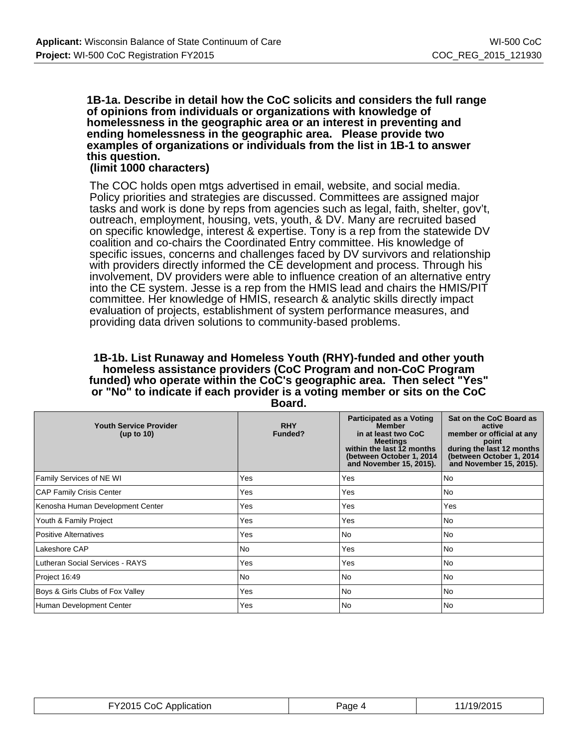**1B-1a. Describe in detail how the CoC solicits and considers the full range of opinions from individuals or organizations with knowledge of homelessness in the geographic area or an interest in preventing and ending homelessness in the geographic area. Please provide two examples of organizations or individuals from the list in 1B-1 to answer this question.**
**(limit 1000 characters)**

The COC holds open mtgs advertised in email, website, and social media. Policy priorities and strategies are discussed. Committees are assigned major tasks and work is done by reps from agencies such as legal, faith, shelter, gov't, outreach, employment, housing, vets, youth, & DV. Many are recruited based on specific knowledge, interest & expertise. Tony is a rep from the statewide DV coalition and co-chairs the Coordinated Entry committee. His knowledge of specific issues, concerns and challenges faced by DV survivors and relationship with providers directly informed the CE development and process. Through his involvement, DV providers were able to influence creation of an alternative entry into the CE system. Jesse is a rep from the HMIS lead and chairs the HMIS/PIT committee. Her knowledge of HMIS, research & analytic skills directly impact evaluation of projects, establishment of system performance measures, and providing data driven solutions to community-based problems.

**1B-1b. List Runaway and Homeless Youth (RHY)-funded and other youth homeless assistance providers (CoC Program and non-CoC Program funded) who operate within the CoC's geographic area. Then select "Yes" or "No" to indicate if each provider is a voting member or sits on the CoC Board.**

| Youth Service Provider (up to 10) | RHY Funded? | Participated as a Voting Member in at least two CoC Meetings within the last 12 months (between October 1, 2014 and November 15, 2015). | Sat on the CoC Board as active member or official at any point during the last 12 months (between October 1, 2014 and November 15, 2015). |
|---|---|---|---|
| Family Services of NE WI | Yes | Yes | No |
| CAP Family Crisis Center | Yes | Yes | No |
| Kenosha Human Development Center | Yes | Yes | Yes |
| Youth & Family Project | Yes | Yes | No |
| Positive Alternatives | Yes | No | No |
| Lakeshore CAP | No | Yes | No |
| Lutheran Social Services - RAYS | Yes | Yes | No |
| Project 16:49 | No | No | No |
| Boys & Girls Clubs of Fox Valley | Yes | No | No |
| Human Development Center | Yes | No | No |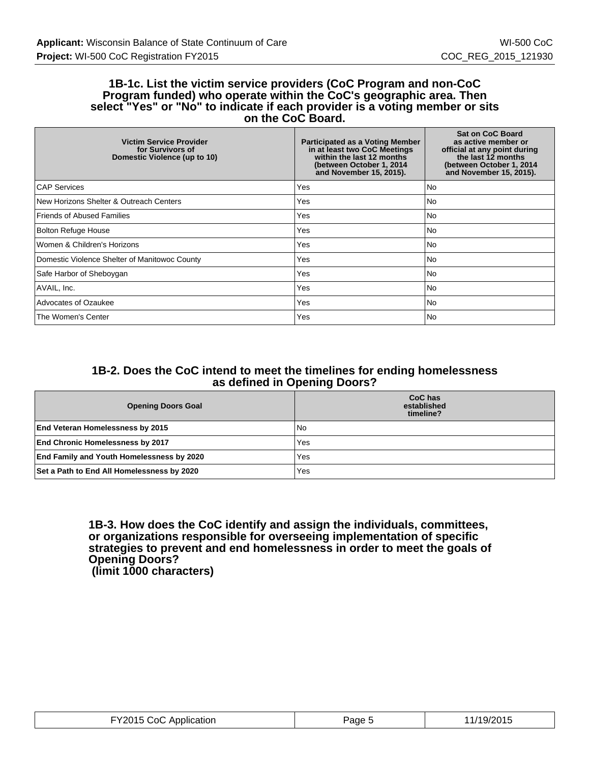### 1B-1c. List the victim service providers (CoC Program and non-CoC Program funded) who operate within the CoC's geographic area. Then select "Yes" or "No" to indicate if each provider is a voting member or sits on the CoC Board.

| Victim Service Provider for Survivors of Domestic Violence (up to 10) | Participated as a Voting Member in at least two CoC Meetings within the last 12 months (between October 1, 2014 and November 15, 2015). | Sat on CoC Board as active member or official at any point during the last 12 months (between October 1, 2014 and November 15, 2015). |
|---|---|---|
| CAP Services | Yes | No |
| New Horizons Shelter & Outreach Centers | Yes | No |
| Friends of Abused Families | Yes | No |
| Bolton Refuge House | Yes | No |
| Women & Children's Horizons | Yes | No |
| Domestic Violence Shelter of Manitowoc County | Yes | No |
| Safe Harbor of Sheboygan | Yes | No |
| AVAIL, Inc. | Yes | No |
| Advocates of Ozaukee | Yes | No |
| The Women's Center | Yes | No |

### 1B-2. Does the CoC intend to meet the timelines for ending homelessness as defined in Opening Doors?

| Opening Doors Goal | CoC has established timeline? |
|---|---|
| **End Veteran Homelessness by 2015** | No |
| **End Chronic Homelessness by 2017** | Yes |
| **End Family and Youth Homelessness by 2020** | Yes |
| **Set a Path to End All Homelessness by 2020** | Yes |

### 1B-3. How does the CoC identify and assign the individuals, committees, or organizations responsible for overseeing implementation of specific strategies to prevent and end homelessness in order to meet the goals of Opening Doors? (limit 1000 characters)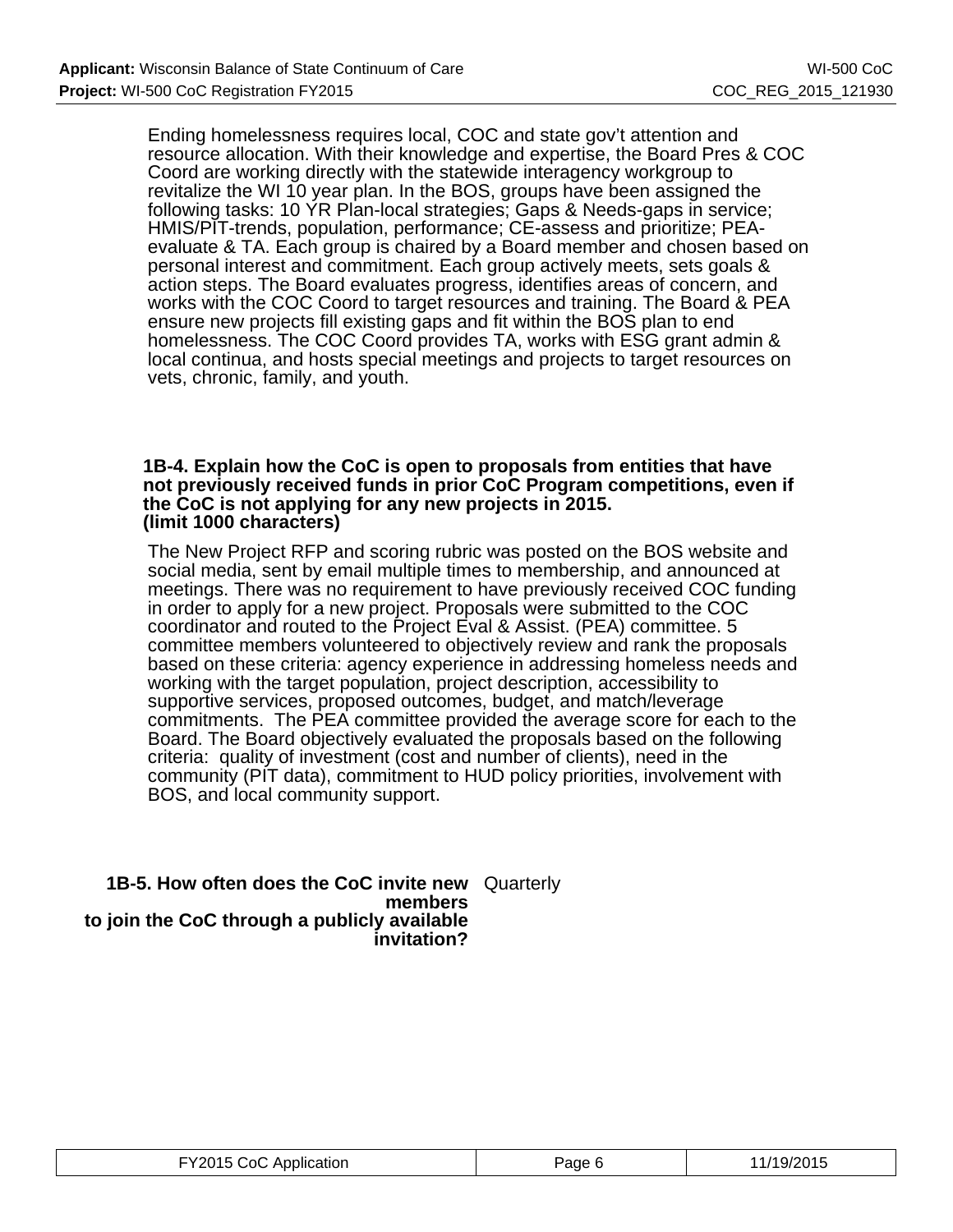Ending homelessness requires local, COC and state gov't attention and resource allocation. With their knowledge and expertise, the Board Pres & COC Coord are working directly with the statewide interagency workgroup to revitalize the WI 10 year plan. In the BOS, groups have been assigned the following tasks: 10 YR Plan-local strategies; Gaps & Needs-gaps in service; HMIS/PIT-trends, population, performance; CE-assess and prioritize; PEA-evaluate & TA. Each group is chaired by a Board member and chosen based on personal interest and commitment. Each group actively meets, sets goals & action steps. The Board evaluates progress, identifies areas of concern, and works with the COC Coord to target resources and training. The Board & PEA ensure new projects fill existing gaps and fit within the BOS plan to end homelessness. The COC Coord provides TA, works with ESG grant admin & local continua, and hosts special meetings and projects to target resources on vets, chronic, family, and youth.

**1B-4. Explain how the CoC is open to proposals from entities that have not previously received funds in prior CoC Program competitions, even if the CoC is not applying for any new projects in 2015.**
**(limit 1000 characters)**

The New Project RFP and scoring rubric was posted on the BOS website and social media, sent by email multiple times to membership, and announced at meetings. There was no requirement to have previously received COC funding in order to apply for a new project. Proposals were submitted to the COC coordinator and routed to the Project Eval & Assist. (PEA) committee. 5 committee members volunteered to objectively review and rank the proposals based on these criteria: agency experience in addressing homeless needs and working with the target population, project description, accessibility to supportive services, proposed outcomes, budget, and match/leverage commitments. The PEA committee provided the average score for each to the Board. The Board objectively evaluated the proposals based on the following criteria: quality of investment (cost and number of clients), need in the community (PIT data), commitment to HUD policy priorities, involvement with BOS, and local community support.

| | |
|---|---|
| **1B-5. How often does the CoC invite new members to join the CoC through a publicly available invitation?** | Quarterly |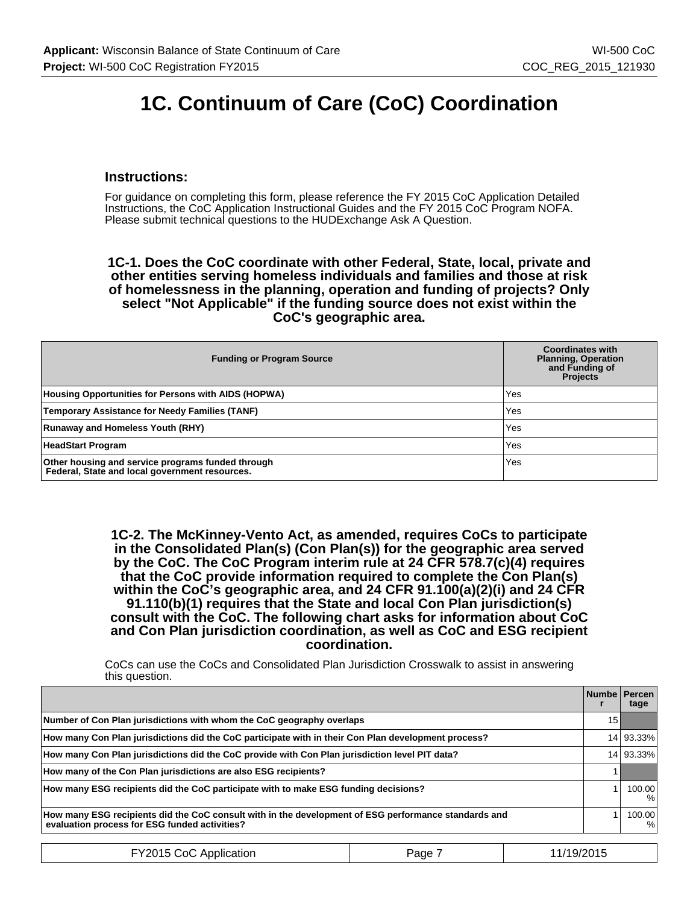# 1C. Continuum of Care (CoC) Coordination

**Instructions:**

For guidance on completing this form, please reference the FY 2015 CoC Application Detailed Instructions, the CoC Application Instructional Guides and the FY 2015 CoC Program NOFA. Please submit technical questions to the HUDExchange Ask A Question.

**1C-1. Does the CoC coordinate with other Federal, State, local, private and other entities serving homeless individuals and families and those at risk of homelessness in the planning, operation and funding of projects? Only select "Not Applicable" if the funding source does not exist within the CoC's geographic area.**

| Funding or Program Source | Coordinates with Planning, Operation and Funding of Projects |
|---|---|
| Housing Opportunities for Persons with AIDS (HOPWA) | Yes |
| Temporary Assistance for Needy Families (TANF) | Yes |
| Runaway and Homeless Youth (RHY) | Yes |
| HeadStart Program | Yes |
| Other housing and service programs funded through Federal, State and local government resources. | Yes |

**1C-2. The McKinney-Vento Act, as amended, requires CoCs to participate in the Consolidated Plan(s) (Con Plan(s)) for the geographic area served by the CoC. The CoC Program interim rule at 24 CFR 578.7(c)(4) requires that the CoC provide information required to complete the Con Plan(s) within the CoC's geographic area, and 24 CFR 91.100(a)(2)(i) and 24 CFR 91.110(b)(1) requires that the State and local Con Plan jurisdiction(s) consult with the CoC. The following chart asks for information about CoC and Con Plan jurisdiction coordination, as well as CoC and ESG recipient coordination.**

CoCs can use the CoCs and Consolidated Plan Jurisdiction Crosswalk to assist in answering this question.

| | Number | Percentage |
|---|---|---|
| Number of Con Plan jurisdictions with whom the CoC geography overlaps | 15 | |
| How many Con Plan jurisdictions did the CoC participate with in their Con Plan development process? | 14 | 93.33% |
| How many Con Plan jurisdictions did the CoC provide with Con Plan jurisdiction level PIT data? | 14 | 93.33% |
| How many of the Con Plan jurisdictions are also ESG recipients? | 1 | |
| How many ESG recipients did the CoC participate with to make ESG funding decisions? | 1 | 100.00% |
| How many ESG recipients did the CoC consult with in the development of ESG performance standards and evaluation process for ESG funded activities? | 1 | 100.00% |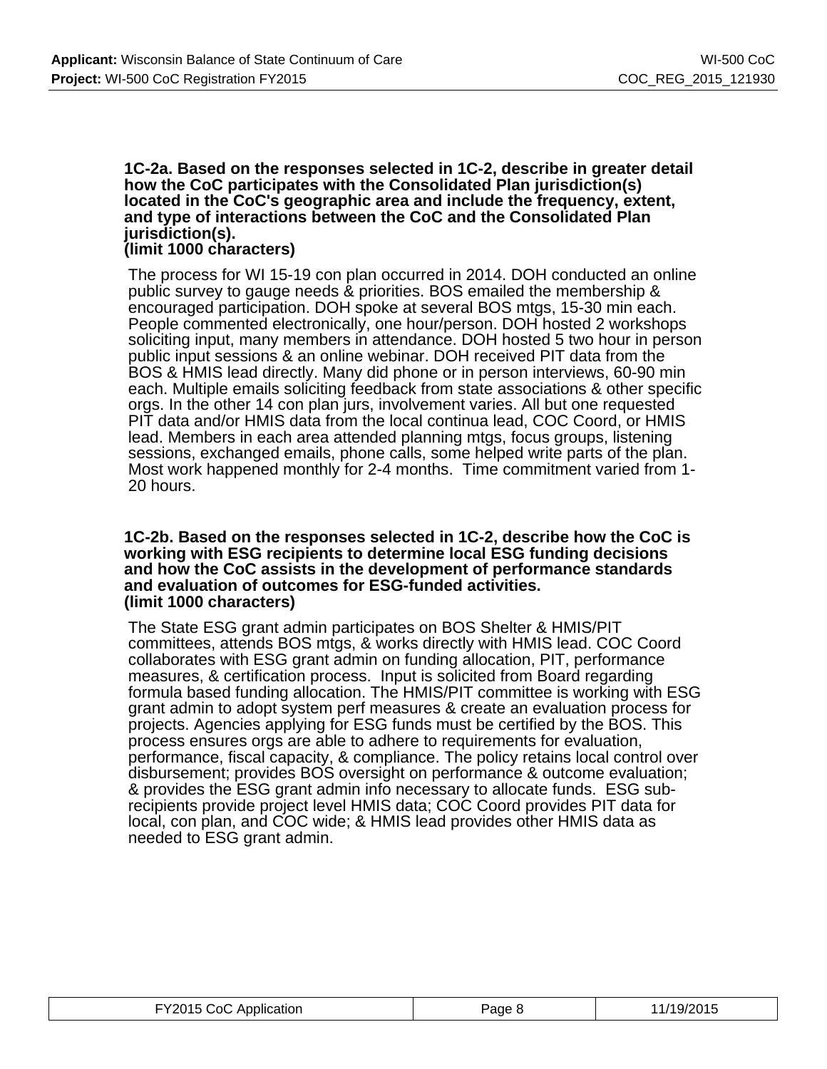**1C-2a. Based on the responses selected in 1C-2, describe in greater detail how the CoC participates with the Consolidated Plan jurisdiction(s) located in the CoC's geographic area and include the frequency, extent, and type of interactions between the CoC and the Consolidated Plan jurisdiction(s).**
**(limit 1000 characters)**

The process for WI 15-19 con plan occurred in 2014. DOH conducted an online public survey to gauge needs & priorities. BOS emailed the membership & encouraged participation. DOH spoke at several BOS mtgs, 15-30 min each. People commented electronically, one hour/person. DOH hosted 2 workshops soliciting input, many members in attendance. DOH hosted 5 two hour in person public input sessions & an online webinar. DOH received PIT data from the BOS & HMIS lead directly. Many did phone or in person interviews, 60-90 min each. Multiple emails soliciting feedback from state associations & other specific orgs. In the other 14 con plan jurs, involvement varies. All but one requested PIT data and/or HMIS data from the local continua lead, COC Coord, or HMIS lead. Members in each area attended planning mtgs, focus groups, listening sessions, exchanged emails, phone calls, some helped write parts of the plan. Most work happened monthly for 2-4 months. Time commitment varied from 1-20 hours.

**1C-2b. Based on the responses selected in 1C-2, describe how the CoC is working with ESG recipients to determine local ESG funding decisions and how the CoC assists in the development of performance standards and evaluation of outcomes for ESG-funded activities.**
**(limit 1000 characters)**

The State ESG grant admin participates on BOS Shelter & HMIS/PIT committees, attends BOS mtgs, & works directly with HMIS lead. COC Coord collaborates with ESG grant admin on funding allocation, PIT, performance measures, & certification process. Input is solicited from Board regarding formula based funding allocation. The HMIS/PIT committee is working with ESG grant admin to adopt system perf measures & create an evaluation process for projects. Agencies applying for ESG funds must be certified by the BOS. This process ensures orgs are able to adhere to requirements for evaluation, performance, fiscal capacity, & compliance. The policy retains local control over disbursement; provides BOS oversight on performance & outcome evaluation; & provides the ESG grant admin info necessary to allocate funds. ESG sub-recipients provide project level HMIS data; COC Coord provides PIT data for local, con plan, and COC wide; & HMIS lead provides other HMIS data as needed to ESG grant admin.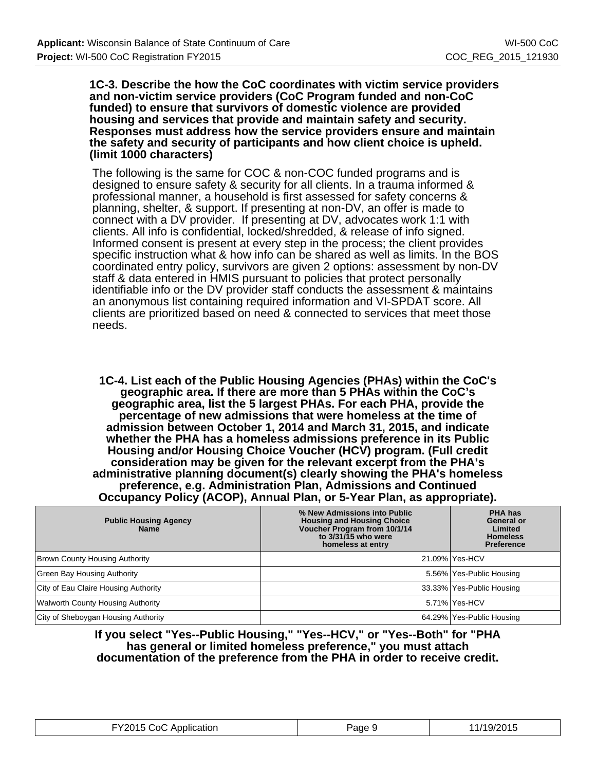**1C-3. Describe the how the CoC coordinates with victim service providers and non-victim service providers (CoC Program funded and non-CoC funded) to ensure that survivors of domestic violence are provided housing and services that provide and maintain safety and security. Responses must address how the service providers ensure and maintain the safety and security of participants and how client choice is upheld. (limit 1000 characters)**

The following is the same for COC & non-COC funded programs and is designed to ensure safety & security for all clients. In a trauma informed & professional manner, a household is first assessed for safety concerns & planning, shelter, & support. If presenting at non-DV, an offer is made to connect with a DV provider. If presenting at DV, advocates work 1:1 with clients. All info is confidential, locked/shredded, & release of info signed. Informed consent is present at every step in the process; the client provides specific instruction what & how info can be shared as well as limits. In the BOS coordinated entry policy, survivors are given 2 options: assessment by non-DV staff & data entered in HMIS pursuant to policies that protect personally identifiable info or the DV provider staff conducts the assessment & maintains an anonymous list containing required information and VI-SPDAT score. All clients are prioritized based on need & connected to services that meet those needs.

**1C-4. List each of the Public Housing Agencies (PHAs) within the CoC's geographic area. If there are more than 5 PHAs within the CoC's geographic area, list the 5 largest PHAs. For each PHA, provide the percentage of new admissions that were homeless at the time of admission between October 1, 2014 and March 31, 2015, and indicate whether the PHA has a homeless admissions preference in its Public Housing and/or Housing Choice Voucher (HCV) program. (Full credit consideration may be given for the relevant excerpt from the PHA's administrative planning document(s) clearly showing the PHA's homeless preference, e.g. Administration Plan, Admissions and Continued Occupancy Policy (ACOP), Annual Plan, or 5-Year Plan, as appropriate).**

| Public Housing Agency Name | % New Admissions into Public Housing and Housing Choice Voucher Program from 10/1/14 to 3/31/15 who were homeless at entry | PHA has General or Limited Homeless Preference |
|---|---|---|
| Brown County Housing Authority | 21.09% | Yes-HCV |
| Green Bay Housing Authority | 5.56% | Yes-Public Housing |
| City of Eau Claire Housing Authority | 33.33% | Yes-Public Housing |
| Walworth County Housing Authority | 5.71% | Yes-HCV |
| City of Sheboygan Housing Authority | 64.29% | Yes-Public Housing |

**If you select "Yes--Public Housing," "Yes--HCV," or "Yes--Both" for "PHA has general or limited homeless preference," you must attach documentation of the preference from the PHA in order to receive credit.**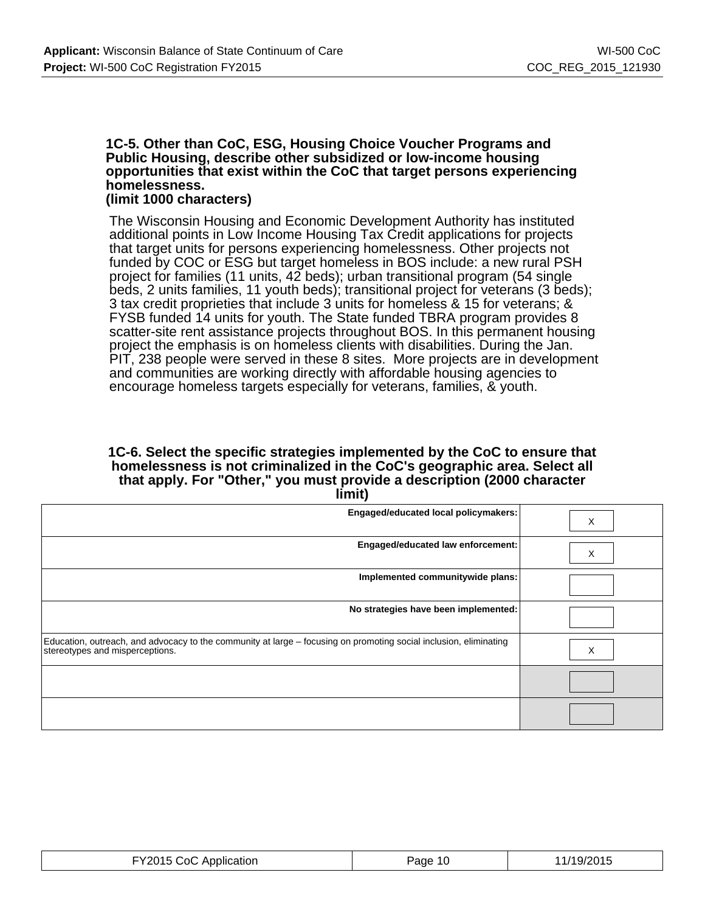**1C-5. Other than CoC, ESG, Housing Choice Voucher Programs and Public Housing, describe other subsidized or low-income housing opportunities that exist within the CoC that target persons experiencing homelessness.**
**(limit 1000 characters)**

The Wisconsin Housing and Economic Development Authority has instituted additional points in Low Income Housing Tax Credit applications for projects that target units for persons experiencing homelessness. Other projects not funded by COC or ESG but target homeless in BOS include: a new rural PSH project for families (11 units, 42 beds); urban transitional program (54 single beds, 2 units families, 11 youth beds); transitional project for veterans (3 beds); 3 tax credit proprieties that include 3 units for homeless & 15 for veterans; & FYSB funded 14 units for youth. The State funded TBRA program provides 8 scatter-site rent assistance projects throughout BOS. In this permanent housing project the emphasis is on homeless clients with disabilities. During the Jan. PIT, 238 people were served in these 8 sites. More projects are in development and communities are working directly with affordable housing agencies to encourage homeless targets especially for veterans, families, & youth.

**1C-6. Select the specific strategies implemented by the CoC to ensure that homelessness is not criminalized in the CoC's geographic area. Select all that apply. For "Other," you must provide a description (2000 character limit)**

| | |
|---|---|
| Engaged/educated local policymakers: | X |
| Engaged/educated law enforcement: | X |
| Implemented communitywide plans: | |
| No strategies have been implemented: | |
| Education, outreach, and advocacy to the community at large – focusing on promoting social inclusion, eliminating stereotypes and misperceptions. | X |
| | |
| | |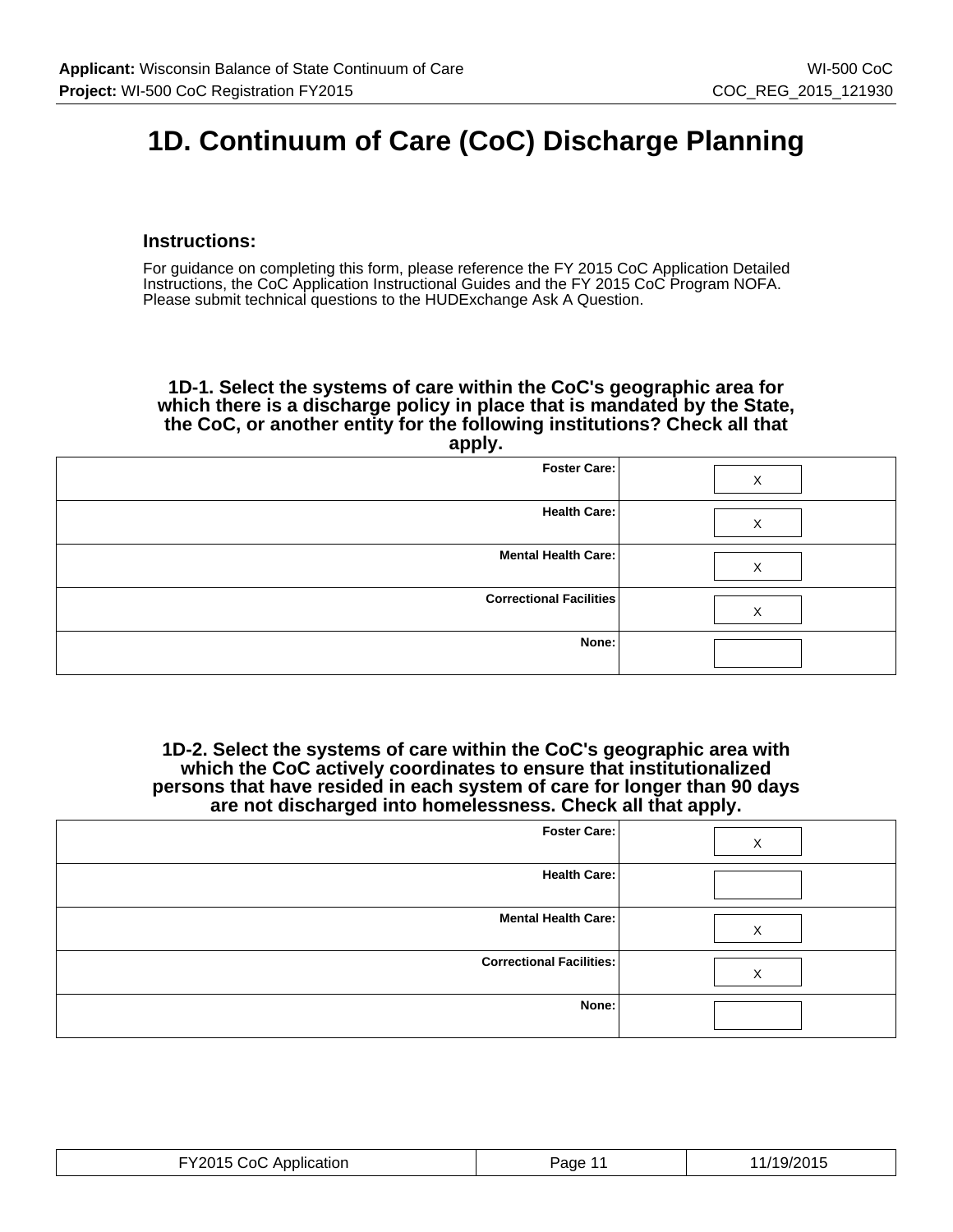# 1D. Continuum of Care (CoC) Discharge Planning

**Instructions:**

For guidance on completing this form, please reference the FY 2015 CoC Application Detailed Instructions, the CoC Application Instructional Guides and the FY 2015 CoC Program NOFA. Please submit technical questions to the HUDExchange Ask A Question.

**1D-1. Select the systems of care within the CoC's geographic area for which there is a discharge policy in place that is mandated by the State, the CoC, or another entity for the following institutions? Check all that apply.**

| | |
|---|---|
| Foster Care: | X |
| Health Care: | X |
| Mental Health Care: | X |
| Correctional Facilities | X |
| None: | |

**1D-2. Select the systems of care within the CoC's geographic area with which the CoC actively coordinates to ensure that institutionalized persons that have resided in each system of care for longer than 90 days are not discharged into homelessness. Check all that apply.**

| | |
|---|---|
| Foster Care: | X |
| Health Care: | |
| Mental Health Care: | X |
| Correctional Facilities: | X |
| None: | |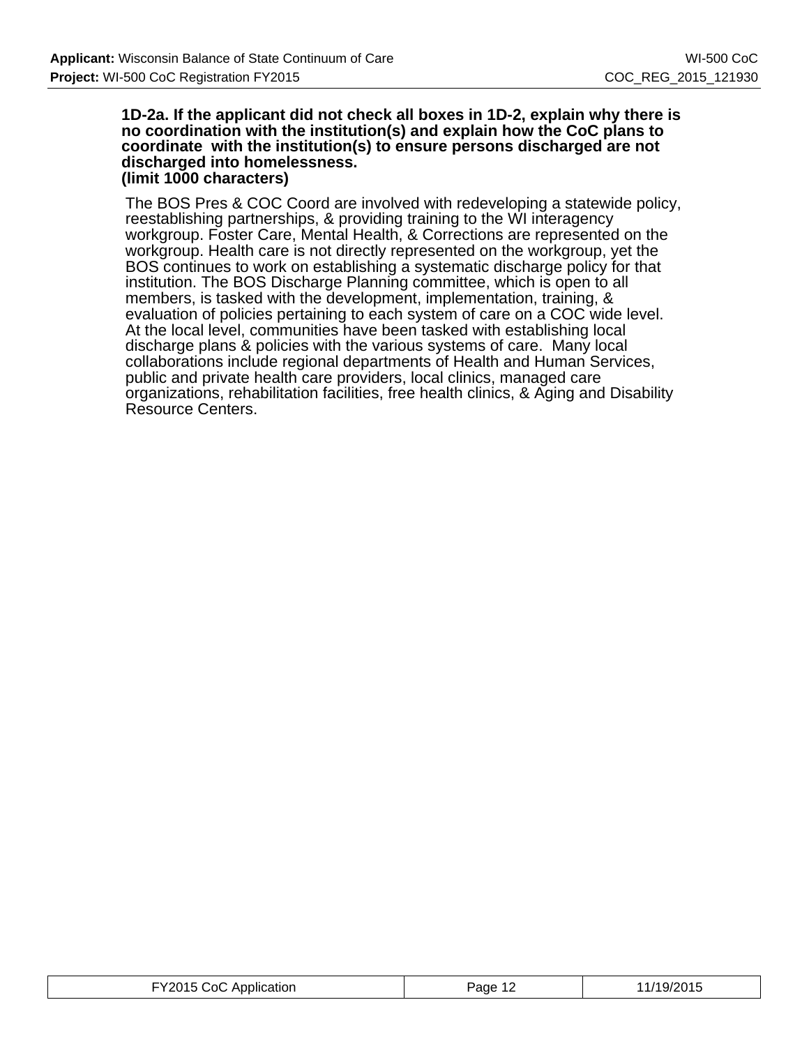**1D-2a. If the applicant did not check all boxes in 1D-2, explain why there is no coordination with the institution(s) and explain how the CoC plans to coordinate with the institution(s) to ensure persons discharged are not discharged into homelessness.**
**(limit 1000 characters)**

The BOS Pres & COC Coord are involved with redeveloping a statewide policy, reestablishing partnerships, & providing training to the WI interagency workgroup. Foster Care, Mental Health, & Corrections are represented on the workgroup. Health care is not directly represented on the workgroup, yet the BOS continues to work on establishing a systematic discharge policy for that institution. The BOS Discharge Planning committee, which is open to all members, is tasked with the development, implementation, training, & evaluation of policies pertaining to each system of care on a COC wide level. At the local level, communities have been tasked with establishing local discharge plans & policies with the various systems of care. Many local collaborations include regional departments of Health and Human Services, public and private health care providers, local clinics, managed care organizations, rehabilitation facilities, free health clinics, & Aging and Disability Resource Centers.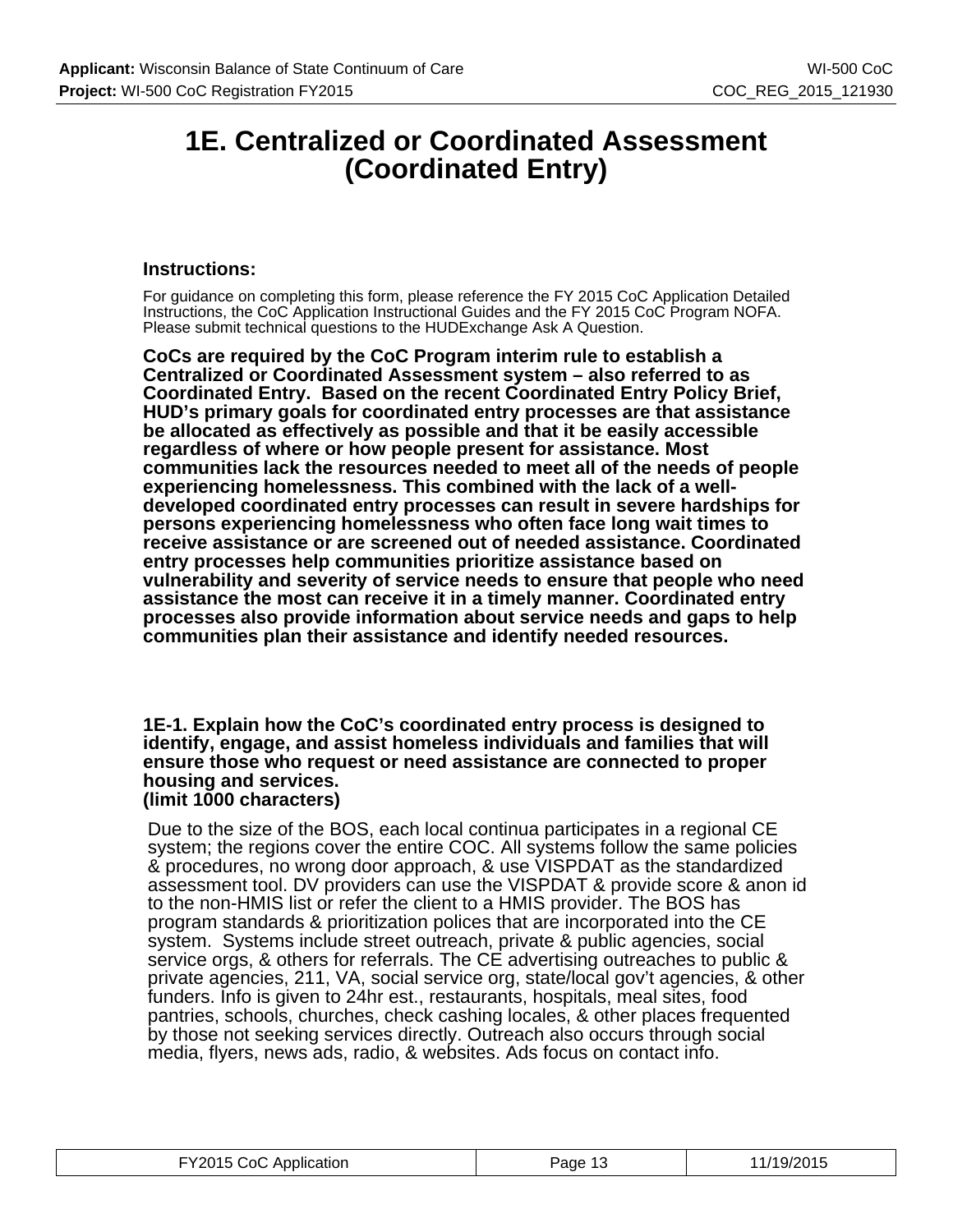# 1E. Centralized or Coordinated Assessment (Coordinated Entry)

### Instructions:

For guidance on completing this form, please reference the FY 2015 CoC Application Detailed Instructions, the CoC Application Instructional Guides and the FY 2015 CoC Program NOFA. Please submit technical questions to the HUDExchange Ask A Question.

**CoCs are required by the CoC Program interim rule to establish a Centralized or Coordinated Assessment system – also referred to as Coordinated Entry. Based on the recent Coordinated Entry Policy Brief, HUD's primary goals for coordinated entry processes are that assistance be allocated as effectively as possible and that it be easily accessible regardless of where or how people present for assistance. Most communities lack the resources needed to meet all of the needs of people experiencing homelessness. This combined with the lack of a well-developed coordinated entry processes can result in severe hardships for persons experiencing homelessness who often face long wait times to receive assistance or are screened out of needed assistance. Coordinated entry processes help communities prioritize assistance based on vulnerability and severity of service needs to ensure that people who need assistance the most can receive it in a timely manner. Coordinated entry processes also provide information about service needs and gaps to help communities plan their assistance and identify needed resources.**

**1E-1. Explain how the CoC's coordinated entry process is designed to identify, engage, and assist homeless individuals and families that will ensure those who request or need assistance are connected to proper housing and services.**
**(limit 1000 characters)**

Due to the size of the BOS, each local continua participates in a regional CE system; the regions cover the entire COC. All systems follow the same policies & procedures, no wrong door approach, & use VISPDAT as the standardized assessment tool. DV providers can use the VISPDAT & provide score & anon id to the non-HMIS list or refer the client to a HMIS provider. The BOS has program standards & prioritization polices that are incorporated into the CE system. Systems include street outreach, private & public agencies, social service orgs, & others for referrals. The CE advertising outreaches to public & private agencies, 211, VA, social service org, state/local gov't agencies, & other funders. Info is given to 24hr est., restaurants, hospitals, meal sites, food pantries, schools, churches, check cashing locales, & other places frequented by those not seeking services directly. Outreach also occurs through social media, flyers, news ads, radio, & websites. Ads focus on contact info.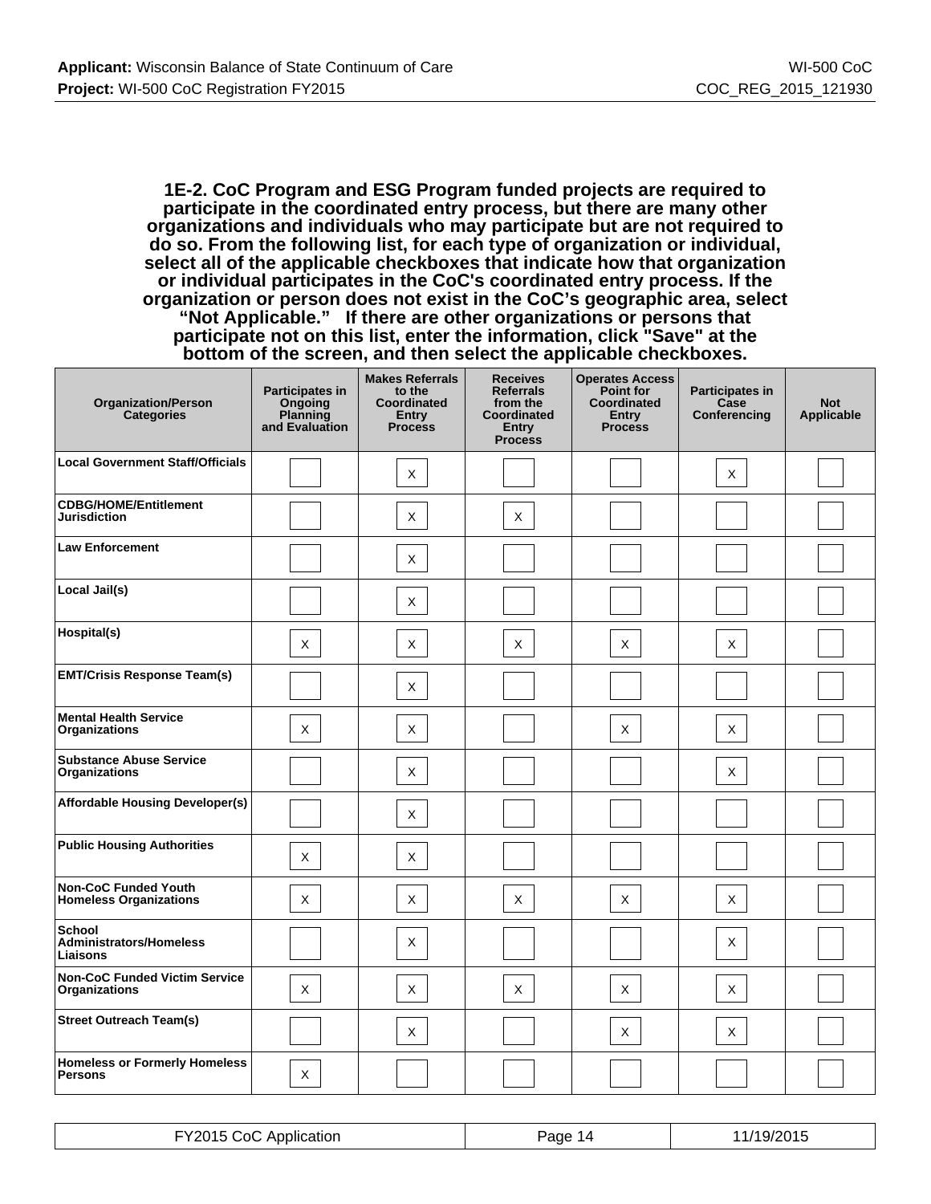**1E-2. CoC Program and ESG Program funded projects are required to participate in the coordinated entry process, but there are many other organizations and individuals who may participate but are not required to do so. From the following list, for each type of organization or individual, select all of the applicable checkboxes that indicate how that organization or individual participates in the CoC's coordinated entry process. If the organization or person does not exist in the CoC's geographic area, select "Not Applicable." If there are other organizations or persons that participate not on this list, enter the information, click "Save" at the bottom of the screen, and then select the applicable checkboxes.**

| Organization/Person Categories | Participates in Ongoing Planning and Evaluation | Makes Referrals to the Coordinated Entry Process | Receives Referrals from the Coordinated Entry Process | Operates Access Point for Coordinated Entry Process | Participates in Case Conferencing | Not Applicable |
|---|---|---|---|---|---|---|
| Local Government Staff/Officials | | X | | | X | |
| CDBG/HOME/Entitlement Jurisdiction | | X | X | | | |
| Law Enforcement | | X | | | | |
| Local Jail(s) | | X | | | | |
| Hospital(s) | X | X | X | X | X | |
| EMT/Crisis Response Team(s) | | X | | | | |
| Mental Health Service Organizations | X | X | | X | X | |
| Substance Abuse Service Organizations | | X | | | X | |
| Affordable Housing Developer(s) | | X | | | | |
| Public Housing Authorities | X | X | | | | |
| Non-CoC Funded Youth Homeless Organizations | X | X | X | X | X | |
| School Administrators/Homeless Liaisons | | X | | | X | |
| Non-CoC Funded Victim Service Organizations | X | X | X | X | X | |
| Street Outreach Team(s) | | X | | X | X | |
| Homeless or Formerly Homeless Persons | X | | | | | |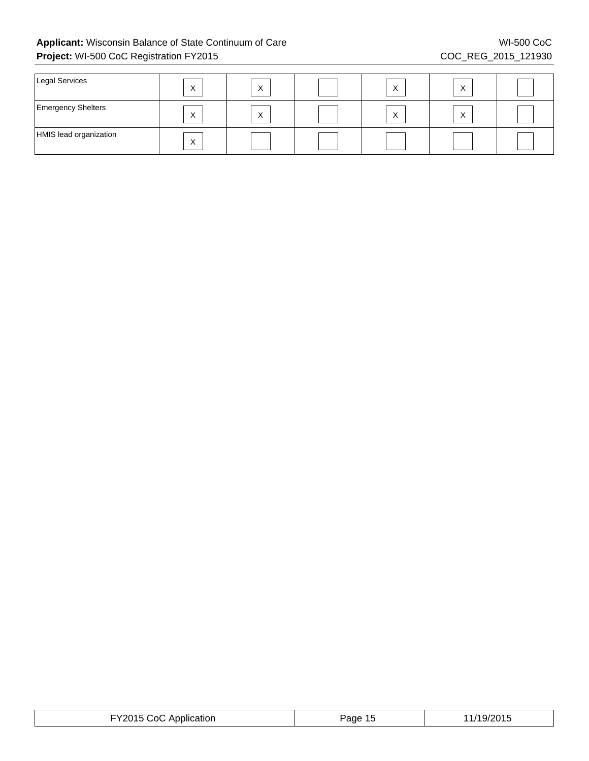| | | | | | | |
|---|---|---|---|---|---|---|
| Legal Services | X | X | | X | X | |
| Emergency Shelters | X | X | | X | X | |
| HMIS lead organization | X | | | | | |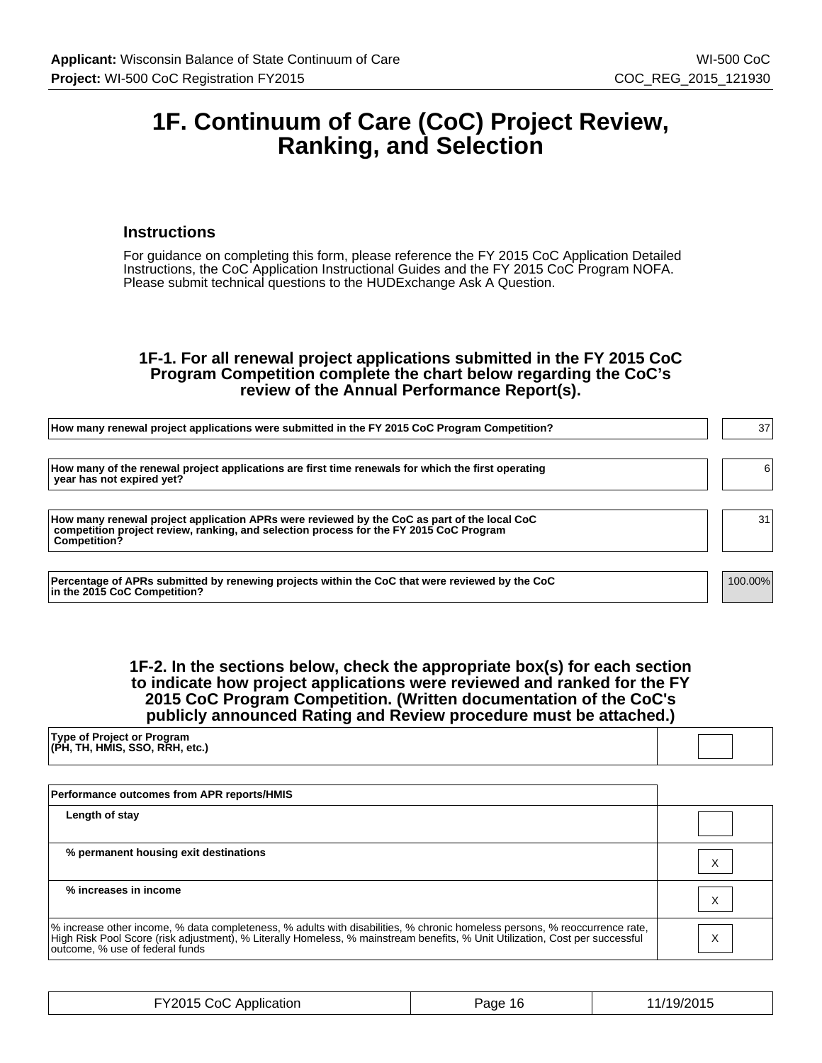# 1F. Continuum of Care (CoC) Project Review, Ranking, and Selection

### Instructions

For guidance on completing this form, please reference the FY 2015 CoC Application Detailed Instructions, the CoC Application Instructional Guides and the FY 2015 CoC Program NOFA. Please submit technical questions to the HUDExchange Ask A Question.

### 1F-1. For all renewal project applications submitted in the FY 2015 CoC Program Competition complete the chart below regarding the CoC's review of the Annual Performance Report(s).

| | |
|---|---|
| **How many renewal project applications were submitted in the FY 2015 CoC Program Competition?** | 37 |
| **How many of the renewal project applications are first time renewals for which the first operating year has not expired yet?** | 6 |
| **How many renewal project application APRs were reviewed by the CoC as part of the local CoC competition project review, ranking, and selection process for the FY 2015 CoC Program Competition?** | 31 |
| **Percentage of APRs submitted by renewing projects within the CoC that were reviewed by the CoC in the 2015 CoC Competition?** | 100.00% |

### 1F-2. In the sections below, check the appropriate box(s) for each section to indicate how project applications were reviewed and ranked for the FY 2015 CoC Program Competition. (Written documentation of the CoC's publicly announced Rating and Review procedure must be attached.)

| | |
|---|---|
| **Type of Project or Program (PH, TH, HMIS, SSO, RRH, etc.)** | |

| **Performance outcomes from APR reports/HMIS** | |
|---|---|
| **Length of stay** | |
| **% permanent housing exit destinations** | X |
| **% increases in income** | X |
| % increase other income, % data completeness, % adults with disabilities, % chronic homeless persons, % reoccurrence rate, High Risk Pool Score (risk adjustment), % Literally Homeless, % mainstream benefits, % Unit Utilization, Cost per successful outcome, % use of federal funds | X |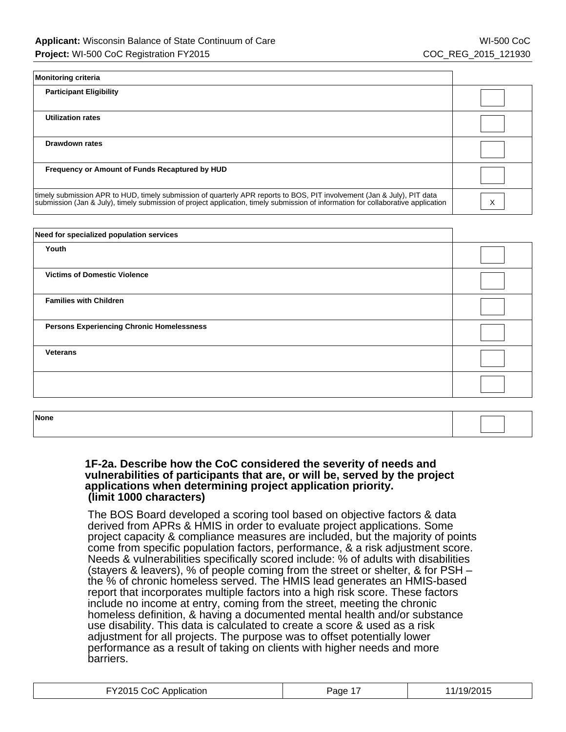| Monitoring criteria | |
|---|---|
| **Participant Eligibility** | |
| **Utilization rates** | |
| **Drawdown rates** | |
| **Frequency or Amount of Funds Recaptured by HUD** | |
| timely submission APR to HUD, timely submission of quarterly APR reports to BOS, PIT involvement (Jan & July), PIT data submission (Jan & July), timely submission of project application, timely submission of information for collaborative application | X |

| Need for specialized population services | |
|---|---|
| **Youth** | |
| **Victims of Domestic Violence** | |
| **Families with Children** | |
| **Persons Experiencing Chronic Homelessness** | |
| **Veterans** | |
| | |

| None | |
|---|---|

### 1F-2a. Describe how the CoC considered the severity of needs and vulnerabilities of participants that are, or will be, served by the project applications when determining project application priority. (limit 1000 characters)

The BOS Board developed a scoring tool based on objective factors & data derived from APRs & HMIS in order to evaluate project applications. Some project capacity & compliance measures are included, but the majority of points come from specific population factors, performance, & a risk adjustment score. Needs & vulnerabilities specifically scored include: % of adults with disabilities (stayers & leavers), % of people coming from the street or shelter, & for PSH – the % of chronic homeless served. The HMIS lead generates an HMIS-based report that incorporates multiple factors into a high risk score. These factors include no income at entry, coming from the street, meeting the chronic homeless definition, & having a documented mental health and/or substance use disability. This data is calculated to create a score & used as a risk adjustment for all projects. The purpose was to offset potentially lower performance as a result of taking on clients with higher needs and more barriers.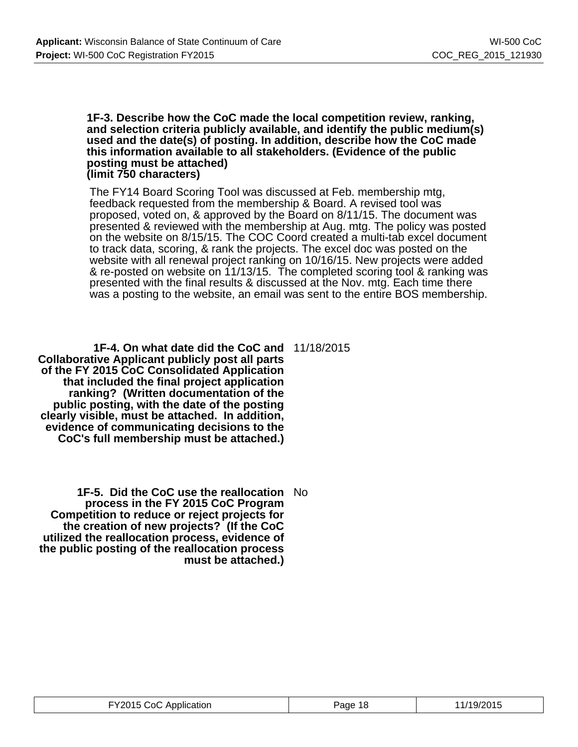**1F-3. Describe how the CoC made the local competition review, ranking, and selection criteria publicly available, and identify the public medium(s) used and the date(s) of posting. In addition, describe how the CoC made this information available to all stakeholders. (Evidence of the public posting must be attached)**
**(limit 750 characters)**

The FY14 Board Scoring Tool was discussed at Feb. membership mtg, feedback requested from the membership & Board. A revised tool was proposed, voted on, & approved by the Board on 8/11/15. The document was presented & reviewed with the membership at Aug. mtg. The policy was posted on the website on 8/15/15. The COC Coord created a multi-tab excel document to track data, scoring, & rank the projects. The excel doc was posted on the website with all renewal project ranking on 10/16/15. New projects were added & re-posted on website on 11/13/15. The completed scoring tool & ranking was presented with the final results & discussed at the Nov. mtg. Each time there was a posting to the website, an email was sent to the entire BOS membership.

| | |
|---|---|
| **1F-4. On what date did the CoC and Collaborative Applicant publicly post all parts of the FY 2015 CoC Consolidated Application that included the final project application ranking? (Written documentation of the public posting, with the date of the posting clearly visible, must be attached. In addition, evidence of communicating decisions to the CoC's full membership must be attached.)** | 11/18/2015 |
| **1F-5. Did the CoC use the reallocation process in the FY 2015 CoC Program Competition to reduce or reject projects for the creation of new projects? (If the CoC utilized the reallocation process, evidence of the public posting of the reallocation process must be attached.)** | No |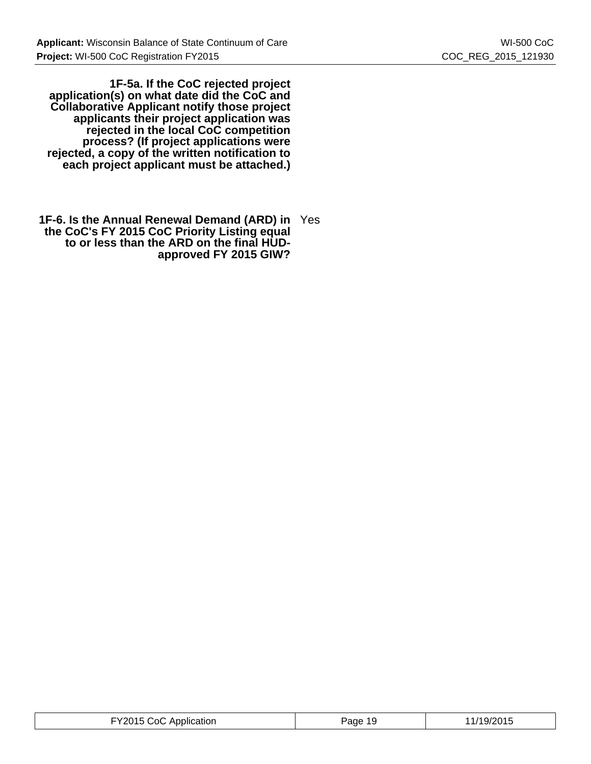**1F-5a. If the CoC rejected project application(s) on what date did the CoC and Collaborative Applicant notify those project applicants their project application was rejected in the local CoC competition process? (If project applications were rejected, a copy of the written notification to each project applicant must be attached.)**

**1F-6. Is the Annual Renewal Demand (ARD) in the CoC's FY 2015 CoC Priority Listing equal to or less than the ARD on the final HUD-approved FY 2015 GIW?** Yes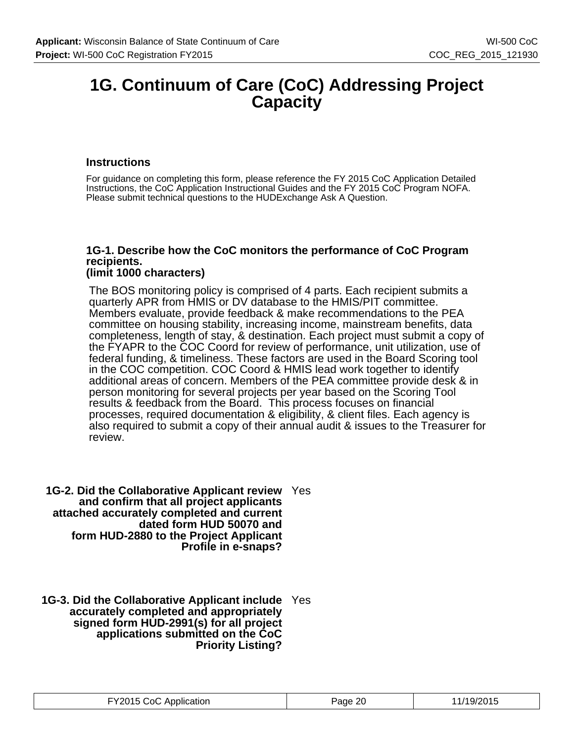# 1G. Continuum of Care (CoC) Addressing Project Capacity

### Instructions

For guidance on completing this form, please reference the FY 2015 CoC Application Detailed Instructions, the CoC Application Instructional Guides and the FY 2015 CoC Program NOFA. Please submit technical questions to the HUDExchange Ask A Question.

**1G-1. Describe how the CoC monitors the performance of CoC Program recipients.**
**(limit 1000 characters)**

The BOS monitoring policy is comprised of 4 parts. Each recipient submits a quarterly APR from HMIS or DV database to the HMIS/PIT committee. Members evaluate, provide feedback & make recommendations to the PEA committee on housing stability, increasing income, mainstream benefits, data completeness, length of stay, & destination. Each project must submit a copy of the FYAPR to the COC Coord for review of performance, unit utilization, use of federal funding, & timeliness. These factors are used in the Board Scoring tool in the COC competition. COC Coord & HMIS lead work together to identify additional areas of concern. Members of the PEA committee provide desk & in person monitoring for several projects per year based on the Scoring Tool results & feedback from the Board. This process focuses on financial processes, required documentation & eligibility, & client files. Each agency is also required to submit a copy of their annual audit & issues to the Treasurer for review.

**1G-2. Did the Collaborative Applicant review and confirm that all project applicants attached accurately completed and current dated form HUD 50070 and form HUD-2880 to the Project Applicant Profile in e-snaps?** Yes

**1G-3. Did the Collaborative Applicant include accurately completed and appropriately signed form HUD-2991(s) for all project applications submitted on the CoC Priority Listing?** Yes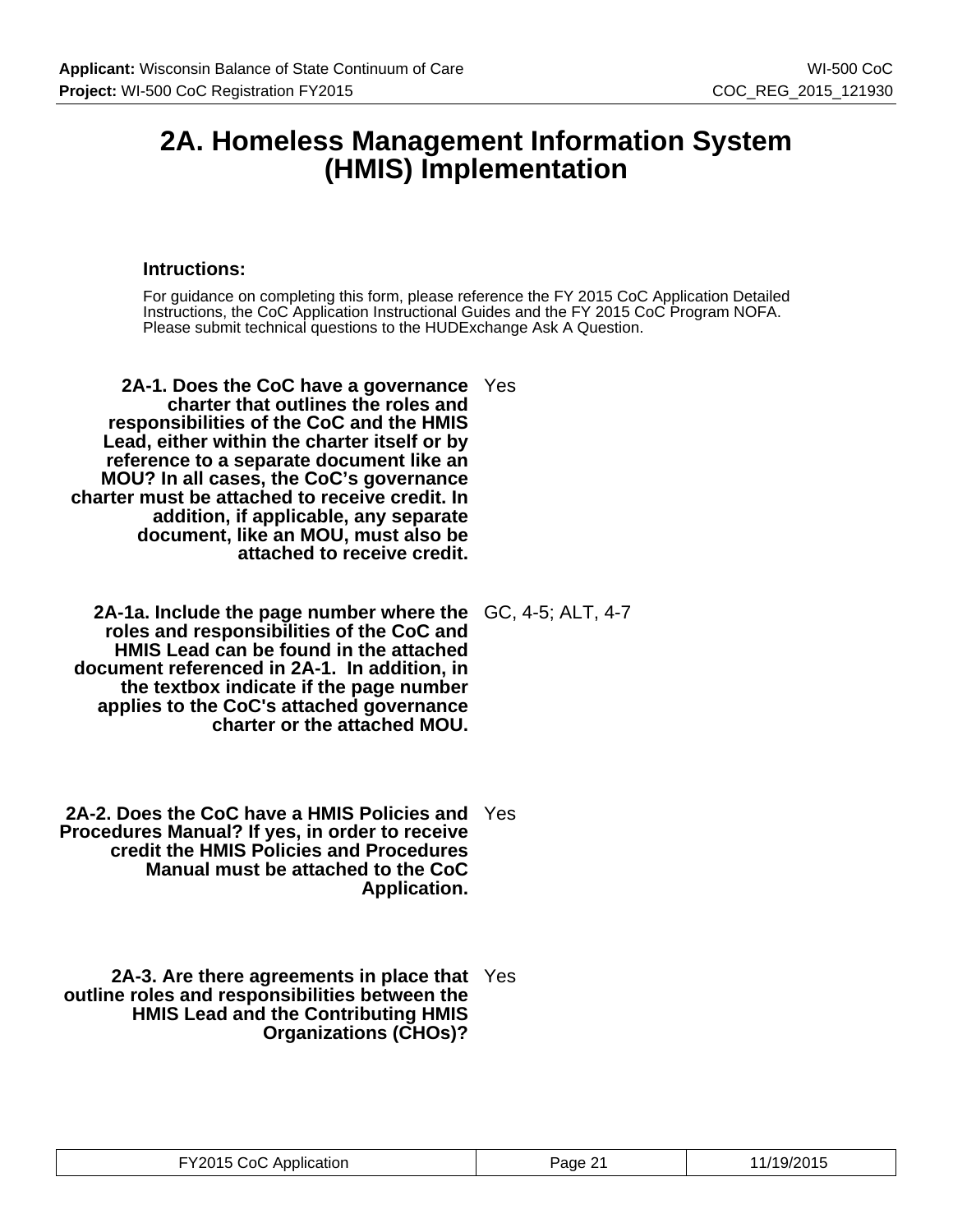# 2A. Homeless Management Information System (HMIS) Implementation

**Intructions:**

For guidance on completing this form, please reference the FY 2015 CoC Application Detailed Instructions, the CoC Application Instructional Guides and the FY 2015 CoC Program NOFA. Please submit technical questions to the HUDExchange Ask A Question.

| | |
|---|---|
| **2A-1. Does the CoC have a governance charter that outlines the roles and responsibilities of the CoC and the HMIS Lead, either within the charter itself or by reference to a separate document like an MOU? In all cases, the CoC's governance charter must be attached to receive credit. In addition, if applicable, any separate document, like an MOU, must also be attached to receive credit.** | Yes |
| **2A-1a. Include the page number where the roles and responsibilities of the CoC and HMIS Lead can be found in the attached document referenced in 2A-1. In addition, in the textbox indicate if the page number applies to the CoC's attached governance charter or the attached MOU.** | GC, 4-5; ALT, 4-7 |
| **2A-2. Does the CoC have a HMIS Policies and Procedures Manual? If yes, in order to receive credit the HMIS Policies and Procedures Manual must be attached to the CoC Application.** | Yes |
| **2A-3. Are there agreements in place that outline roles and responsibilities between the HMIS Lead and the Contributing HMIS Organizations (CHOs)?** | Yes |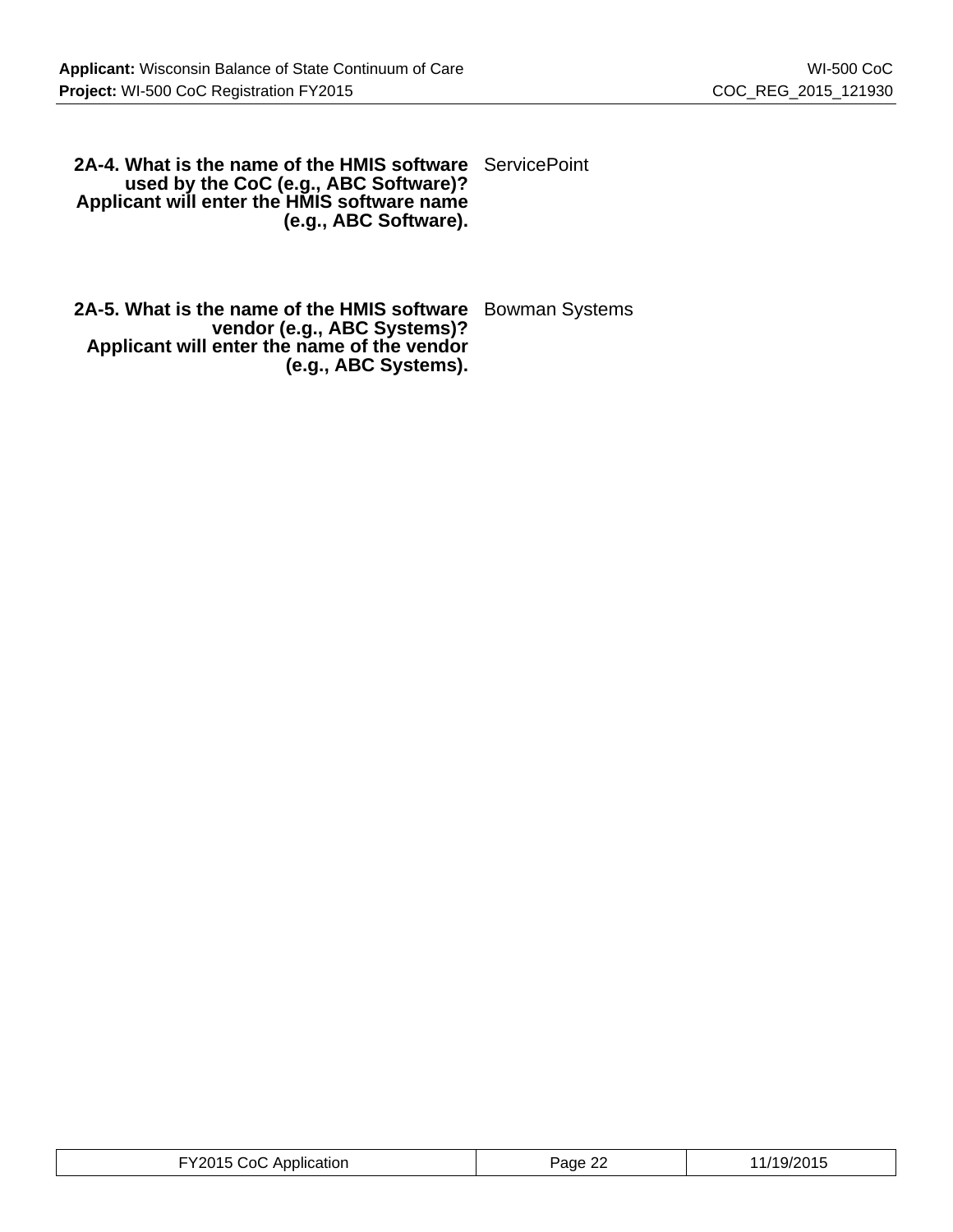**2A-4. What is the name of the HMIS software used by the CoC (e.g., ABC Software)? Applicant will enter the HMIS software name (e.g., ABC Software).**

ServicePoint

**2A-5. What is the name of the HMIS software vendor (e.g., ABC Systems)? Applicant will enter the name of the vendor (e.g., ABC Systems).**

Bowman Systems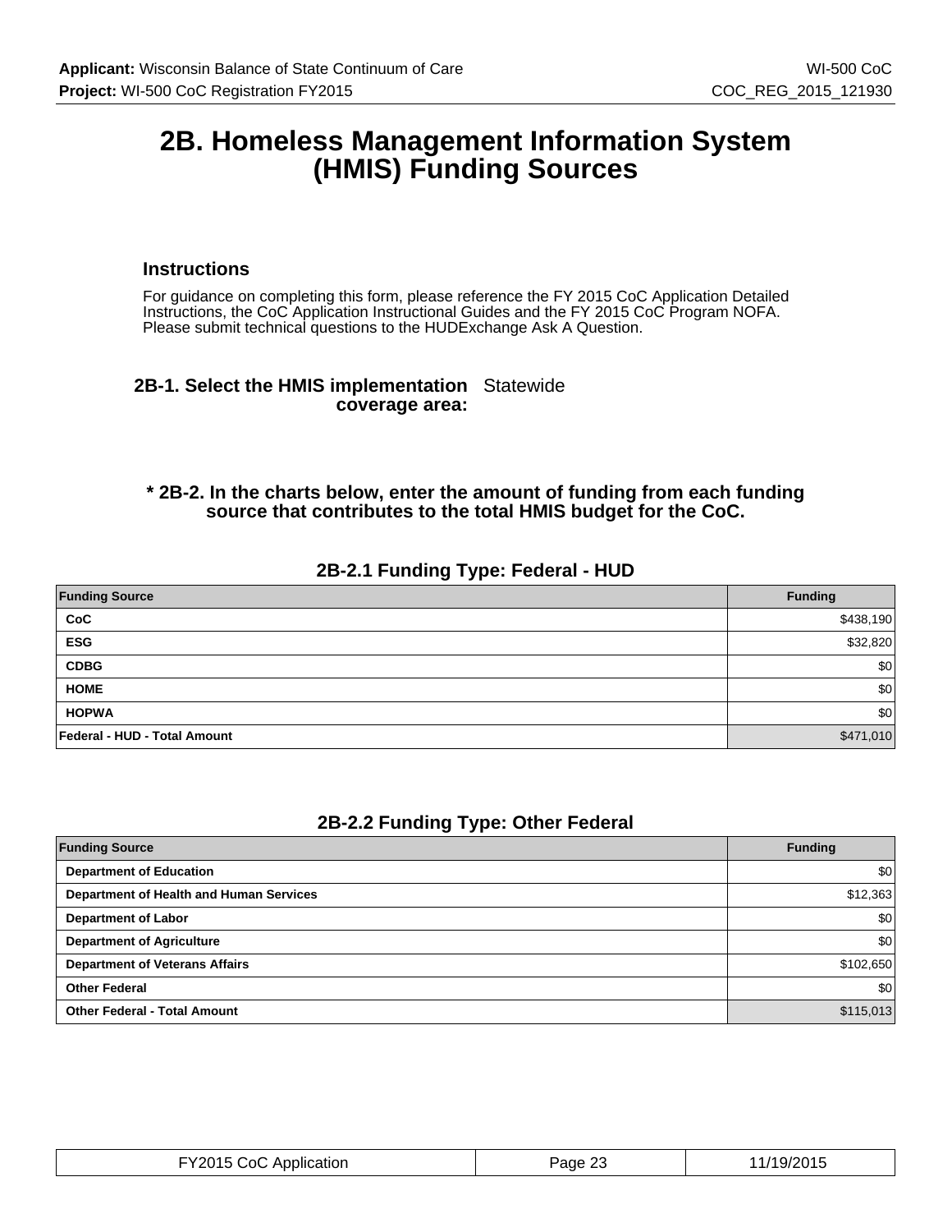# 2B. Homeless Management Information System (HMIS) Funding Sources

### Instructions

For guidance on completing this form, please reference the FY 2015 CoC Application Detailed Instructions, the CoC Application Instructional Guides and the FY 2015 CoC Program NOFA. Please submit technical questions to the HUDExchange Ask A Question.

**2B-1. Select the HMIS implementation coverage area:** Statewide

**\* 2B-2. In the charts below, enter the amount of funding from each funding source that contributes to the total HMIS budget for the CoC.**

### 2B-2.1 Funding Type: Federal - HUD

| Funding Source | Funding |
|---|---|
| CoC | $438,190 |
| ESG | $32,820 |
| CDBG | $0 |
| HOME | $0 |
| HOPWA | $0 |
| Federal - HUD - Total Amount | $471,010 |

### 2B-2.2 Funding Type: Other Federal

| Funding Source | Funding |
|---|---|
| Department of Education | $0 |
| Department of Health and Human Services | $12,363 |
| Department of Labor | $0 |
| Department of Agriculture | $0 |
| Department of Veterans Affairs | $102,650 |
| Other Federal | $0 |
| Other Federal - Total Amount | $115,013 |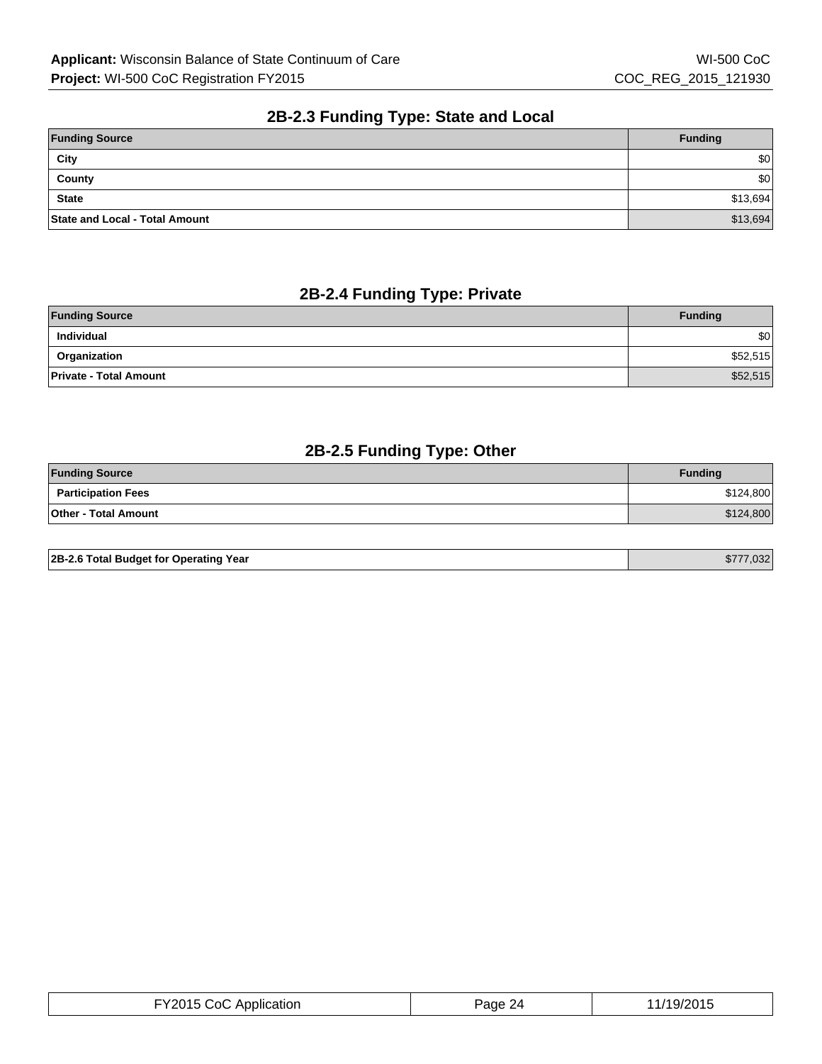## 2B-2.3 Funding Type: State and Local

| Funding Source | Funding |
|---|---|
| City | $0 |
| County | $0 |
| State | $13,694 |
| State and Local - Total Amount | $13,694 |

## 2B-2.4 Funding Type: Private

| Funding Source | Funding |
|---|---|
| Individual | $0 |
| Organization | $52,515 |
| Private - Total Amount | $52,515 |

## 2B-2.5 Funding Type: Other

| Funding Source | Funding |
|---|---|
| Participation Fees | $124,800 |
| Other - Total Amount | $124,800 |

| | |
|---|---|
| 2B-2.6 Total Budget for Operating Year | $777,032 |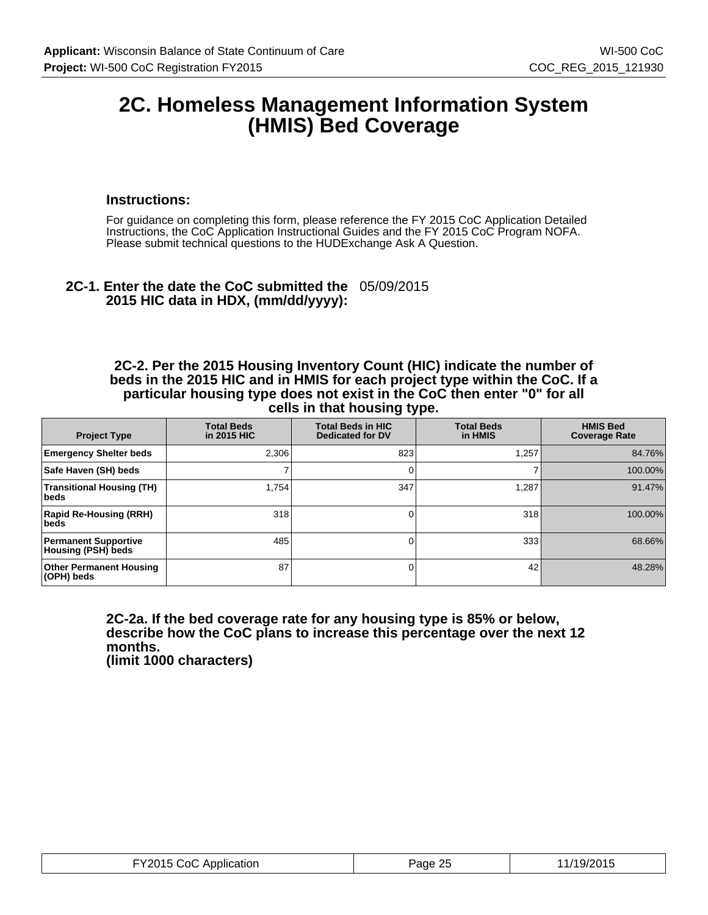# 2C. Homeless Management Information System (HMIS) Bed Coverage

### Instructions:

For guidance on completing this form, please reference the FY 2015 CoC Application Detailed Instructions, the CoC Application Instructional Guides and the FY 2015 CoC Program NOFA. Please submit technical questions to the HUDExchange Ask A Question.

**2C-1. Enter the date the CoC submitted the 2015 HIC data in HDX, (mm/dd/yyyy):** 05/09/2015

**2C-2. Per the 2015 Housing Inventory Count (HIC) indicate the number of beds in the 2015 HIC and in HMIS for each project type within the CoC. If a particular housing type does not exist in the CoC then enter "0" for all cells in that housing type.**

| Project Type | Total Beds in 2015 HIC | Total Beds in HIC Dedicated for DV | Total Beds in HMIS | HMIS Bed Coverage Rate |
|---|---|---|---|---|
| Emergency Shelter beds | 2,306 | 823 | 1,257 | 84.76% |
| Safe Haven (SH) beds | 7 | 0 | 7 | 100.00% |
| Transitional Housing (TH) beds | 1,754 | 347 | 1,287 | 91.47% |
| Rapid Re-Housing (RRH) beds | 318 | 0 | 318 | 100.00% |
| Permanent Supportive Housing (PSH) beds | 485 | 0 | 333 | 68.66% |
| Other Permanent Housing (OPH) beds | 87 | 0 | 42 | 48.28% |

**2C-2a. If the bed coverage rate for any housing type is 85% or below, describe how the CoC plans to increase this percentage over the next 12 months.**
**(limit 1000 characters)**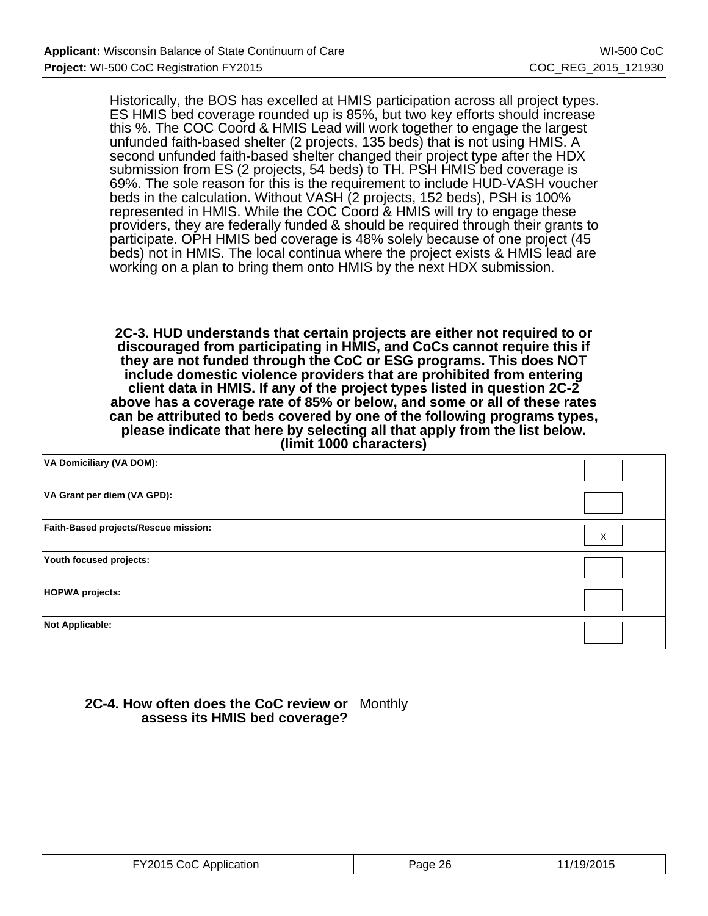Historically, the BOS has excelled at HMIS participation across all project types. ES HMIS bed coverage rounded up is 85%, but two key efforts should increase this %. The COC Coord & HMIS Lead will work together to engage the largest unfunded faith-based shelter (2 projects, 135 beds) that is not using HMIS. A second unfunded faith-based shelter changed their project type after the HDX submission from ES (2 projects, 54 beds) to TH. PSH HMIS bed coverage is 69%. The sole reason for this is the requirement to include HUD-VASH voucher beds in the calculation. Without VASH (2 projects, 152 beds), PSH is 100% represented in HMIS. While the COC Coord & HMIS will try to engage these providers, they are federally funded & should be required through their grants to participate. OPH HMIS bed coverage is 48% solely because of one project (45 beds) not in HMIS. The local continua where the project exists & HMIS lead are working on a plan to bring them onto HMIS by the next HDX submission.

**2C-3. HUD understands that certain projects are either not required to or discouraged from participating in HMIS, and CoCs cannot require this if they are not funded through the CoC or ESG programs. This does NOT include domestic violence providers that are prohibited from entering client data in HMIS. If any of the project types listed in question 2C-2 above has a coverage rate of 85% or below, and some or all of these rates can be attributed to beds covered by one of the following programs types, please indicate that here by selecting all that apply from the list below. (limit 1000 characters)**

| | |
|---|---|
| VA Domiciliary (VA DOM): | |
| VA Grant per diem (VA GPD): | |
| Faith-Based projects/Rescue mission: | X |
| Youth focused projects: | |
| HOPWA projects: | |
| Not Applicable: | |

**2C-4. How often does the CoC review or assess its HMIS bed coverage?** Monthly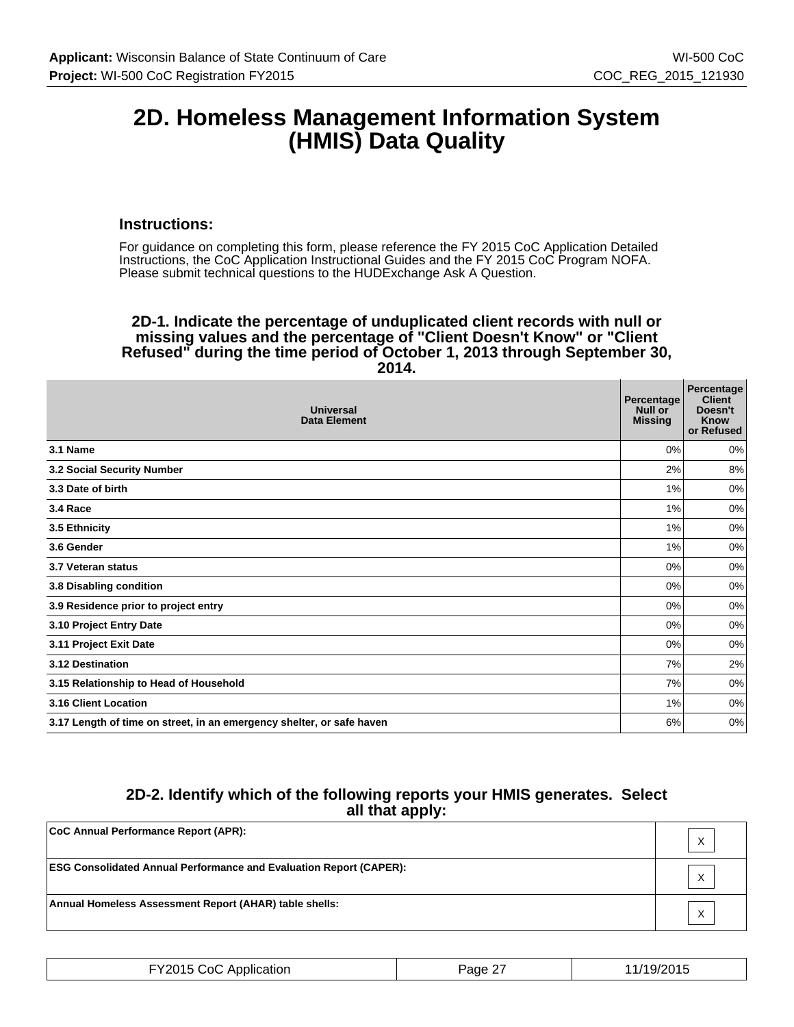# 2D. Homeless Management Information System (HMIS) Data Quality

### Instructions:

For guidance on completing this form, please reference the FY 2015 CoC Application Detailed Instructions, the CoC Application Instructional Guides and the FY 2015 CoC Program NOFA. Please submit technical questions to the HUDExchange Ask A Question.

### 2D-1. Indicate the percentage of unduplicated client records with null or missing values and the percentage of "Client Doesn't Know" or "Client Refused" during the time period of October 1, 2013 through September 30, 2014.

| Universal Data Element | Percentage Null or Missing | Percentage Client Doesn't Know or Refused |
|---|---|---|
| **3.1 Name** | 0% | 0% |
| **3.2 Social Security Number** | 2% | 8% |
| **3.3 Date of birth** | 1% | 0% |
| **3.4 Race** | 1% | 0% |
| **3.5 Ethnicity** | 1% | 0% |
| **3.6 Gender** | 1% | 0% |
| **3.7 Veteran status** | 0% | 0% |
| **3.8 Disabling condition** | 0% | 0% |
| **3.9 Residence prior to project entry** | 0% | 0% |
| **3.10 Project Entry Date** | 0% | 0% |
| **3.11 Project Exit Date** | 0% | 0% |
| **3.12 Destination** | 7% | 2% |
| **3.15 Relationship to Head of Household** | 7% | 0% |
| **3.16 Client Location** | 1% | 0% |
| **3.17 Length of time on street, in an emergency shelter, or safe haven** | 6% | 0% |

### 2D-2. Identify which of the following reports your HMIS generates. Select all that apply:

| | |
|---|---|
| **CoC Annual Performance Report (APR):** | X |
| **ESG Consolidated Annual Performance and Evaluation Report (CAPER):** | X |
| **Annual Homeless Assessment Report (AHAR) table shells:** | X |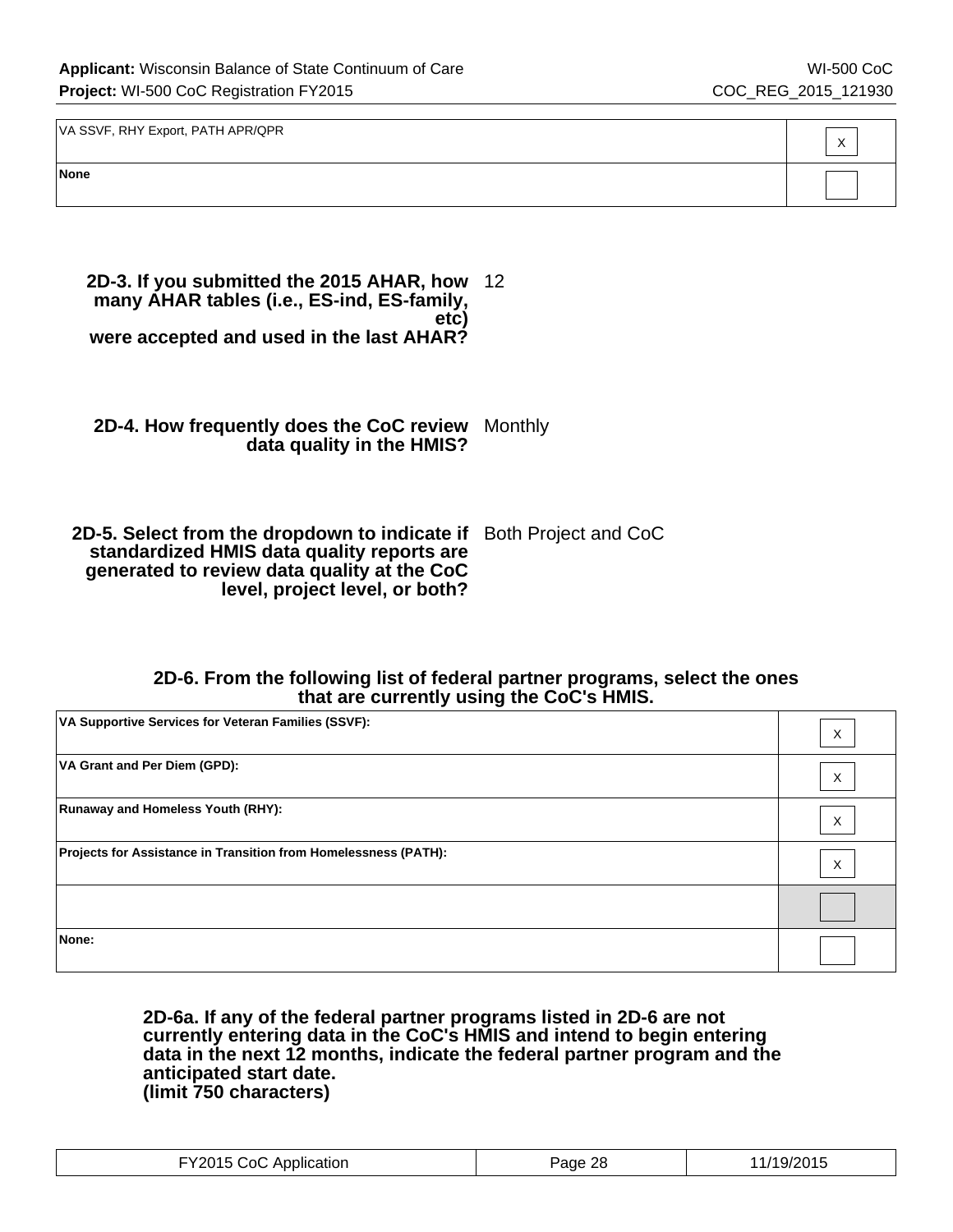| | |
|---|---|
| VA SSVF, RHY Export, PATH APR/QPR | X |
| None | |

**2D-3. If you submitted the 2015 AHAR, how many AHAR tables (i.e., ES-ind, ES-family, etc) were accepted and used in the last AHAR?** 12

**2D-4. How frequently does the CoC review data quality in the HMIS?** Monthly

**2D-5. Select from the dropdown to indicate if standardized HMIS data quality reports are generated to review data quality at the CoC level, project level, or both?** Both Project and CoC

**2D-6. From the following list of federal partner programs, select the ones that are currently using the CoC's HMIS.**

| | |
|---|---|
| VA Supportive Services for Veteran Families (SSVF): | X |
| VA Grant and Per Diem (GPD): | X |
| Runaway and Homeless Youth (RHY): | X |
| Projects for Assistance in Transition from Homelessness (PATH): | X |
| | |
| None: | |

**2D-6a. If any of the federal partner programs listed in 2D-6 are not currently entering data in the CoC's HMIS and intend to begin entering data in the next 12 months, indicate the federal partner program and the anticipated start date. (limit 750 characters)**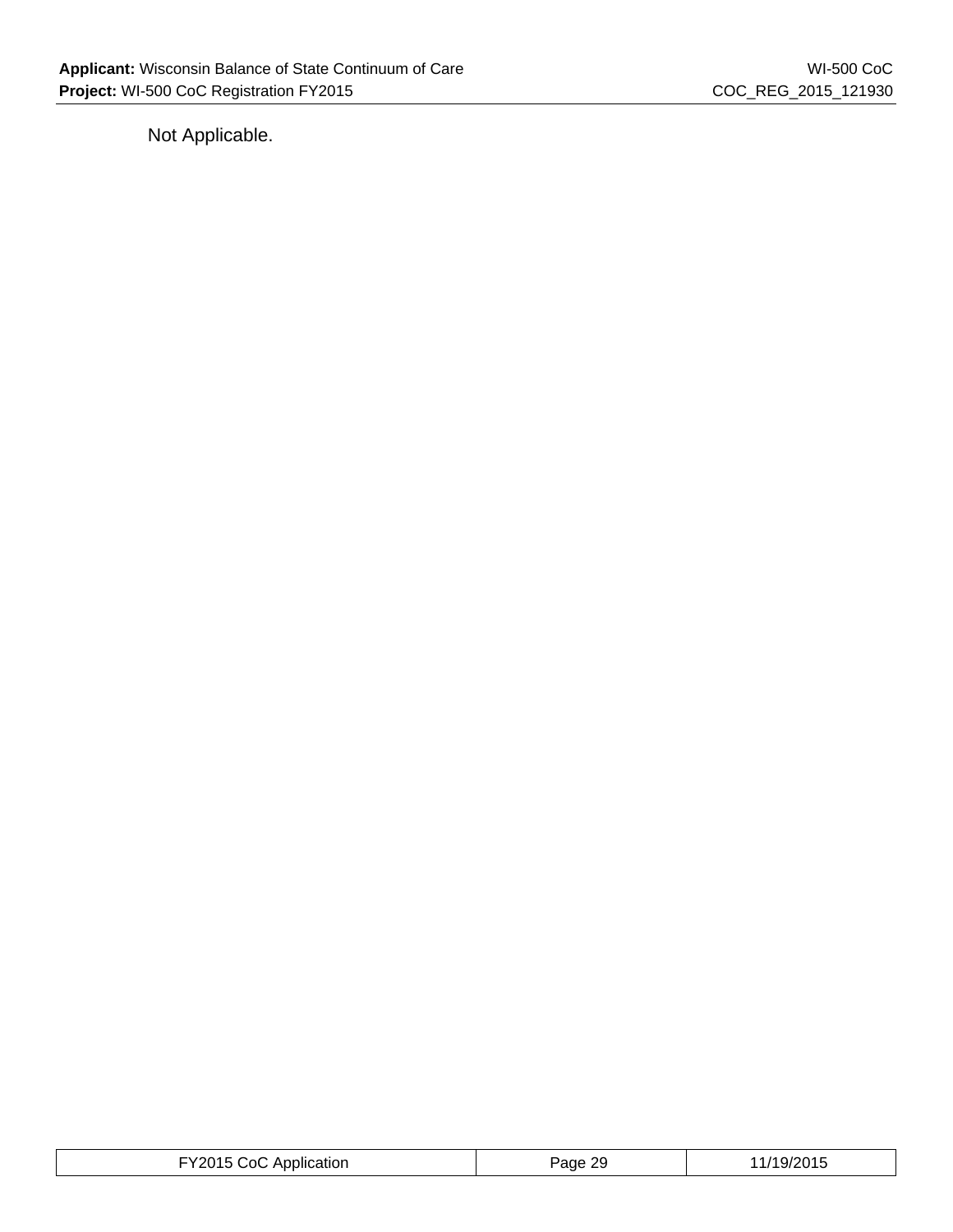Not Applicable.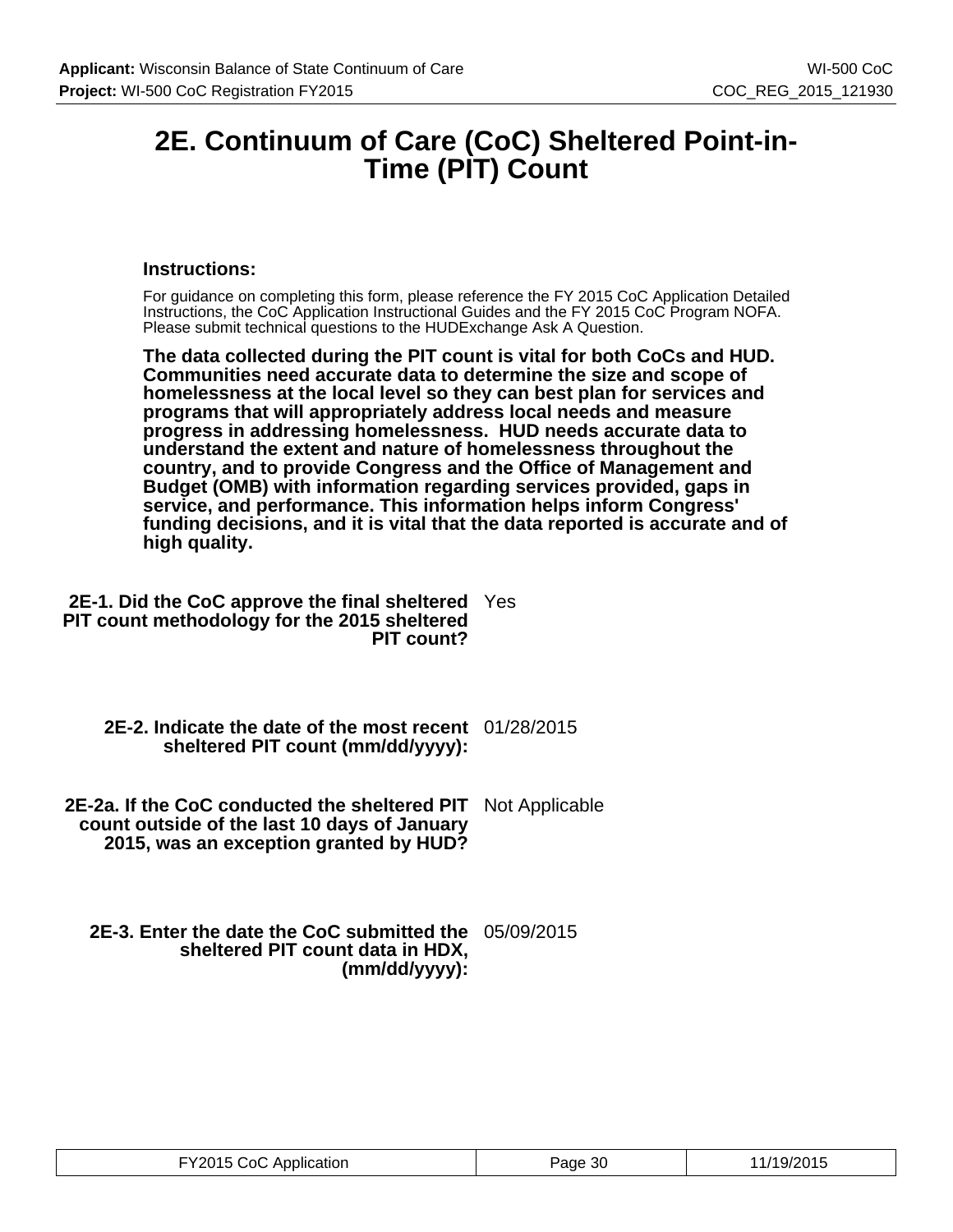# 2E. Continuum of Care (CoC) Sheltered Point-in-Time (PIT) Count

### Instructions:

For guidance on completing this form, please reference the FY 2015 CoC Application Detailed Instructions, the CoC Application Instructional Guides and the FY 2015 CoC Program NOFA. Please submit technical questions to the HUDExchange Ask A Question.

**The data collected during the PIT count is vital for both CoCs and HUD. Communities need accurate data to determine the size and scope of homelessness at the local level so they can best plan for services and programs that will appropriately address local needs and measure progress in addressing homelessness. HUD needs accurate data to understand the extent and nature of homelessness throughout the country, and to provide Congress and the Office of Management and Budget (OMB) with information regarding services provided, gaps in service, and performance. This information helps inform Congress' funding decisions, and it is vital that the data reported is accurate and of high quality.**

**2E-1. Did the CoC approve the final sheltered PIT count methodology for the 2015 sheltered PIT count?** Yes

**2E-2. Indicate the date of the most recent sheltered PIT count (mm/dd/yyyy):** 01/28/2015

**2E-2a. If the CoC conducted the sheltered PIT count outside of the last 10 days of January 2015, was an exception granted by HUD?** Not Applicable

**2E-3. Enter the date the CoC submitted the sheltered PIT count data in HDX, (mm/dd/yyyy):** 05/09/2015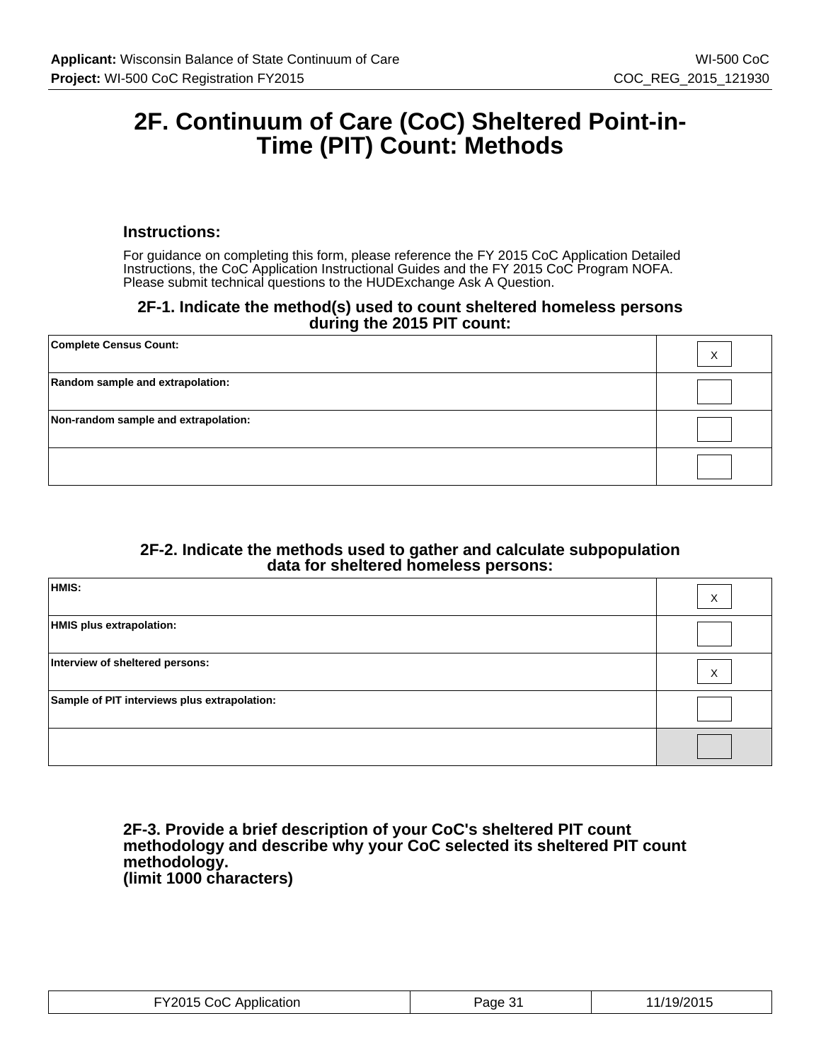## 2F. Continuum of Care (CoC) Sheltered Point-in-Time (PIT) Count: Methods

### Instructions:

For guidance on completing this form, please reference the FY 2015 CoC Application Detailed Instructions, the CoC Application Instructional Guides and the FY 2015 CoC Program NOFA. Please submit technical questions to the HUDExchange Ask A Question.

**2F-1. Indicate the method(s) used to count sheltered homeless persons during the 2015 PIT count:**

| | |
|---|---|
| **Complete Census Count:** | X |
| **Random sample and extrapolation:** | |
| **Non-random sample and extrapolation:** | |
| | |

**2F-2. Indicate the methods used to gather and calculate subpopulation data for sheltered homeless persons:**

| | |
|---|---|
| **HMIS:** | X |
| **HMIS plus extrapolation:** | |
| **Interview of sheltered persons:** | X |
| **Sample of PIT interviews plus extrapolation:** | |
| | |

**2F-3. Provide a brief description of your CoC's sheltered PIT count methodology and describe why your CoC selected its sheltered PIT count methodology.**
**(limit 1000 characters)**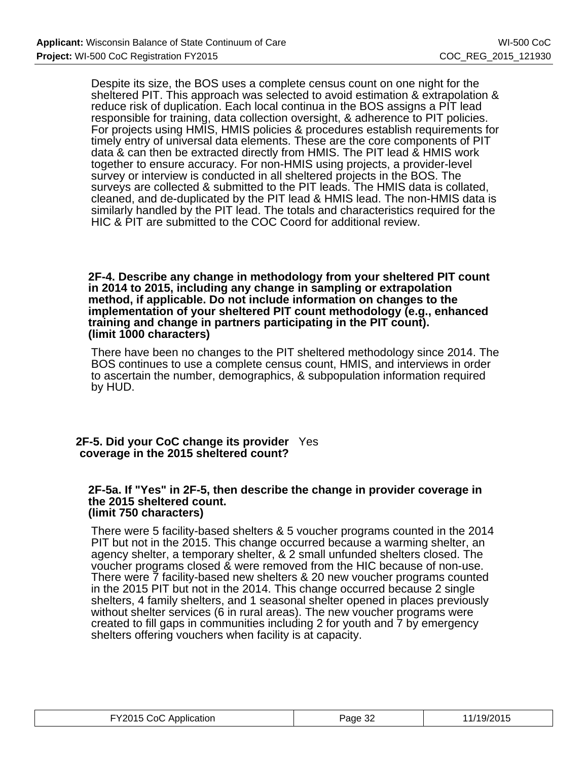Despite its size, the BOS uses a complete census count on one night for the sheltered PIT. This approach was selected to avoid estimation & extrapolation & reduce risk of duplication. Each local continua in the BOS assigns a PIT lead responsible for training, data collection oversight, & adherence to PIT policies. For projects using HMIS, HMIS policies & procedures establish requirements for timely entry of universal data elements. These are the core components of PIT data & can then be extracted directly from HMIS. The PIT lead & HMIS work together to ensure accuracy. For non-HMIS using projects, a provider-level survey or interview is conducted in all sheltered projects in the BOS. The surveys are collected & submitted to the PIT leads. The HMIS data is collated, cleaned, and de-duplicated by the PIT lead & HMIS lead. The non-HMIS data is similarly handled by the PIT lead. The totals and characteristics required for the HIC & PIT are submitted to the COC Coord for additional review.

**2F-4. Describe any change in methodology from your sheltered PIT count in 2014 to 2015, including any change in sampling or extrapolation method, if applicable. Do not include information on changes to the implementation of your sheltered PIT count methodology (e.g., enhanced training and change in partners participating in the PIT count). (limit 1000 characters)**

There have been no changes to the PIT sheltered methodology since 2014. The BOS continues to use a complete census count, HMIS, and interviews in order to ascertain the number, demographics, & subpopulation information required by HUD.

**2F-5. Did your CoC change its provider coverage in the 2015 sheltered count?** Yes

**2F-5a. If "Yes" in 2F-5, then describe the change in provider coverage in the 2015 sheltered count. (limit 750 characters)**

There were 5 facility-based shelters & 5 voucher programs counted in the 2014 PIT but not in the 2015. This change occurred because a warming shelter, an agency shelter, a temporary shelter, & 2 small unfunded shelters closed. The voucher programs closed & were removed from the HIC because of non-use. There were 7 facility-based new shelters & 20 new voucher programs counted in the 2015 PIT but not in the 2014. This change occurred because 2 single shelters, 4 family shelters, and 1 seasonal shelter opened in places previously without shelter services (6 in rural areas). The new voucher programs were created to fill gaps in communities including 2 for youth and 7 by emergency shelters offering vouchers when facility is at capacity.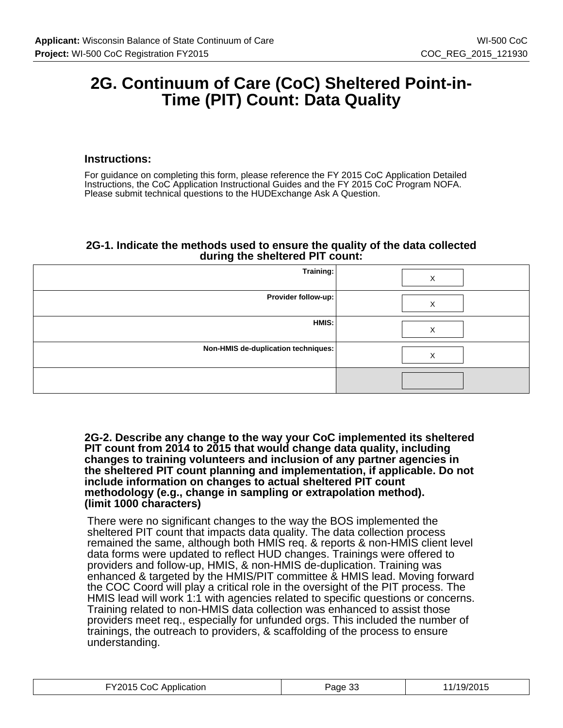# 2G. Continuum of Care (CoC) Sheltered Point-in-Time (PIT) Count: Data Quality

### Instructions:

For guidance on completing this form, please reference the FY 2015 CoC Application Detailed Instructions, the CoC Application Instructional Guides and the FY 2015 CoC Program NOFA. Please submit technical questions to the HUDExchange Ask A Question.

**2G-1. Indicate the methods used to ensure the quality of the data collected during the sheltered PIT count:**

| | |
|---|---|
| Training: | X |
| Provider follow-up: | X |
| HMIS: | X |
| Non-HMIS de-duplication techniques: | X |
| | |

**2G-2. Describe any change to the way your CoC implemented its sheltered PIT count from 2014 to 2015 that would change data quality, including changes to training volunteers and inclusion of any partner agencies in the sheltered PIT count planning and implementation, if applicable. Do not include information on changes to actual sheltered PIT count methodology (e.g., change in sampling or extrapolation method). (limit 1000 characters)**

There were no significant changes to the way the BOS implemented the sheltered PIT count that impacts data quality. The data collection process remained the same, although both HMIS req. & reports & non-HMIS client level data forms were updated to reflect HUD changes. Trainings were offered to providers and follow-up, HMIS, & non-HMIS de-duplication. Training was enhanced & targeted by the HMIS/PIT committee & HMIS lead. Moving forward the COC Coord will play a critical role in the oversight of the PIT process. The HMIS lead will work 1:1 with agencies related to specific questions or concerns. Training related to non-HMIS data collection was enhanced to assist those providers meet req., especially for unfunded orgs. This included the number of trainings, the outreach to providers, & scaffolding of the process to ensure understanding.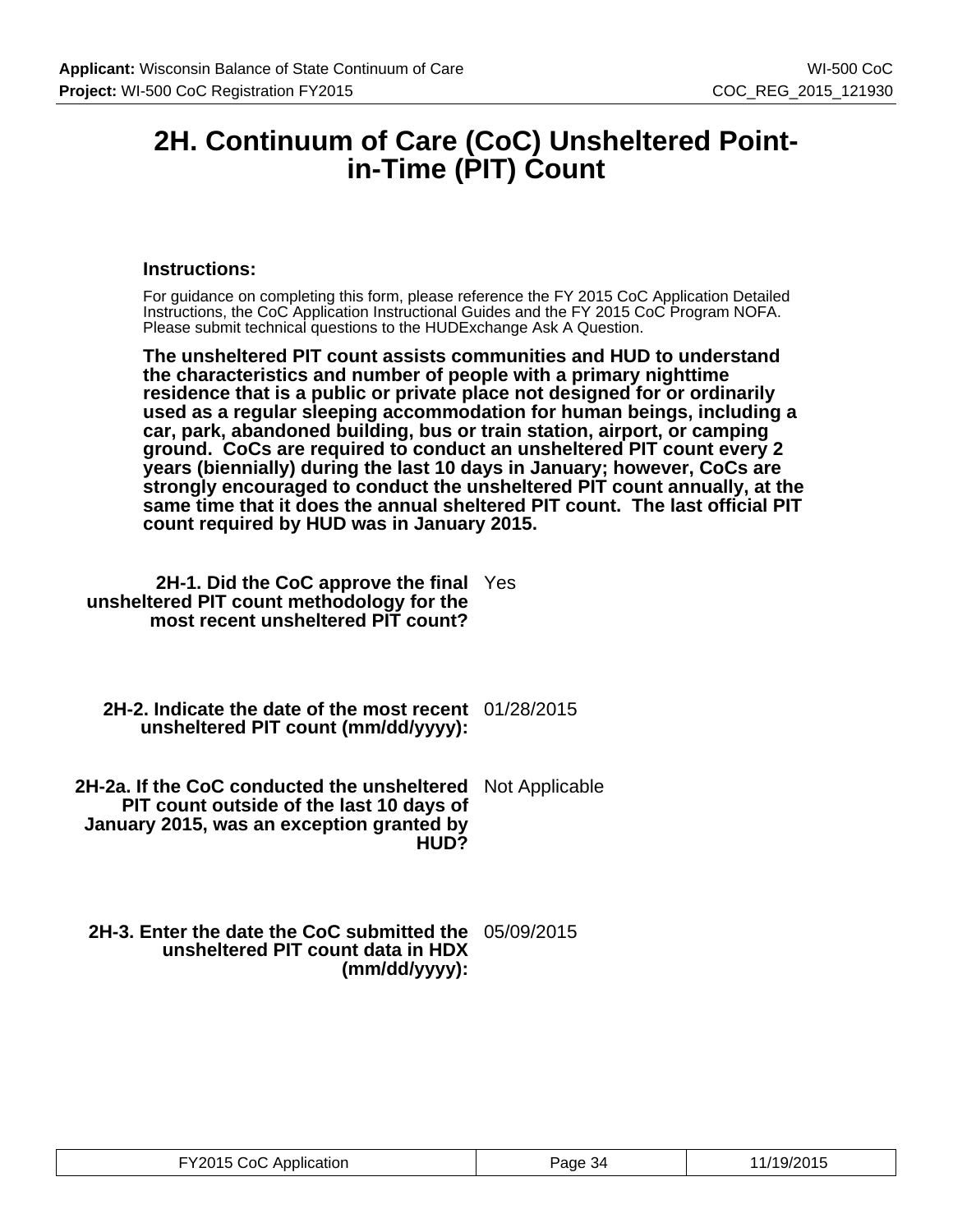# 2H. Continuum of Care (CoC) Unsheltered Point-in-Time (PIT) Count

### Instructions:

For guidance on completing this form, please reference the FY 2015 CoC Application Detailed Instructions, the CoC Application Instructional Guides and the FY 2015 CoC Program NOFA. Please submit technical questions to the HUDExchange Ask A Question.

**The unsheltered PIT count assists communities and HUD to understand the characteristics and number of people with a primary nighttime residence that is a public or private place not designed for or ordinarily used as a regular sleeping accommodation for human beings, including a car, park, abandoned building, bus or train station, airport, or camping ground. CoCs are required to conduct an unsheltered PIT count every 2 years (biennially) during the last 10 days in January; however, CoCs are strongly encouraged to conduct the unsheltered PIT count annually, at the same time that it does the annual sheltered PIT count. The last official PIT count required by HUD was in January 2015.**

**2H-1. Did the CoC approve the final unsheltered PIT count methodology for the most recent unsheltered PIT count?** Yes

**2H-2. Indicate the date of the most recent unsheltered PIT count (mm/dd/yyyy):** 01/28/2015

**2H-2a. If the CoC conducted the unsheltered PIT count outside of the last 10 days of January 2015, was an exception granted by HUD?** Not Applicable

**2H-3. Enter the date the CoC submitted the unsheltered PIT count data in HDX (mm/dd/yyyy):** 05/09/2015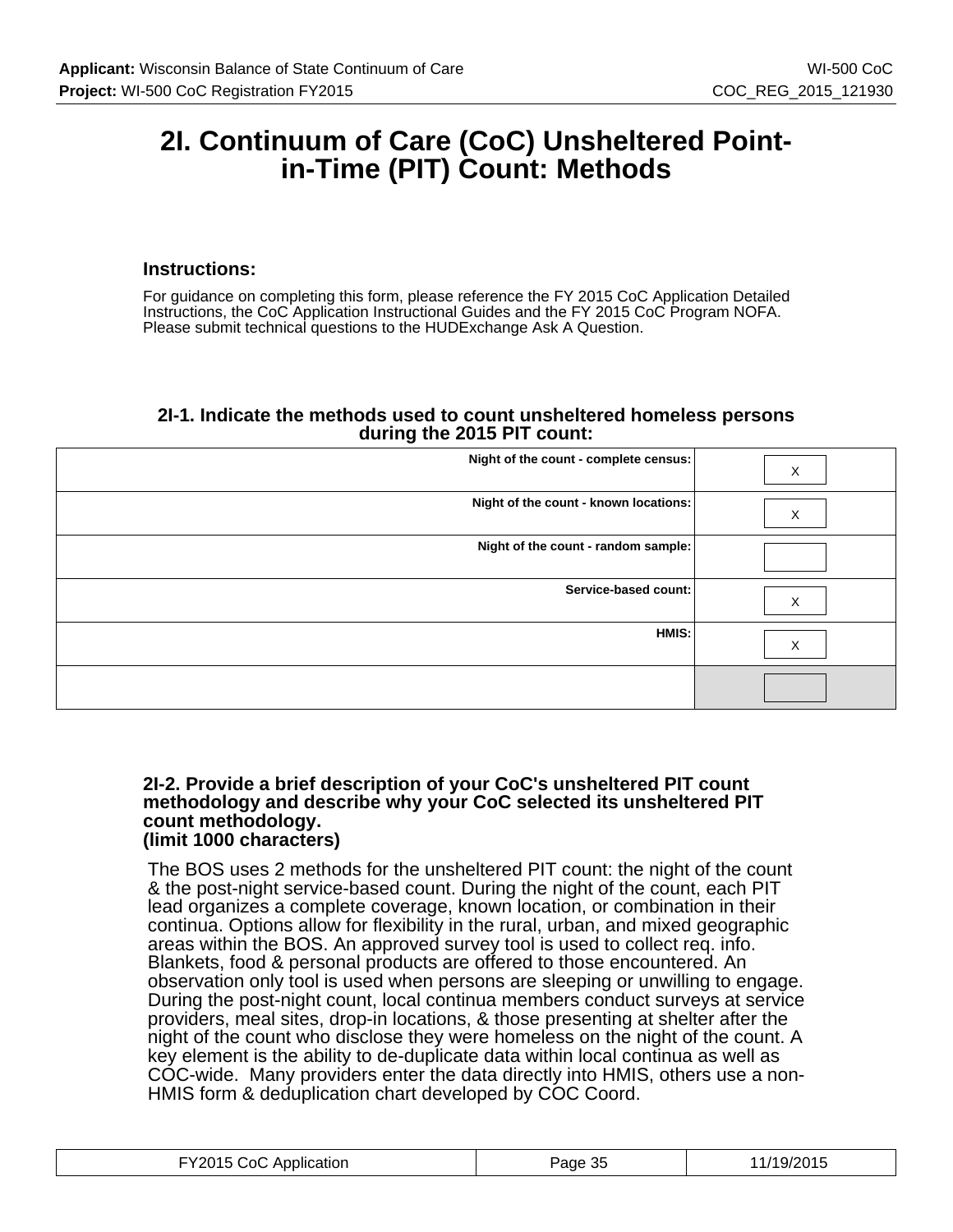# 2I. Continuum of Care (CoC) Unsheltered Point-in-Time (PIT) Count: Methods

### Instructions:

For guidance on completing this form, please reference the FY 2015 CoC Application Detailed Instructions, the CoC Application Instructional Guides and the FY 2015 CoC Program NOFA. Please submit technical questions to the HUDExchange Ask A Question.

### 2I-1. Indicate the methods used to count unsheltered homeless persons during the 2015 PIT count:

| | |
|---|---|
| Night of the count - complete census: | X |
| Night of the count - known locations: | X |
| Night of the count - random sample: | |
| Service-based count: | X |
| HMIS: | X |
| | |

### 2I-2. Provide a brief description of your CoC's unsheltered PIT count methodology and describe why your CoC selected its unsheltered PIT count methodology. (limit 1000 characters)

The BOS uses 2 methods for the unsheltered PIT count: the night of the count & the post-night service-based count. During the night of the count, each PIT lead organizes a complete coverage, known location, or combination in their continua. Options allow for flexibility in the rural, urban, and mixed geographic areas within the BOS. An approved survey tool is used to collect req. info. Blankets, food & personal products are offered to those encountered. An observation only tool is used when persons are sleeping or unwilling to engage. During the post-night count, local continua members conduct surveys at service providers, meal sites, drop-in locations, & those presenting at shelter after the night of the count who disclose they were homeless on the night of the count. A key element is the ability to de-duplicate data within local continua as well as COC-wide. Many providers enter the data directly into HMIS, others use a non-HMIS form & deduplication chart developed by COC Coord.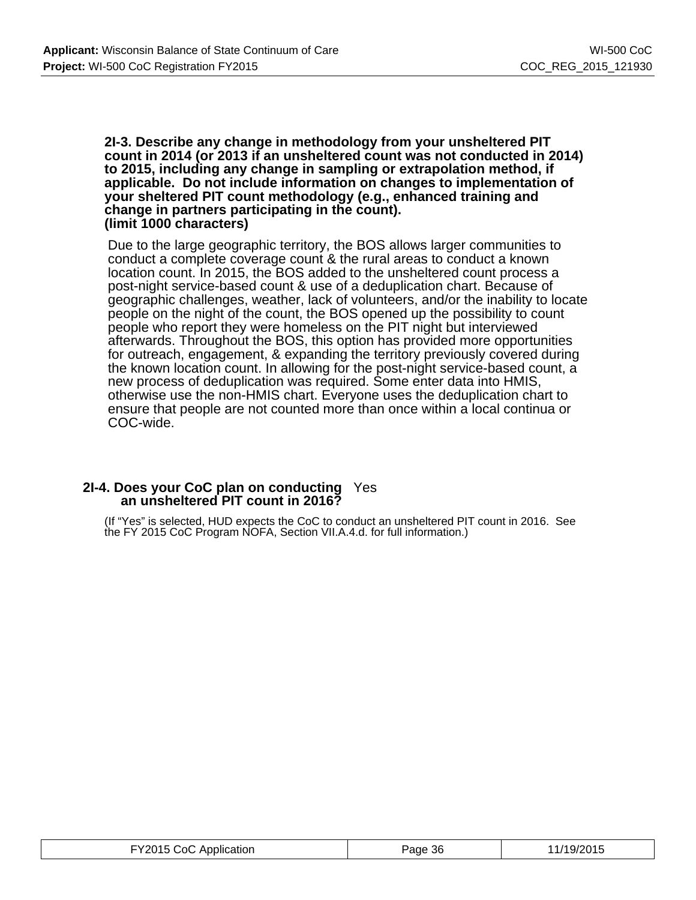**2I-3. Describe any change in methodology from your unsheltered PIT count in 2014 (or 2013 if an unsheltered count was not conducted in 2014) to 2015, including any change in sampling or extrapolation method, if applicable. Do not include information on changes to implementation of your sheltered PIT count methodology (e.g., enhanced training and change in partners participating in the count). (limit 1000 characters)**

Due to the large geographic territory, the BOS allows larger communities to conduct a complete coverage count & the rural areas to conduct a known location count. In 2015, the BOS added to the unsheltered count process a post-night service-based count & use of a deduplication chart. Because of geographic challenges, weather, lack of volunteers, and/or the inability to locate people on the night of the count, the BOS opened up the possibility to count people who report they were homeless on the PIT night but interviewed afterwards. Throughout the BOS, this option has provided more opportunities for outreach, engagement, & expanding the territory previously covered during the known location count. In allowing for the post-night service-based count, a new process of deduplication was required. Some enter data into HMIS, otherwise use the non-HMIS chart. Everyone uses the deduplication chart to ensure that people are not counted more than once within a local continua or COC-wide.

**2I-4. Does your CoC plan on conducting an unsheltered PIT count in 2016?** Yes

(If "Yes" is selected, HUD expects the CoC to conduct an unsheltered PIT count in 2016. See the FY 2015 CoC Program NOFA, Section VII.A.4.d. for full information.)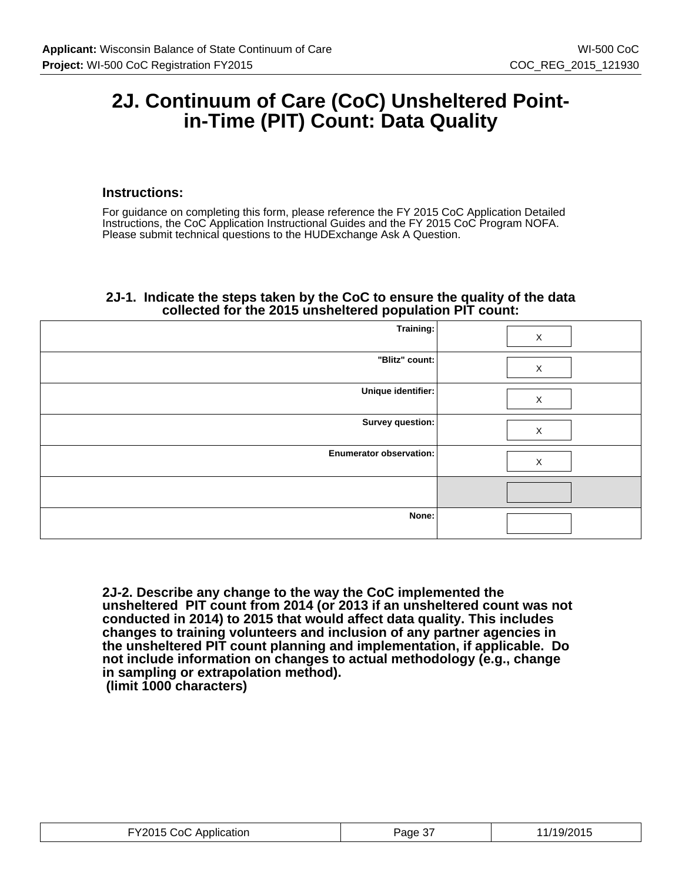# 2J. Continuum of Care (CoC) Unsheltered Point-in-Time (PIT) Count: Data Quality

### Instructions:

For guidance on completing this form, please reference the FY 2015 CoC Application Detailed Instructions, the CoC Application Instructional Guides and the FY 2015 CoC Program NOFA. Please submit technical questions to the HUDExchange Ask A Question.

**2J-1. Indicate the steps taken by the CoC to ensure the quality of the data collected for the 2015 unsheltered population PIT count:**

| | |
|---|---|
| Training: | X |
| "Blitz" count: | X |
| Unique identifier: | X |
| Survey question: | X |
| Enumerator observation: | X |
| | |
| None: | |

**2J-2. Describe any change to the way the CoC implemented the unsheltered PIT count from 2014 (or 2013 if an unsheltered count was not conducted in 2014) to 2015 that would affect data quality. This includes changes to training volunteers and inclusion of any partner agencies in the unsheltered PIT count planning and implementation, if applicable. Do not include information on changes to actual methodology (e.g., change in sampling or extrapolation method).**
**(limit 1000 characters)**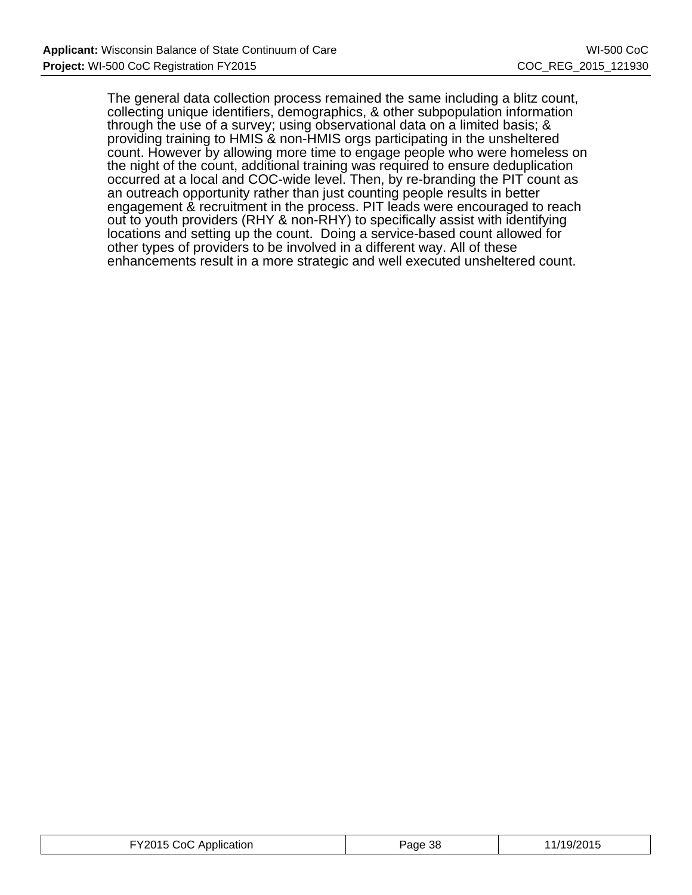The general data collection process remained the same including a blitz count, collecting unique identifiers, demographics, & other subpopulation information through the use of a survey; using observational data on a limited basis; & providing training to HMIS & non-HMIS orgs participating in the unsheltered count. However by allowing more time to engage people who were homeless on the night of the count, additional training was required to ensure deduplication occurred at a local and COC-wide level. Then, by re-branding the PIT count as an outreach opportunity rather than just counting people results in better engagement & recruitment in the process. PIT leads were encouraged to reach out to youth providers (RHY & non-RHY) to specifically assist with identifying locations and setting up the count. Doing a service-based count allowed for other types of providers to be involved in a different way. All of these enhancements result in a more strategic and well executed unsheltered count.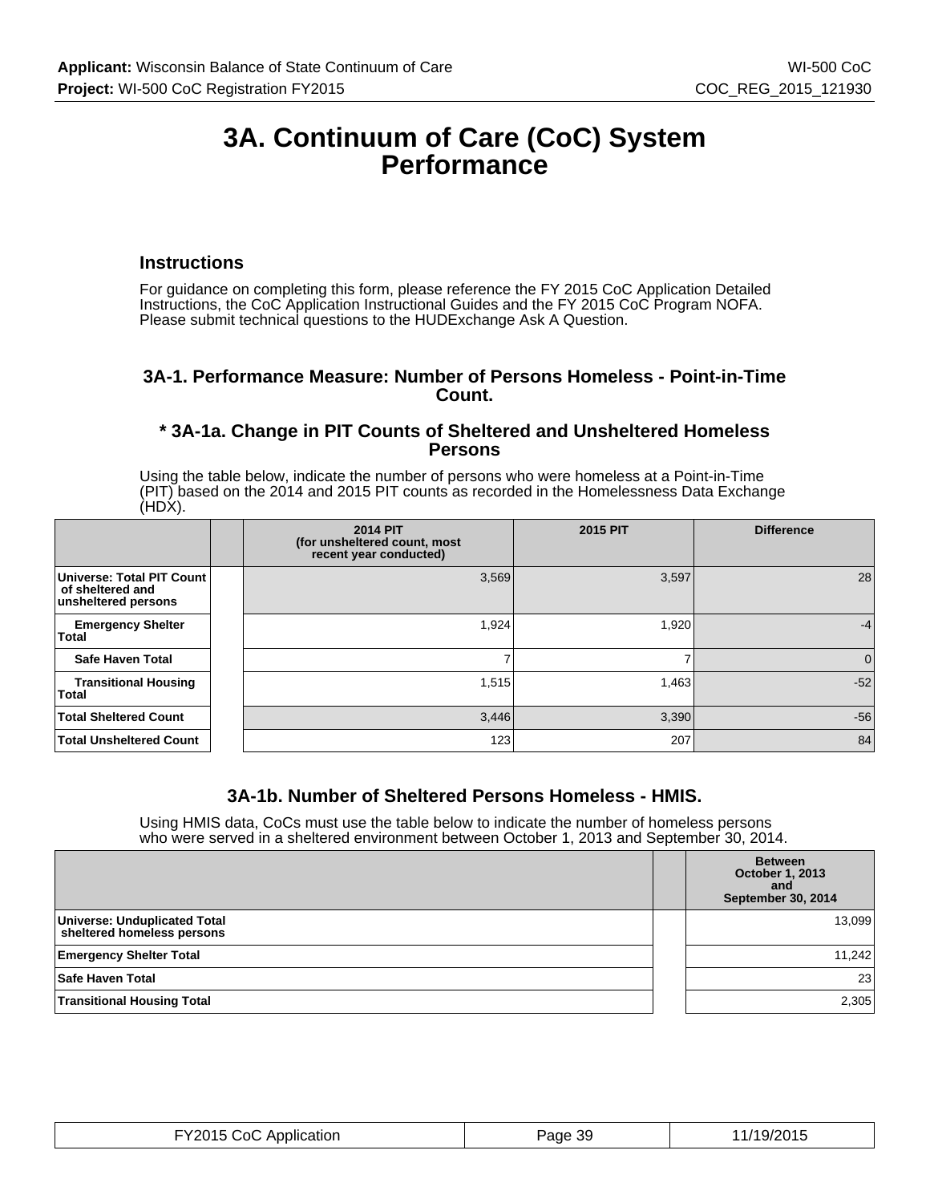# 3A. Continuum of Care (CoC) System Performance

## Instructions

For guidance on completing this form, please reference the FY 2015 CoC Application Detailed Instructions, the CoC Application Instructional Guides and the FY 2015 CoC Program NOFA. Please submit technical questions to the HUDExchange Ask A Question.

### 3A-1. Performance Measure: Number of Persons Homeless - Point-in-Time Count.

### * 3A-1a. Change in PIT Counts of Sheltered and Unsheltered Homeless Persons

Using the table below, indicate the number of persons who were homeless at a Point-in-Time (PIT) based on the 2014 and 2015 PIT counts as recorded in the Homelessness Data Exchange (HDX).

| | | 2014 PIT (for unsheltered count, most recent year conducted) | 2015 PIT | Difference |
|---|---|---|---|---|
| Universe: Total PIT Count of sheltered and unsheltered persons | | 3,569 | 3,597 | 28 |
| Emergency Shelter Total | | 1,924 | 1,920 | -4 |
| Safe Haven Total | | 7 | 7 | 0 |
| Transitional Housing Total | | 1,515 | 1,463 | -52 |
| Total Sheltered Count | | 3,446 | 3,390 | -56 |
| Total Unsheltered Count | | 123 | 207 | 84 |

### 3A-1b. Number of Sheltered Persons Homeless - HMIS.

Using HMIS data, CoCs must use the table below to indicate the number of homeless persons who were served in a sheltered environment between October 1, 2013 and September 30, 2014.

| | | Between October 1, 2013 and September 30, 2014 |
|---|---|---|
| Universe: Unduplicated Total sheltered homeless persons | | 13,099 |
| Emergency Shelter Total | | 11,242 |
| Safe Haven Total | | 23 |
| Transitional Housing Total | | 2,305 |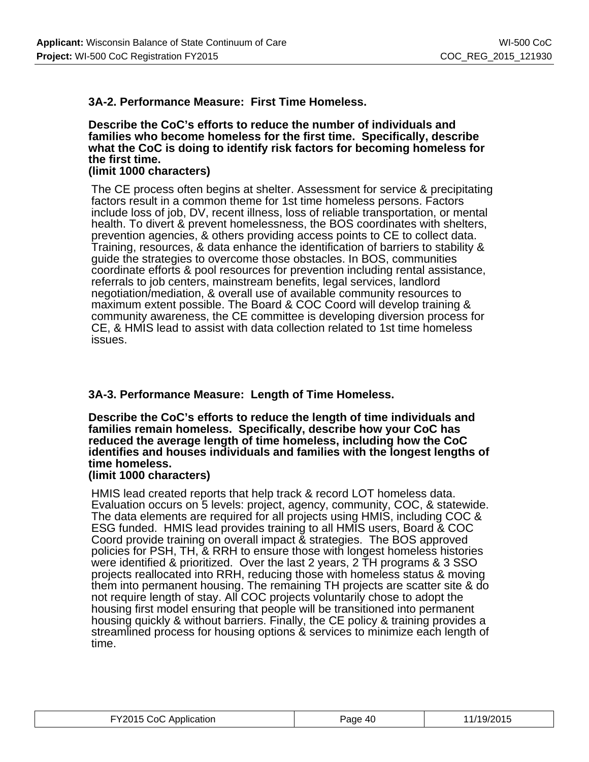### 3A-2. Performance Measure: First Time Homeless.

**Describe the CoC's efforts to reduce the number of individuals and families who become homeless for the first time. Specifically, describe what the CoC is doing to identify risk factors for becoming homeless for the first time.**
**(limit 1000 characters)**

The CE process often begins at shelter. Assessment for service & precipitating factors result in a common theme for 1st time homeless persons. Factors include loss of job, DV, recent illness, loss of reliable transportation, or mental health. To divert & prevent homelessness, the BOS coordinates with shelters, prevention agencies, & others providing access points to CE to collect data. Training, resources, & data enhance the identification of barriers to stability & guide the strategies to overcome those obstacles. In BOS, communities coordinate efforts & pool resources for prevention including rental assistance, referrals to job centers, mainstream benefits, legal services, landlord negotiation/mediation, & overall use of available community resources to maximum extent possible. The Board & COC Coord will develop training & community awareness, the CE committee is developing diversion process for CE, & HMIS lead to assist with data collection related to 1st time homeless issues.

### 3A-3. Performance Measure: Length of Time Homeless.

**Describe the CoC's efforts to reduce the length of time individuals and families remain homeless. Specifically, describe how your CoC has reduced the average length of time homeless, including how the CoC identifies and houses individuals and families with the longest lengths of time homeless.**
**(limit 1000 characters)**

HMIS lead created reports that help track & record LOT homeless data. Evaluation occurs on 5 levels: project, agency, community, COC, & statewide. The data elements are required for all projects using HMIS, including COC & ESG funded. HMIS lead provides training to all HMIS users, Board & COC Coord provide training on overall impact & strategies. The BOS approved policies for PSH, TH, & RRH to ensure those with longest homeless histories were identified & prioritized. Over the last 2 years, 2 TH programs & 3 SSO projects reallocated into RRH, reducing those with homeless status & moving them into permanent housing. The remaining TH projects are scatter site & do not require length of stay. All COC projects voluntarily chose to adopt the housing first model ensuring that people will be transitioned into permanent housing quickly & without barriers. Finally, the CE policy & training provides a streamlined process for housing options & services to minimize each length of time.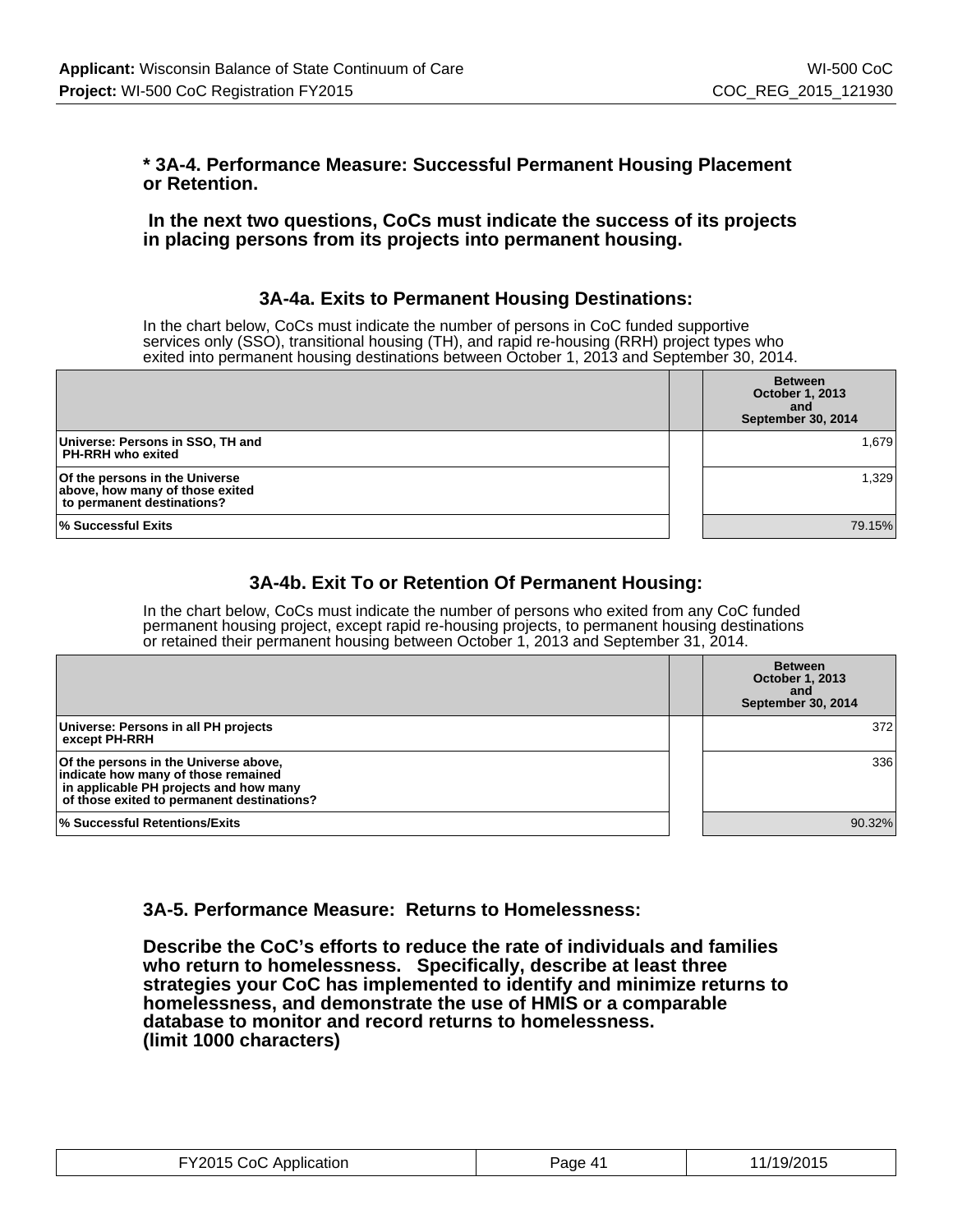### * 3A-4. Performance Measure: Successful Permanent Housing Placement or Retention.

**In the next two questions, CoCs must indicate the success of its projects in placing persons from its projects into permanent housing.**

#### 3A-4a. Exits to Permanent Housing Destinations:

In the chart below, CoCs must indicate the number of persons in CoC funded supportive services only (SSO), transitional housing (TH), and rapid re-housing (RRH) project types who exited into permanent housing destinations between October 1, 2013 and September 30, 2014.

| | | Between October 1, 2013 and September 30, 2014 |
|---|---|---|
| Universe: Persons in SSO, TH and PH-RRH who exited | | 1,679 |
| Of the persons in the Universe above, how many of those exited to permanent destinations? | | 1,329 |
| % Successful Exits | | 79.15% |

#### 3A-4b. Exit To or Retention Of Permanent Housing:

In the chart below, CoCs must indicate the number of persons who exited from any CoC funded permanent housing project, except rapid re-housing projects, to permanent housing destinations or retained their permanent housing between October 1, 2013 and September 31, 2014.

| | | Between October 1, 2013 and September 30, 2014 |
|---|---|---|
| Universe: Persons in all PH projects except PH-RRH | | 372 |
| Of the persons in the Universe above, indicate how many of those remained in applicable PH projects and how many of those exited to permanent destinations? | | 336 |
| % Successful Retentions/Exits | | 90.32% |

### 3A-5. Performance Measure: Returns to Homelessness:

**Describe the CoC's efforts to reduce the rate of individuals and families who return to homelessness. Specifically, describe at least three strategies your CoC has implemented to identify and minimize returns to homelessness, and demonstrate the use of HMIS or a comparable database to monitor and record returns to homelessness. (limit 1000 characters)**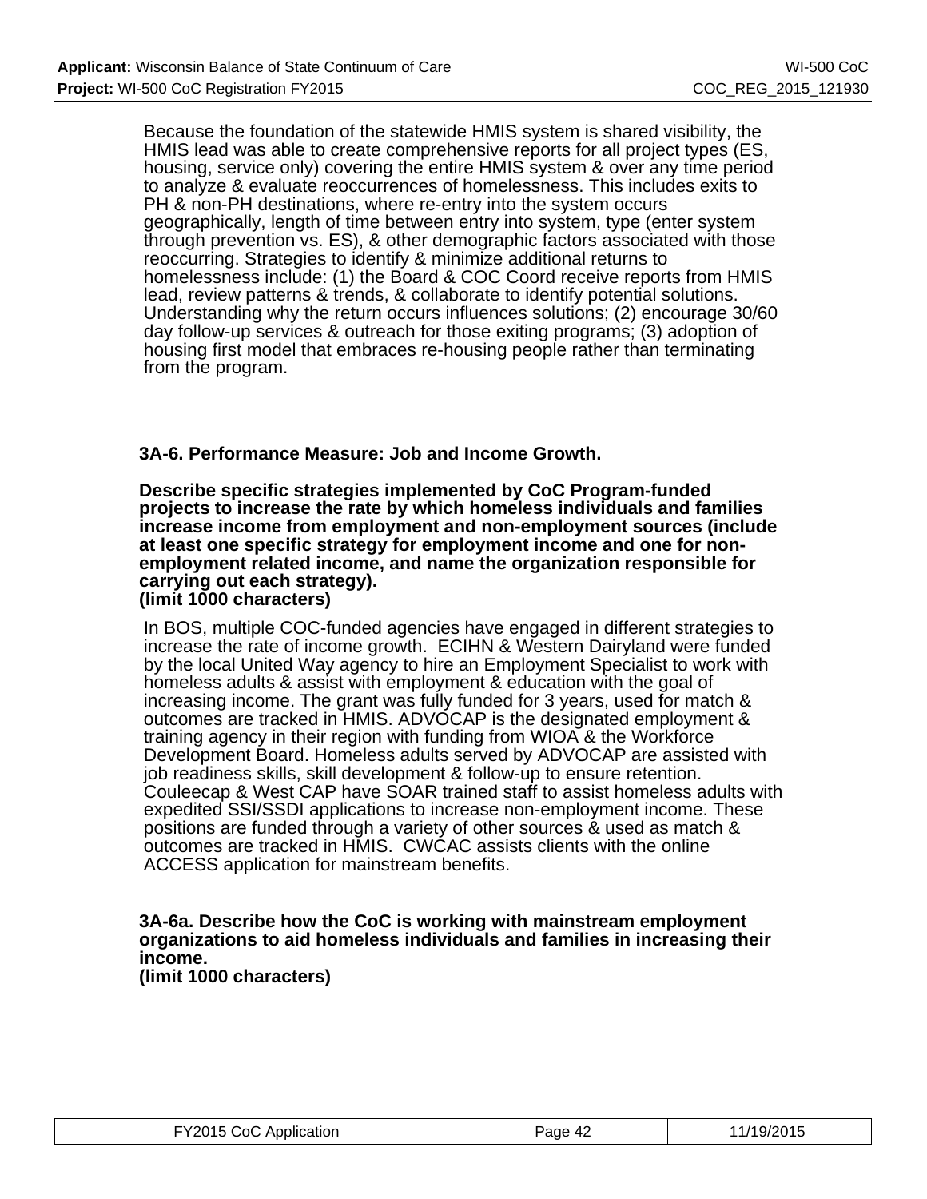Because the foundation of the statewide HMIS system is shared visibility, the HMIS lead was able to create comprehensive reports for all project types (ES, housing, service only) covering the entire HMIS system & over any time period to analyze & evaluate reoccurrences of homelessness. This includes exits to PH & non-PH destinations, where re-entry into the system occurs geographically, length of time between entry into system, type (enter system through prevention vs. ES), & other demographic factors associated with those reoccurring. Strategies to identify & minimize additional returns to homelessness include: (1) the Board & COC Coord receive reports from HMIS lead, review patterns & trends, & collaborate to identify potential solutions. Understanding why the return occurs influences solutions; (2) encourage 30/60 day follow-up services & outreach for those exiting programs; (3) adoption of housing first model that embraces re-housing people rather than terminating from the program.

**3A-6. Performance Measure: Job and Income Growth.**

**Describe specific strategies implemented by CoC Program-funded projects to increase the rate by which homeless individuals and families increase income from employment and non-employment sources (include at least one specific strategy for employment income and one for non-employment related income, and name the organization responsible for carrying out each strategy).**
**(limit 1000 characters)**

In BOS, multiple COC-funded agencies have engaged in different strategies to increase the rate of income growth. ECIHN & Western Dairyland were funded by the local United Way agency to hire an Employment Specialist to work with homeless adults & assist with employment & education with the goal of increasing income. The grant was fully funded for 3 years, used for match & outcomes are tracked in HMIS. ADVOCAP is the designated employment & training agency in their region with funding from WIOA & the Workforce Development Board. Homeless adults served by ADVOCAP are assisted with job readiness skills, skill development & follow-up to ensure retention. Couleecap & West CAP have SOAR trained staff to assist homeless adults with expedited SSI/SSDI applications to increase non-employment income. These positions are funded through a variety of other sources & used as match & outcomes are tracked in HMIS. CWCAC assists clients with the online ACCESS application for mainstream benefits.

**3A-6a. Describe how the CoC is working with mainstream employment organizations to aid homeless individuals and families in increasing their income.**
**(limit 1000 characters)**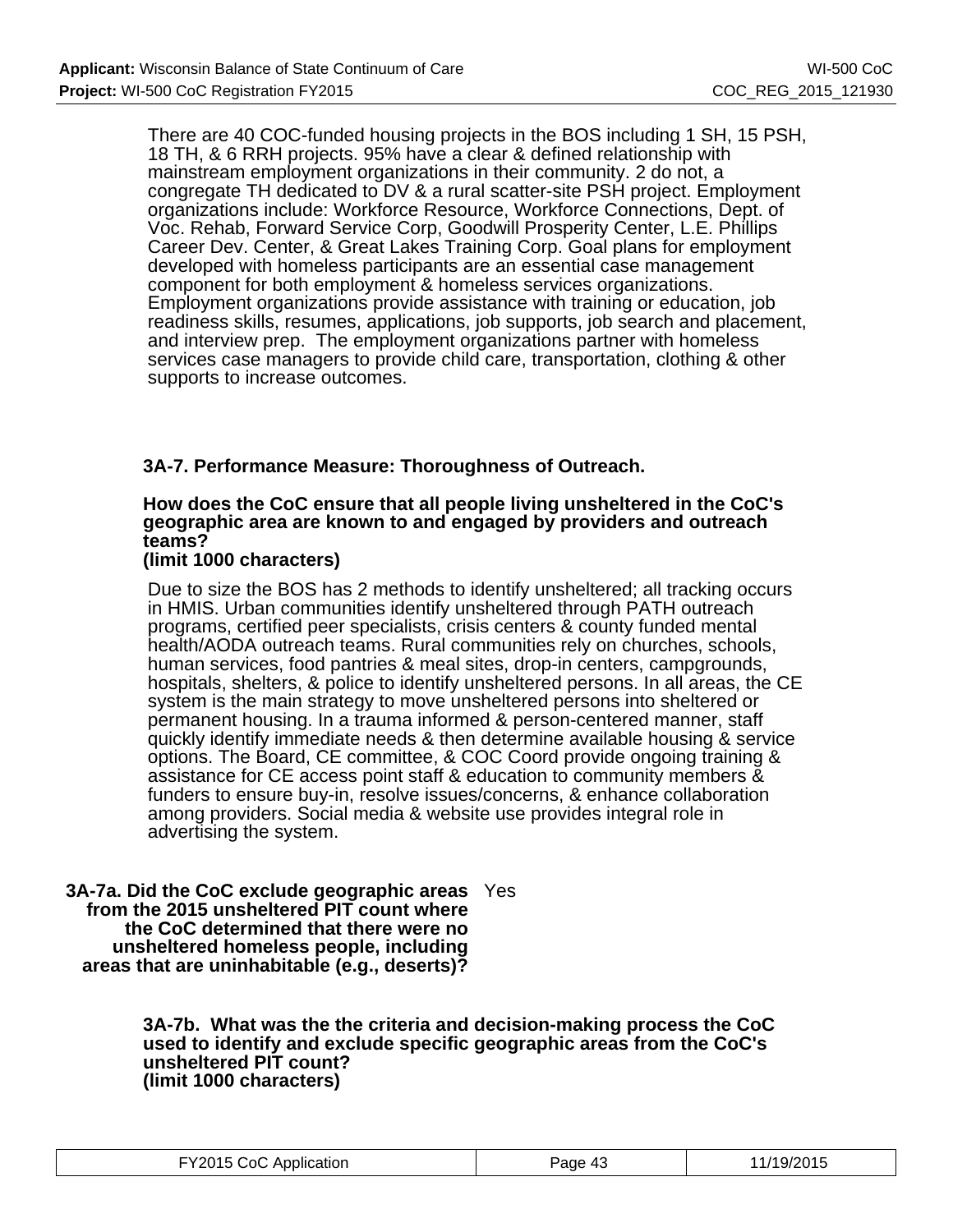There are 40 COC-funded housing projects in the BOS including 1 SH, 15 PSH, 18 TH, & 6 RRH projects. 95% have a clear & defined relationship with mainstream employment organizations in their community. 2 do not, a congregate TH dedicated to DV & a rural scatter-site PSH project. Employment organizations include: Workforce Resource, Workforce Connections, Dept. of Voc. Rehab, Forward Service Corp, Goodwill Prosperity Center, L.E. Phillips Career Dev. Center, & Great Lakes Training Corp. Goal plans for employment developed with homeless participants are an essential case management component for both employment & homeless services organizations. Employment organizations provide assistance with training or education, job readiness skills, resumes, applications, job supports, job search and placement, and interview prep. The employment organizations partner with homeless services case managers to provide child care, transportation, clothing & other supports to increase outcomes.

**3A-7. Performance Measure: Thoroughness of Outreach.**

**How does the CoC ensure that all people living unsheltered in the CoC's geographic area are known to and engaged by providers and outreach teams?**
**(limit 1000 characters)**

Due to size the BOS has 2 methods to identify unsheltered; all tracking occurs in HMIS. Urban communities identify unsheltered through PATH outreach programs, certified peer specialists, crisis centers & county funded mental health/AODA outreach teams. Rural communities rely on churches, schools, human services, food pantries & meal sites, drop-in centers, campgrounds, hospitals, shelters, & police to identify unsheltered persons. In all areas, the CE system is the main strategy to move unsheltered persons into sheltered or permanent housing. In a trauma informed & person-centered manner, staff quickly identify immediate needs & then determine available housing & service options. The Board, CE committee, & COC Coord provide ongoing training & assistance for CE access point staff & education to community members & funders to ensure buy-in, resolve issues/concerns, & enhance collaboration among providers. Social media & website use provides integral role in advertising the system.

| | |
|---|---|
| **3A-7a. Did the CoC exclude geographic areas from the 2015 unsheltered PIT count where the CoC determined that there were no unsheltered homeless people, including areas that are uninhabitable (e.g., deserts)?** | Yes |

**3A-7b. What was the the criteria and decision-making process the CoC used to identify and exclude specific geographic areas from the CoC's unsheltered PIT count?**
**(limit 1000 characters)**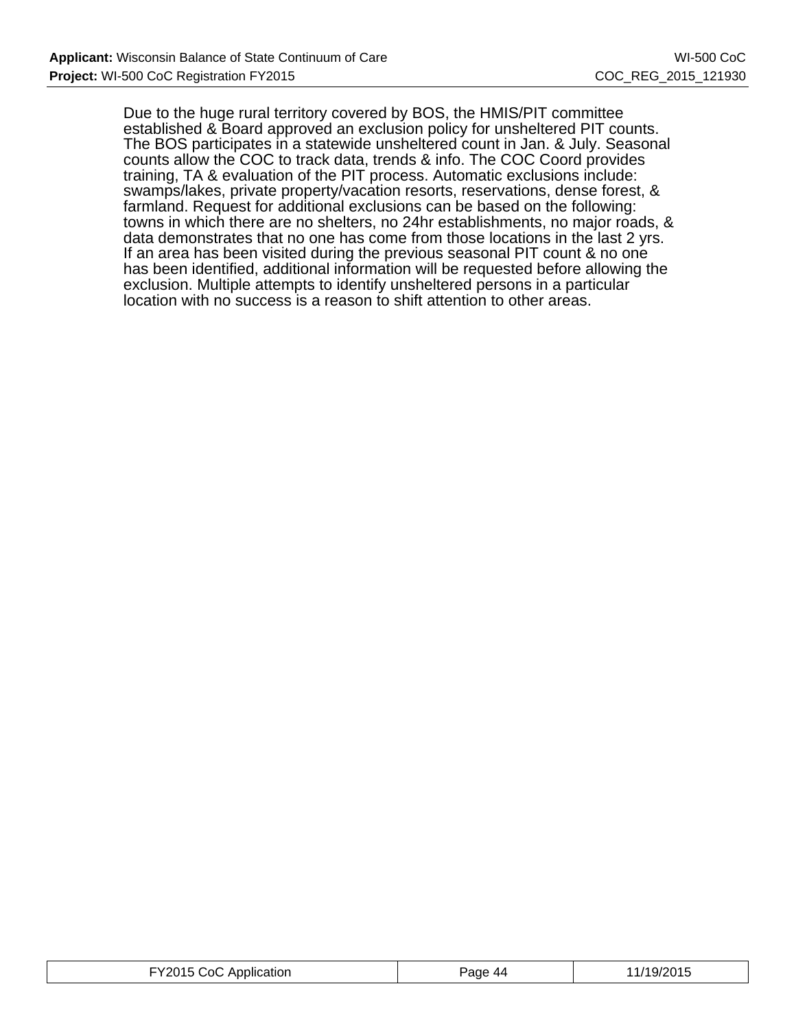Due to the huge rural territory covered by BOS, the HMIS/PIT committee established & Board approved an exclusion policy for unsheltered PIT counts. The BOS participates in a statewide unsheltered count in Jan. & July. Seasonal counts allow the COC to track data, trends & info. The COC Coord provides training, TA & evaluation of the PIT process. Automatic exclusions include: swamps/lakes, private property/vacation resorts, reservations, dense forest, & farmland. Request for additional exclusions can be based on the following: towns in which there are no shelters, no 24hr establishments, no major roads, & data demonstrates that no one has come from those locations in the last 2 yrs. If an area has been visited during the previous seasonal PIT count & no one has been identified, additional information will be requested before allowing the exclusion. Multiple attempts to identify unsheltered persons in a particular location with no success is a reason to shift attention to other areas.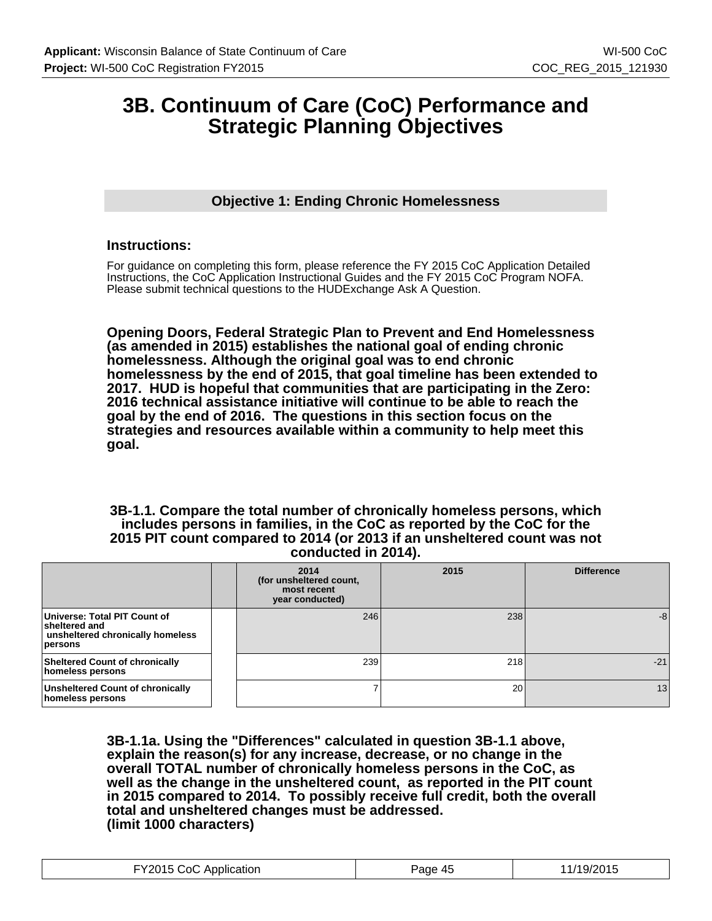# 3B. Continuum of Care (CoC) Performance and Strategic Planning Objectives

## Objective 1: Ending Chronic Homelessness

### Instructions:

For guidance on completing this form, please reference the FY 2015 CoC Application Detailed Instructions, the CoC Application Instructional Guides and the FY 2015 CoC Program NOFA. Please submit technical questions to the HUDExchange Ask A Question.

**Opening Doors, Federal Strategic Plan to Prevent and End Homelessness (as amended in 2015) establishes the national goal of ending chronic homelessness. Although the original goal was to end chronic homelessness by the end of 2015, that goal timeline has been extended to 2017. HUD is hopeful that communities that are participating in the Zero: 2016 technical assistance initiative will continue to be able to reach the goal by the end of 2016. The questions in this section focus on the strategies and resources available within a community to help meet this goal.**

**3B-1.1. Compare the total number of chronically homeless persons, which includes persons in families, in the CoC as reported by the CoC for the 2015 PIT count compared to 2014 (or 2013 if an unsheltered count was not conducted in 2014).**

| | | 2014 (for unsheltered count, most recent year conducted) | 2015 | Difference |
|---|---|---|---|---|
| Universe: Total PIT Count of sheltered and unsheltered chronically homeless persons | | 246 | 238 | -8 |
| Sheltered Count of chronically homeless persons | | 239 | 218 | -21 |
| Unsheltered Count of chronically homeless persons | | 7 | 20 | 13 |

**3B-1.1a. Using the "Differences" calculated in question 3B-1.1 above, explain the reason(s) for any increase, decrease, or no change in the overall TOTAL number of chronically homeless persons in the CoC, as well as the change in the unsheltered count, as reported in the PIT count in 2015 compared to 2014. To possibly receive full credit, both the overall total and unsheltered changes must be addressed.**
**(limit 1000 characters)**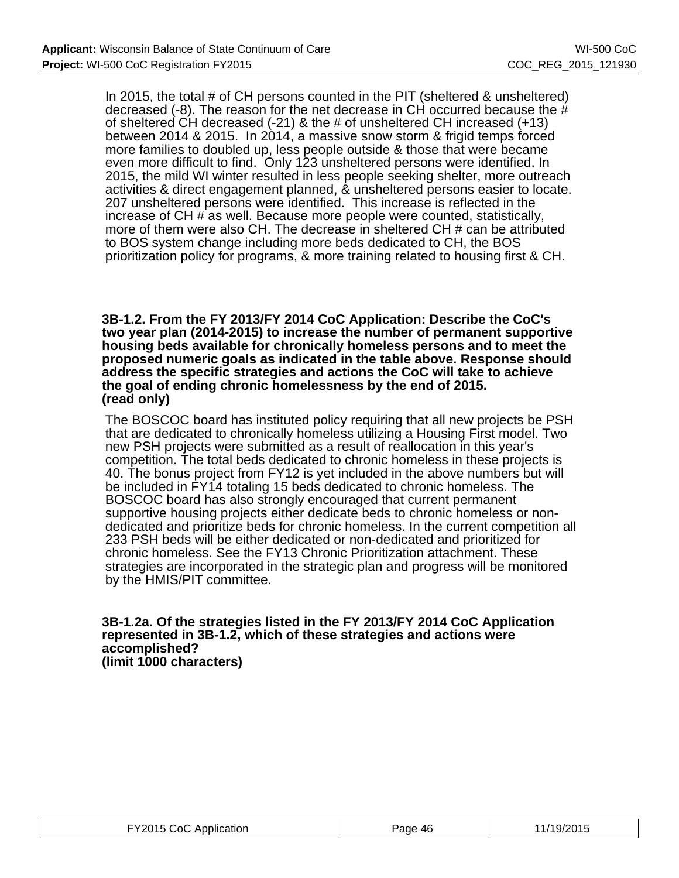In 2015, the total # of CH persons counted in the PIT (sheltered & unsheltered) decreased (-8). The reason for the net decrease in CH occurred because the # of sheltered CH decreased (-21) & the # of unsheltered CH increased (+13) between 2014 & 2015. In 2014, a massive snow storm & frigid temps forced more families to doubled up, less people outside & those that were became even more difficult to find. Only 123 unsheltered persons were identified. In 2015, the mild WI winter resulted in less people seeking shelter, more outreach activities & direct engagement planned, & unsheltered persons easier to locate. 207 unsheltered persons were identified. This increase is reflected in the increase of CH # as well. Because more people were counted, statistically, more of them were also CH. The decrease in sheltered CH # can be attributed to BOS system change including more beds dedicated to CH, the BOS prioritization policy for programs, & more training related to housing first & CH.

**3B-1.2. From the FY 2013/FY 2014 CoC Application: Describe the CoC's two year plan (2014-2015) to increase the number of permanent supportive housing beds available for chronically homeless persons and to meet the proposed numeric goals as indicated in the table above. Response should address the specific strategies and actions the CoC will take to achieve the goal of ending chronic homelessness by the end of 2015. (read only)**

The BOSCOC board has instituted policy requiring that all new projects be PSH that are dedicated to chronically homeless utilizing a Housing First model. Two new PSH projects were submitted as a result of reallocation in this year's competition. The total beds dedicated to chronic homeless in these projects is 40. The bonus project from FY12 is yet included in the above numbers but will be included in FY14 totaling 15 beds dedicated to chronic homeless. The BOSCOC board has also strongly encouraged that current permanent supportive housing projects either dedicate beds to chronic homeless or non-dedicated and prioritize beds for chronic homeless. In the current competition all 233 PSH beds will be either dedicated or non-dedicated and prioritized for chronic homeless. See the FY13 Chronic Prioritization attachment. These strategies are incorporated in the strategic plan and progress will be monitored by the HMIS/PIT committee.

**3B-1.2a. Of the strategies listed in the FY 2013/FY 2014 CoC Application represented in 3B-1.2, which of these strategies and actions were accomplished? (limit 1000 characters)**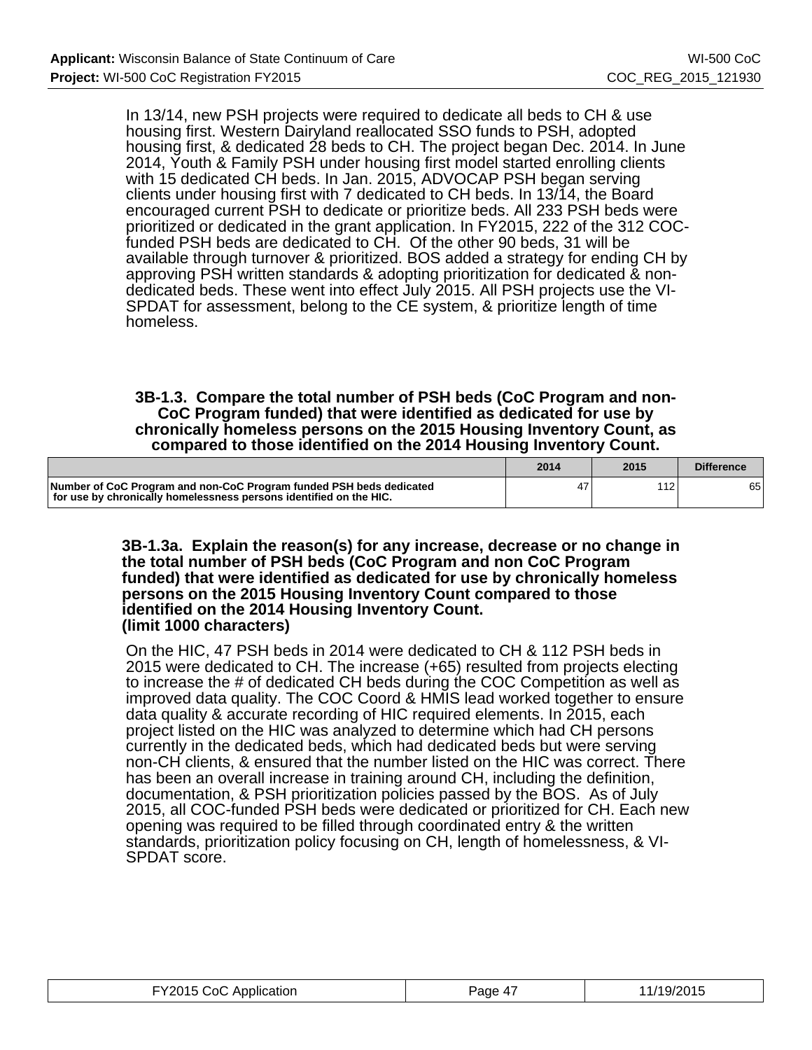In 13/14, new PSH projects were required to dedicate all beds to CH & use housing first. Western Dairyland reallocated SSO funds to PSH, adopted housing first, & dedicated 28 beds to CH. The project began Dec. 2014. In June 2014, Youth & Family PSH under housing first model started enrolling clients with 15 dedicated CH beds. In Jan. 2015, ADVOCAP PSH began serving clients under housing first with 7 dedicated to CH beds. In 13/14, the Board encouraged current PSH to dedicate or prioritize beds. All 233 PSH beds were prioritized or dedicated in the grant application. In FY2015, 222 of the 312 COC-funded PSH beds are dedicated to CH. Of the other 90 beds, 31 will be available through turnover & prioritized. BOS added a strategy for ending CH by approving PSH written standards & adopting prioritization for dedicated & non-dedicated beds. These went into effect July 2015. All PSH projects use the VI-SPDAT for assessment, belong to the CE system, & prioritize length of time homeless.

**3B-1.3. Compare the total number of PSH beds (CoC Program and non-CoC Program funded) that were identified as dedicated for use by chronically homeless persons on the 2015 Housing Inventory Count, as compared to those identified on the 2014 Housing Inventory Count.**

| | 2014 | 2015 | Difference |
|---|---|---|---|
| Number of CoC Program and non-CoC Program funded PSH beds dedicated for use by chronically homelessness persons identified on the HIC. | 47 | 112 | 65 |

**3B-1.3a. Explain the reason(s) for any increase, decrease or no change in the total number of PSH beds (CoC Program and non CoC Program funded) that were identified as dedicated for use by chronically homeless persons on the 2015 Housing Inventory Count compared to those identified on the 2014 Housing Inventory Count. (limit 1000 characters)**

On the HIC, 47 PSH beds in 2014 were dedicated to CH & 112 PSH beds in 2015 were dedicated to CH. The increase (+65) resulted from projects electing to increase the # of dedicated CH beds during the COC Competition as well as improved data quality. The COC Coord & HMIS lead worked together to ensure data quality & accurate recording of HIC required elements. In 2015, each project listed on the HIC was analyzed to determine which had CH persons currently in the dedicated beds, which had dedicated beds but were serving non-CH clients, & ensured that the number listed on the HIC was correct. There has been an overall increase in training around CH, including the definition, documentation, & PSH prioritization policies passed by the BOS. As of July 2015, all COC-funded PSH beds were dedicated or prioritized for CH. Each new opening was required to be filled through coordinated entry & the written standards, prioritization policy focusing on CH, length of homelessness, & VI-SPDAT score.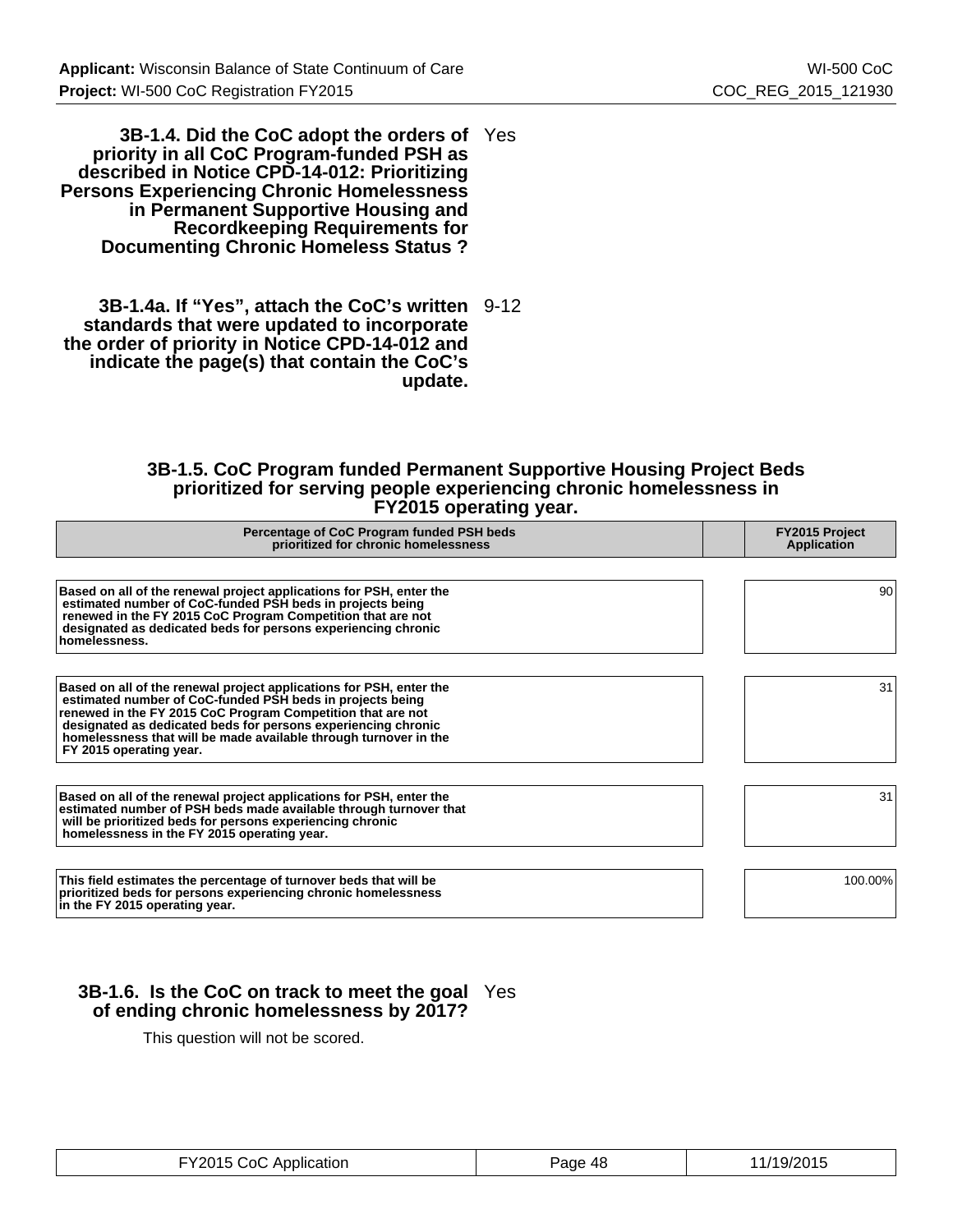**3B-1.4. Did the CoC adopt the orders of priority in all CoC Program-funded PSH as described in Notice CPD-14-012: Prioritizing Persons Experiencing Chronic Homelessness in Permanent Supportive Housing and Recordkeeping Requirements for Documenting Chronic Homeless Status ?** Yes

**3B-1.4a. If "Yes", attach the CoC's written standards that were updated to incorporate the order of priority in Notice CPD-14-012 and indicate the page(s) that contain the CoC's update.** 9-12

### 3B-1.5. CoC Program funded Permanent Supportive Housing Project Beds prioritized for serving people experiencing chronic homelessness in FY2015 operating year.

| Percentage of CoC Program funded PSH beds prioritized for chronic homelessness | FY2015 Project Application |
|---|---|
| Based on all of the renewal project applications for PSH, enter the estimated number of CoC-funded PSH beds in projects being renewed in the FY 2015 CoC Program Competition that are not designated as dedicated beds for persons experiencing chronic homelessness. | 90 |
| Based on all of the renewal project applications for PSH, enter the estimated number of CoC-funded PSH beds in projects being renewed in the FY 2015 CoC Program Competition that are not designated as dedicated beds for persons experiencing chronic homelessness that will be made available through turnover in the FY 2015 operating year. | 31 |
| Based on all of the renewal project applications for PSH, enter the estimated number of PSH beds made available through turnover that will be prioritized beds for persons experiencing chronic homelessness in the FY 2015 operating year. | 31 |
| This field estimates the percentage of turnover beds that will be prioritized beds for persons experiencing chronic homelessness in the FY 2015 operating year. | 100.00% |

**3B-1.6. Is the CoC on track to meet the goal of ending chronic homelessness by 2017?** Yes

This question will not be scored.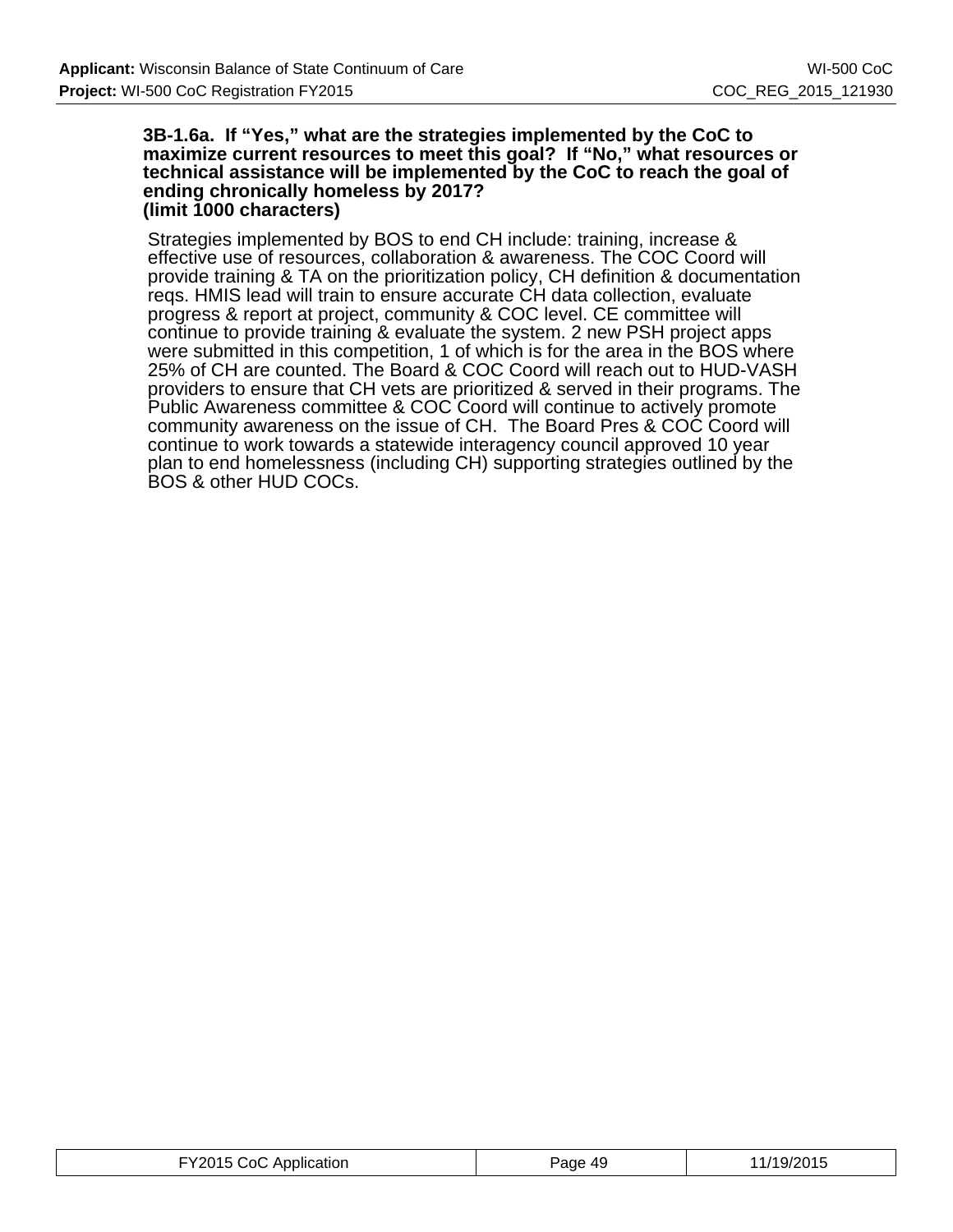**3B-1.6a. If “Yes,” what are the strategies implemented by the CoC to maximize current resources to meet this goal? If “No,” what resources or technical assistance will be implemented by the CoC to reach the goal of ending chronically homeless by 2017?**
**(limit 1000 characters)**

Strategies implemented by BOS to end CH include: training, increase & effective use of resources, collaboration & awareness. The COC Coord will provide training & TA on the prioritization policy, CH definition & documentation reqs. HMIS lead will train to ensure accurate CH data collection, evaluate progress & report at project, community & COC level. CE committee will continue to provide training & evaluate the system. 2 new PSH project apps were submitted in this competition, 1 of which is for the area in the BOS where 25% of CH are counted. The Board & COC Coord will reach out to HUD-VASH providers to ensure that CH vets are prioritized & served in their programs. The Public Awareness committee & COC Coord will continue to actively promote community awareness on the issue of CH. The Board Pres & COC Coord will continue to work towards a statewide interagency council approved 10 year plan to end homelessness (including CH) supporting strategies outlined by the BOS & other HUD COCs.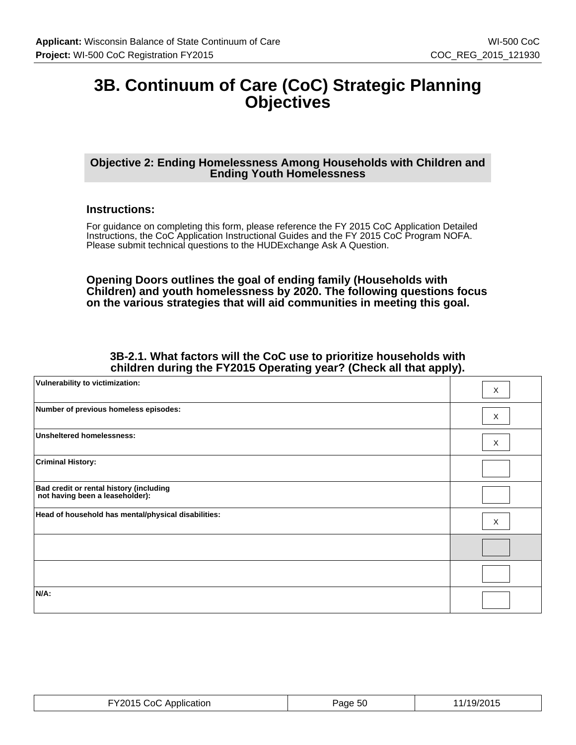# 3B. Continuum of Care (CoC) Strategic Planning Objectives

## Objective 2: Ending Homelessness Among Households with Children and Ending Youth Homelessness

### Instructions:

For guidance on completing this form, please reference the FY 2015 CoC Application Detailed Instructions, the CoC Application Instructional Guides and the FY 2015 CoC Program NOFA. Please submit technical questions to the HUDExchange Ask A Question.

**Opening Doors outlines the goal of ending family (Households with Children) and youth homelessness by 2020. The following questions focus on the various strategies that will aid communities in meeting this goal.**

**3B-2.1. What factors will the CoC use to prioritize households with children during the FY2015 Operating year? (Check all that apply).**

| | |
|---|---|
| Vulnerability to victimization: | X |
| Number of previous homeless episodes: | X |
| Unsheltered homelessness: | X |
| Criminal History: | |
| Bad credit or rental history (including not having been a leaseholder): | |
| Head of household has mental/physical disabilities: | X |
| | |
| | |
| N/A: | |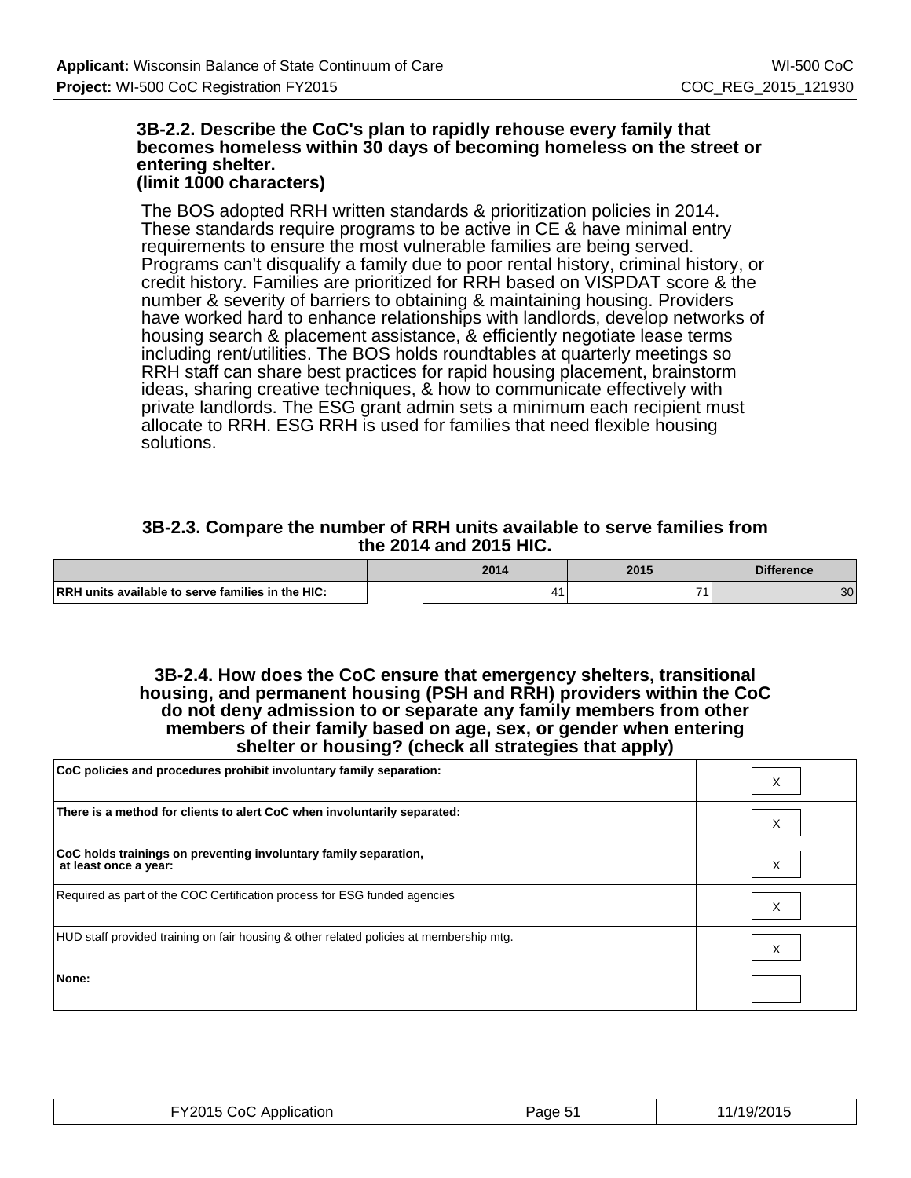### 3B-2.2. Describe the CoC's plan to rapidly rehouse every family that becomes homeless within 30 days of becoming homeless on the street or entering shelter.
### (limit 1000 characters)

The BOS adopted RRH written standards & prioritization policies in 2014. These standards require programs to be active in CE & have minimal entry requirements to ensure the most vulnerable families are being served. Programs can't disqualify a family due to poor rental history, criminal history, or credit history. Families are prioritized for RRH based on VISPDAT score & the number & severity of barriers to obtaining & maintaining housing. Providers have worked hard to enhance relationships with landlords, develop networks of housing search & placement assistance, & efficiently negotiate lease terms including rent/utilities. The BOS holds roundtables at quarterly meetings so RRH staff can share best practices for rapid housing placement, brainstorm ideas, sharing creative techniques, & how to communicate effectively with private landlords. The ESG grant admin sets a minimum each recipient must allocate to RRH. ESG RRH is used for families that need flexible housing solutions.

### 3B-2.3. Compare the number of RRH units available to serve families from the 2014 and 2015 HIC.

| | | 2014 | 2015 | Difference |
|---|---|---|---|---|
| RRH units available to serve families in the HIC: | | 41 | 71 | 30 |

### 3B-2.4. How does the CoC ensure that emergency shelters, transitional housing, and permanent housing (PSH and RRH) providers within the CoC do not deny admission to or separate any family members from other members of their family based on age, sex, or gender when entering shelter or housing? (check all strategies that apply)

| | |
|---|---|
| **CoC policies and procedures prohibit involuntary family separation:** | X |
| **There is a method for clients to alert CoC when involuntarily separated:** | X |
| **CoC holds trainings on preventing involuntary family separation, at least once a year:** | X |
| Required as part of the COC Certification process for ESG funded agencies | X |
| HUD staff provided training on fair housing & other related policies at membership mtg. | X |
| **None:** | |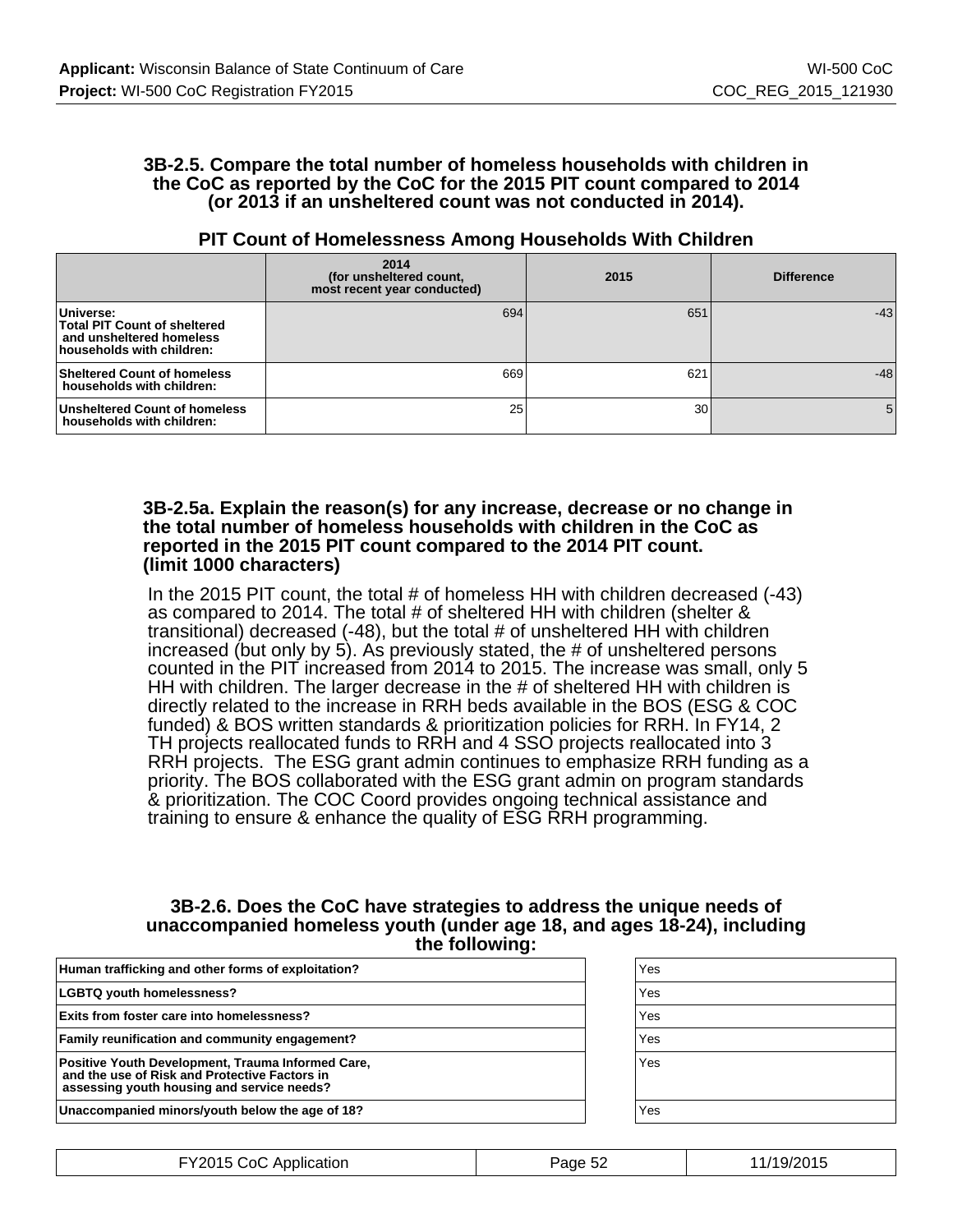### 3B-2.5. Compare the total number of homeless households with children in the CoC as reported by the CoC for the 2015 PIT count compared to 2014 (or 2013 if an unsheltered count was not conducted in 2014).

**PIT Count of Homelessness Among Households With Children**

| | 2014 (for unsheltered count, most recent year conducted) | 2015 | Difference |
|---|---|---|---|
| **Universe: Total PIT Count of sheltered and unsheltered homeless households with children:** | 694 | 651 | -43 |
| **Sheltered Count of homeless households with children:** | 669 | 621 | -48 |
| **Unsheltered Count of homeless households with children:** | 25 | 30 | 5 |

### 3B-2.5a. Explain the reason(s) for any increase, decrease or no change in the total number of homeless households with children in the CoC as reported in the 2015 PIT count compared to the 2014 PIT count. (limit 1000 characters)

In the 2015 PIT count, the total # of homeless HH with children decreased (-43) as compared to 2014. The total # of sheltered HH with children (shelter & transitional) decreased (-48), but the total # of unsheltered HH with children increased (but only by 5). As previously stated, the # of unsheltered persons counted in the PIT increased from 2014 to 2015. The increase was small, only 5 HH with children. The larger decrease in the # of sheltered HH with children is directly related to the increase in RRH beds available in the BOS (ESG & COC funded) & BOS written standards & prioritization policies for RRH. In FY14, 2 TH projects reallocated funds to RRH and 4 SSO projects reallocated into 3 RRH projects. The ESG grant admin continues to emphasize RRH funding as a priority. The BOS collaborated with the ESG grant admin on program standards & prioritization. The COC Coord provides ongoing technical assistance and training to ensure & enhance the quality of ESG RRH programming.

### 3B-2.6. Does the CoC have strategies to address the unique needs of unaccompanied homeless youth (under age 18, and ages 18-24), including the following:

| | |
|---|---|
| **Human trafficking and other forms of exploitation?** | Yes |
| **LGBTQ youth homelessness?** | Yes |
| **Exits from foster care into homelessness?** | Yes |
| **Family reunification and community engagement?** | Yes |
| **Positive Youth Development, Trauma Informed Care, and the use of Risk and Protective Factors in assessing youth housing and service needs?** | Yes |
| **Unaccompanied minors/youth below the age of 18?** | Yes |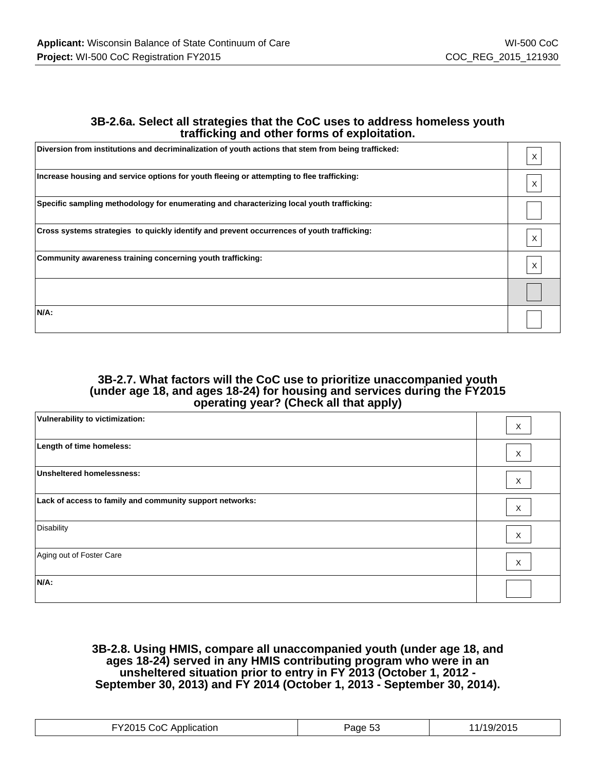### 3B-2.6a. Select all strategies that the CoC uses to address homeless youth trafficking and other forms of exploitation.

| | |
|---|---|
| Diversion from institutions and decriminalization of youth actions that stem from being trafficked: | X |
| Increase housing and service options for youth fleeing or attempting to flee trafficking: | X |
| Specific sampling methodology for enumerating and characterizing local youth trafficking: | |
| Cross systems strategies to quickly identify and prevent occurrences of youth trafficking: | X |
| Community awareness training concerning youth trafficking: | X |
| | |
| N/A: | |

### 3B-2.7. What factors will the CoC use to prioritize unaccompanied youth (under age 18, and ages 18-24) for housing and services during the FY2015 operating year? (Check all that apply)

| | |
|---|---|
| Vulnerability to victimization: | X |
| Length of time homeless: | X |
| Unsheltered homelessness: | X |
| Lack of access to family and community support networks: | X |
| Disability | X |
| Aging out of Foster Care | X |
| N/A: | |

### 3B-2.8. Using HMIS, compare all unaccompanied youth (under age 18, and ages 18-24) served in any HMIS contributing program who were in an unsheltered situation prior to entry in FY 2013 (October 1, 2012 - September 30, 2013) and FY 2014 (October 1, 2013 - September 30, 2014).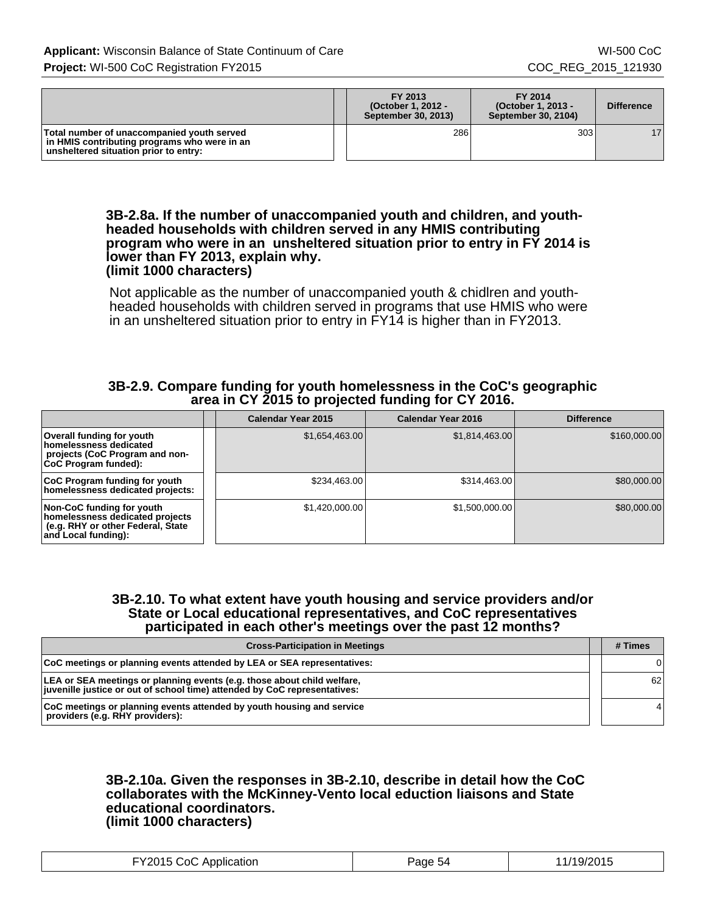| | | FY 2013 (October 1, 2012 - September 30, 2013) | FY 2014 (October 1, 2013 - September 30, 2104) | Difference |
|---|---|---|---|---|
| Total number of unaccompanied youth served in HMIS contributing programs who were in an unsheltered situation prior to entry: | | 286 | 303 | 17 |

**3B-2.8a. If the number of unaccompanied youth and children, and youth-headed households with children served in any HMIS contributing program who were in an unsheltered situation prior to entry in FY 2014 is lower than FY 2013, explain why. (limit 1000 characters)**

Not applicable as the number of unaccompanied youth & chidlren and youth-headed households with children served in programs that use HMIS who were in an unsheltered situation prior to entry in FY14 is higher than in FY2013.

**3B-2.9. Compare funding for youth homelessness in the CoC's geographic area in CY 2015 to projected funding for CY 2016.**

| | | Calendar Year 2015 | Calendar Year 2016 | Difference |
|---|---|---|---|---|
| Overall funding for youth homelessness dedicated projects (CoC Program and non-CoC Program funded): | | $1,654,463.00 | $1,814,463.00 | $160,000.00 |
| CoC Program funding for youth homelessness dedicated projects: | | $234,463.00 | $314,463.00 | $80,000.00 |
| Non-CoC funding for youth homelessness dedicated projects (e.g. RHY or other Federal, State and Local funding): | | $1,420,000.00 | $1,500,000.00 | $80,000.00 |

**3B-2.10. To what extent have youth housing and service providers and/or State or Local educational representatives, and CoC representatives participated in each other's meetings over the past 12 months?**

| Cross-Participation in Meetings | | # Times |
|---|---|---|
| CoC meetings or planning events attended by LEA or SEA representatives: | | 0 |
| LEA or SEA meetings or planning events (e.g. those about child welfare, juvenille justice or out of school time) attended by CoC representatives: | | 62 |
| CoC meetings or planning events attended by youth housing and service providers (e.g. RHY providers): | | 4 |

**3B-2.10a. Given the responses in 3B-2.10, describe in detail how the CoC collaborates with the McKinney-Vento local eduction liaisons and State educational coordinators. (limit 1000 characters)**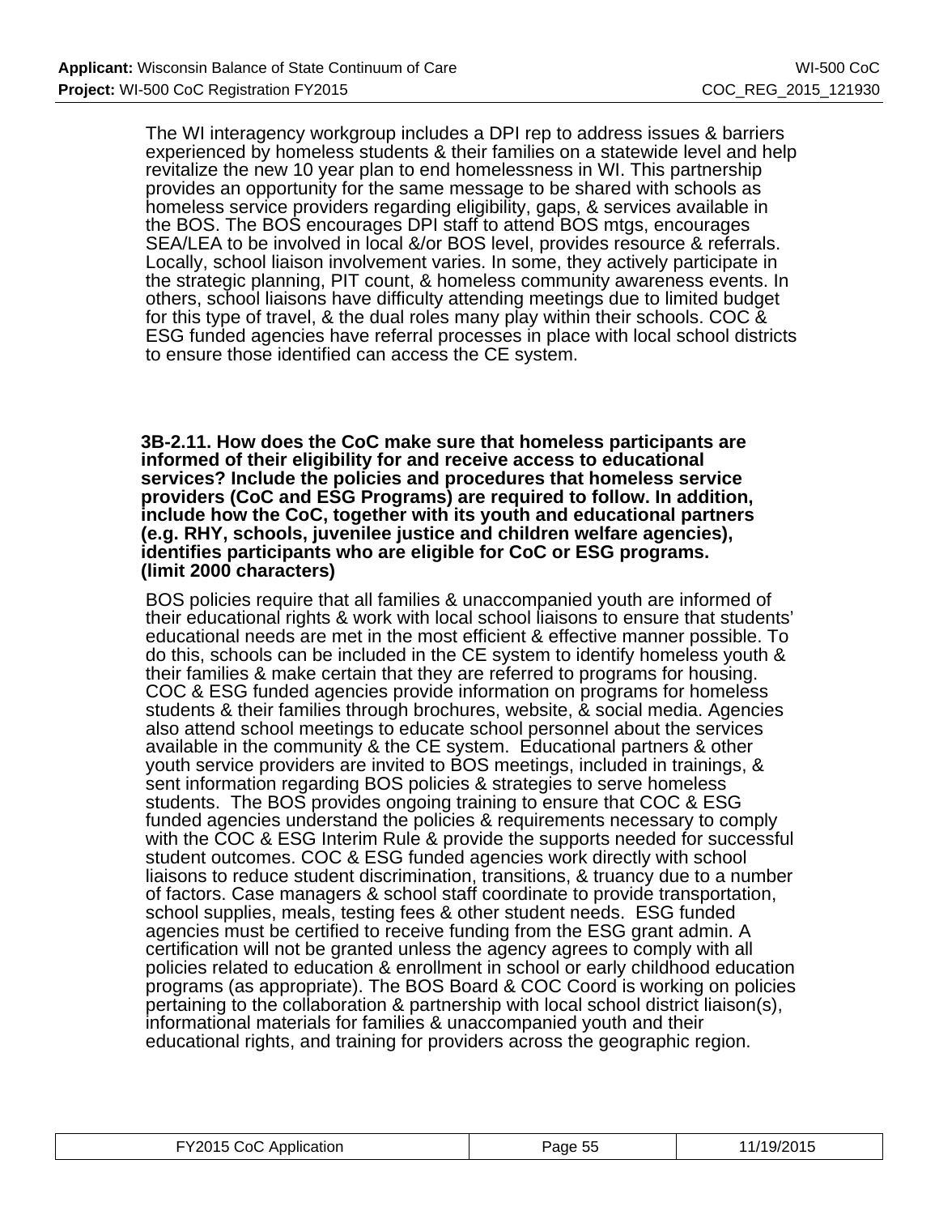The WI interagency workgroup includes a DPI rep to address issues & barriers experienced by homeless students & their families on a statewide level and help revitalize the new 10 year plan to end homelessness in WI. This partnership provides an opportunity for the same message to be shared with schools as homeless service providers regarding eligibility, gaps, & services available in the BOS. The BOS encourages DPI staff to attend BOS mtgs, encourages SEA/LEA to be involved in local &/or BOS level, provides resource & referrals. Locally, school liaison involvement varies. In some, they actively participate in the strategic planning, PIT count, & homeless community awareness events. In others, school liaisons have difficulty attending meetings due to limited budget for this type of travel, & the dual roles many play within their schools. COC & ESG funded agencies have referral processes in place with local school districts to ensure those identified can access the CE system.

**3B-2.11. How does the CoC make sure that homeless participants are informed of their eligibility for and receive access to educational services? Include the policies and procedures that homeless service providers (CoC and ESG Programs) are required to follow. In addition, include how the CoC, together with its youth and educational partners (e.g. RHY, schools, juvenilee justice and children welfare agencies), identifies participants who are eligible for CoC or ESG programs. (limit 2000 characters)**

BOS policies require that all families & unaccompanied youth are informed of their educational rights & work with local school liaisons to ensure that students' educational needs are met in the most efficient & effective manner possible. To do this, schools can be included in the CE system to identify homeless youth & their families & make certain that they are referred to programs for housing. COC & ESG funded agencies provide information on programs for homeless students & their families through brochures, website, & social media. Agencies also attend school meetings to educate school personnel about the services available in the community & the CE system. Educational partners & other youth service providers are invited to BOS meetings, included in trainings, & sent information regarding BOS policies & strategies to serve homeless students. The BOS provides ongoing training to ensure that COC & ESG funded agencies understand the policies & requirements necessary to comply with the COC & ESG Interim Rule & provide the supports needed for successful student outcomes. COC & ESG funded agencies work directly with school liaisons to reduce student discrimination, transitions, & truancy due to a number of factors. Case managers & school staff coordinate to provide transportation, school supplies, meals, testing fees & other student needs. ESG funded agencies must be certified to receive funding from the ESG grant admin. A certification will not be granted unless the agency agrees to comply with all policies related to education & enrollment in school or early childhood education programs (as appropriate). The BOS Board & COC Coord is working on policies pertaining to the collaboration & partnership with local school district liaison(s), informational materials for families & unaccompanied youth and their educational rights, and training for providers across the geographic region.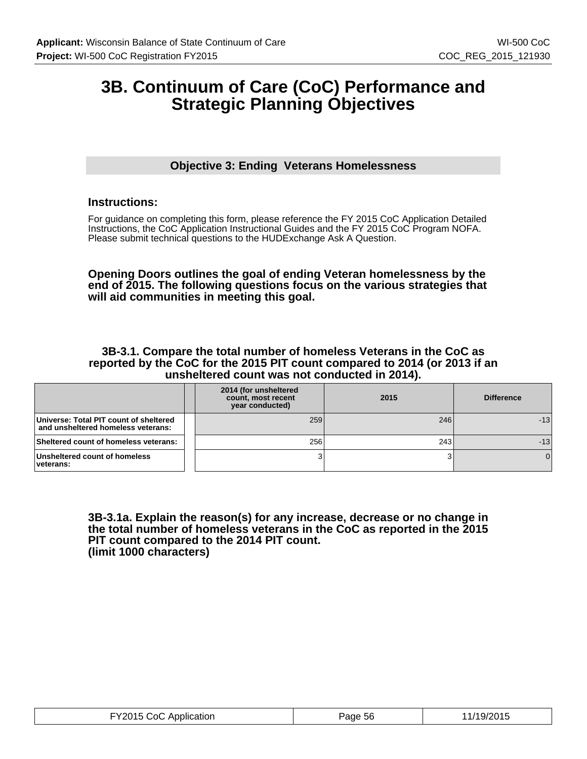# 3B. Continuum of Care (CoC) Performance and Strategic Planning Objectives

## Objective 3: Ending Veterans Homelessness

### Instructions:

For guidance on completing this form, please reference the FY 2015 CoC Application Detailed Instructions, the CoC Application Instructional Guides and the FY 2015 CoC Program NOFA. Please submit technical questions to the HUDExchange Ask A Question.

**Opening Doors outlines the goal of ending Veteran homelessness by the end of 2015. The following questions focus on the various strategies that will aid communities in meeting this goal.**

**3B-3.1. Compare the total number of homeless Veterans in the CoC as reported by the CoC for the 2015 PIT count compared to 2014 (or 2013 if an unsheltered count was not conducted in 2014).**

| | 2014 (for unsheltered count, most recent year conducted) | 2015 | Difference |
|---|---|---|---|
| Universe: Total PIT count of sheltered and unsheltered homeless veterans: | 259 | 246 | -13 |
| Sheltered count of homeless veterans: | 256 | 243 | -13 |
| Unsheltered count of homeless veterans: | 3 | 3 | 0 |

**3B-3.1a. Explain the reason(s) for any increase, decrease or no change in the total number of homeless veterans in the CoC as reported in the 2015 PIT count compared to the 2014 PIT count.**
**(limit 1000 characters)**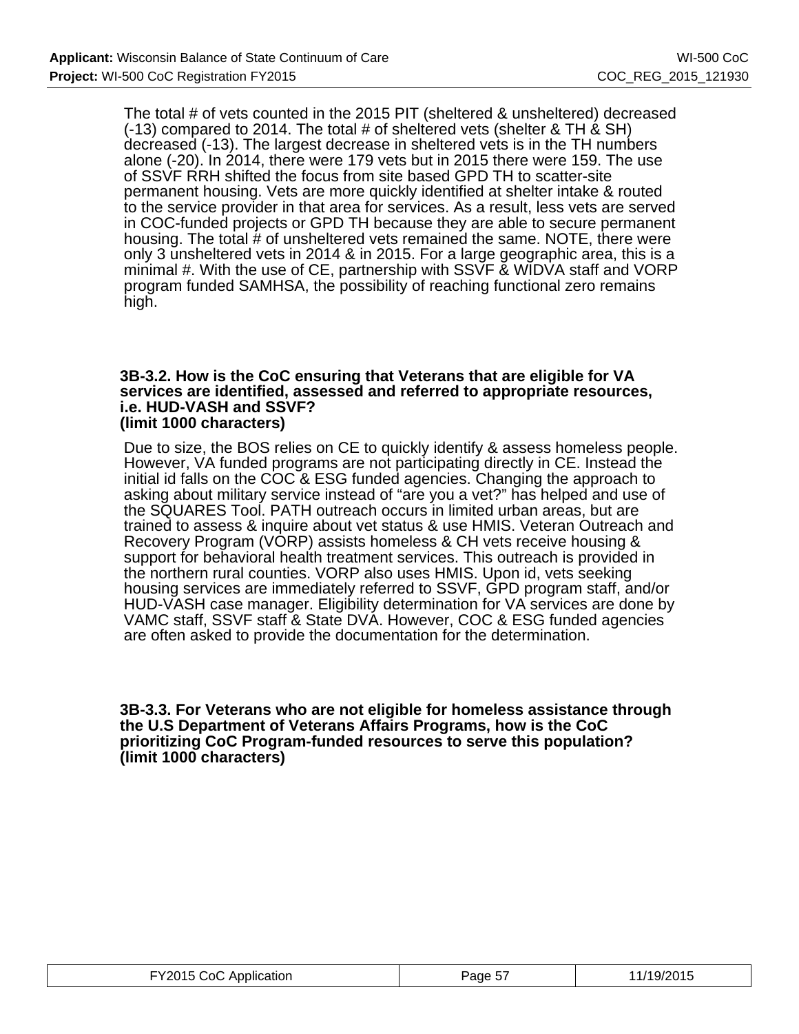The total # of vets counted in the 2015 PIT (sheltered & unsheltered) decreased (-13) compared to 2014. The total # of sheltered vets (shelter & TH & SH) decreased (-13). The largest decrease in sheltered vets is in the TH numbers alone (-20). In 2014, there were 179 vets but in 2015 there were 159. The use of SSVF RRH shifted the focus from site based GPD TH to scatter-site permanent housing. Vets are more quickly identified at shelter intake & routed to the service provider in that area for services. As a result, less vets are served in COC-funded projects or GPD TH because they are able to secure permanent housing. The total # of unsheltered vets remained the same. NOTE, there were only 3 unsheltered vets in 2014 & in 2015. For a large geographic area, this is a minimal #. With the use of CE, partnership with SSVF & WIDVA staff and VORP program funded SAMHSA, the possibility of reaching functional zero remains high.

**3B-3.2. How is the CoC ensuring that Veterans that are eligible for VA services are identified, assessed and referred to appropriate resources, i.e. HUD-VASH and SSVF?**
**(limit 1000 characters)**

Due to size, the BOS relies on CE to quickly identify & assess homeless people. However, VA funded programs are not participating directly in CE. Instead the initial id falls on the COC & ESG funded agencies. Changing the approach to asking about military service instead of “are you a vet?” has helped and use of the SQUARES Tool. PATH outreach occurs in limited urban areas, but are trained to assess & inquire about vet status & use HMIS. Veteran Outreach and Recovery Program (VORP) assists homeless & CH vets receive housing & support for behavioral health treatment services. This outreach is provided in the northern rural counties. VORP also uses HMIS. Upon id, vets seeking housing services are immediately referred to SSVF, GPD program staff, and/or HUD-VASH case manager. Eligibility determination for VA services are done by VAMC staff, SSVF staff & State DVA. However, COC & ESG funded agencies are often asked to provide the documentation for the determination.

**3B-3.3. For Veterans who are not eligible for homeless assistance through the U.S Department of Veterans Affairs Programs, how is the CoC prioritizing CoC Program-funded resources to serve this population?**
**(limit 1000 characters)**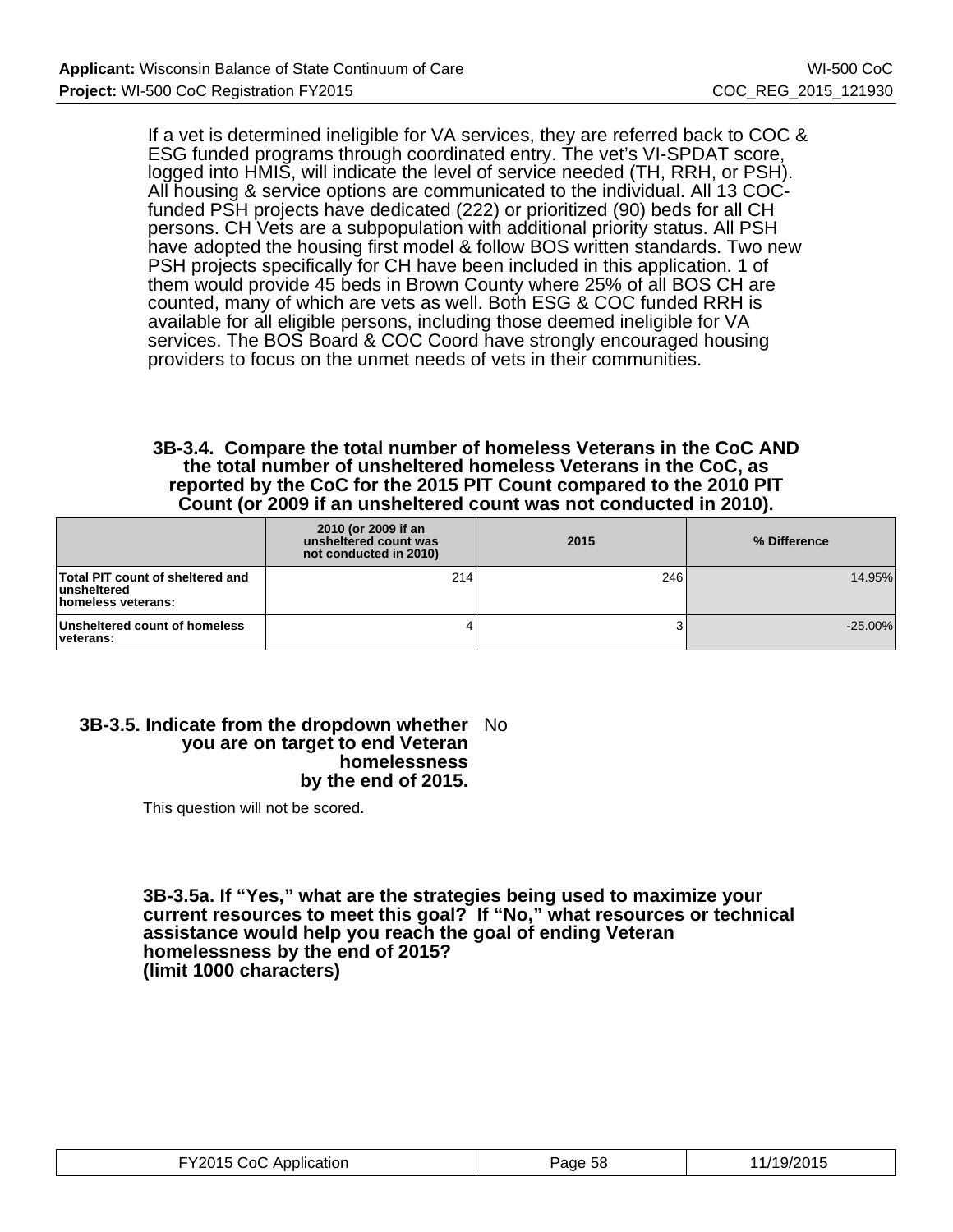If a vet is determined ineligible for VA services, they are referred back to COC & ESG funded programs through coordinated entry. The vet's VI-SPDAT score, logged into HMIS, will indicate the level of service needed (TH, RRH, or PSH). All housing & service options are communicated to the individual. All 13 COC-funded PSH projects have dedicated (222) or prioritized (90) beds for all CH persons. CH Vets are a subpopulation with additional priority status. All PSH have adopted the housing first model & follow BOS written standards. Two new PSH projects specifically for CH have been included in this application. 1 of them would provide 45 beds in Brown County where 25% of all BOS CH are counted, many of which are vets as well. Both ESG & COC funded RRH is available for all eligible persons, including those deemed ineligible for VA services. The BOS Board & COC Coord have strongly encouraged housing providers to focus on the unmet needs of vets in their communities.

**3B-3.4. Compare the total number of homeless Veterans in the CoC AND the total number of unsheltered homeless Veterans in the CoC, as reported by the CoC for the 2015 PIT Count compared to the 2010 PIT Count (or 2009 if an unsheltered count was not conducted in 2010).**

| | 2010 (or 2009 if an unsheltered count was not conducted in 2010) | 2015 | % Difference |
|---|---|---|---|
| **Total PIT count of sheltered and unsheltered homeless veterans:** | 214 | 246 | 14.95% |
| **Unsheltered count of homeless veterans:** | 4 | 3 | -25.00% |

**3B-3.5. Indicate from the dropdown whether you are on target to end Veteran homelessness by the end of 2015.** No

This question will not be scored.

**3B-3.5a. If "Yes," what are the strategies being used to maximize your current resources to meet this goal? If "No," what resources or technical assistance would help you reach the goal of ending Veteran homelessness by the end of 2015? (limit 1000 characters)**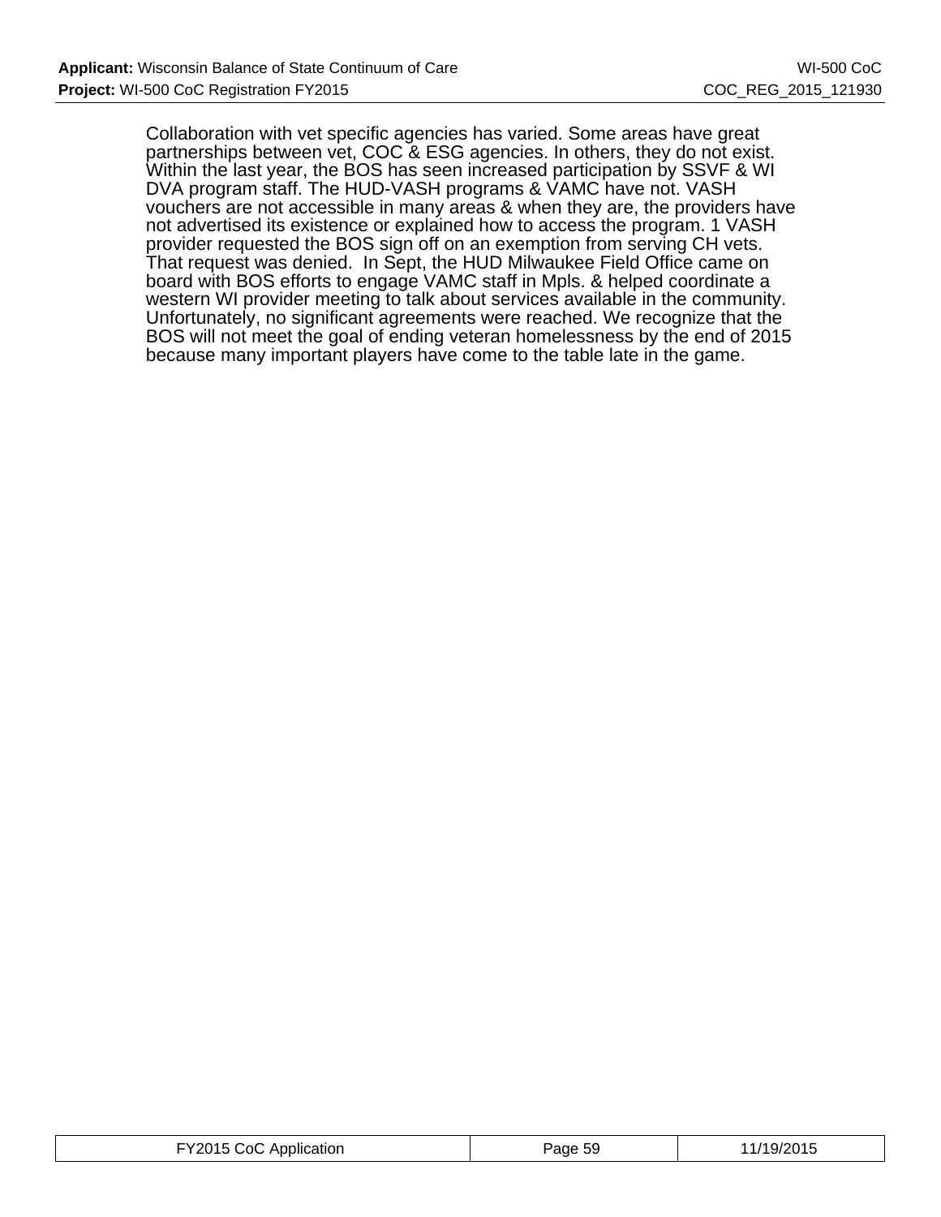Collaboration with vet specific agencies has varied. Some areas have great partnerships between vet, COC & ESG agencies. In others, they do not exist. Within the last year, the BOS has seen increased participation by SSVF & WI DVA program staff. The HUD-VASH programs & VAMC have not. VASH vouchers are not accessible in many areas & when they are, the providers have not advertised its existence or explained how to access the program. 1 VASH provider requested the BOS sign off on an exemption from serving CH vets. That request was denied.  In Sept, the HUD Milwaukee Field Office came on board with BOS efforts to engage VAMC staff in Mpls. & helped coordinate a western WI provider meeting to talk about services available in the community. Unfortunately, no significant agreements were reached. We recognize that the BOS will not meet the goal of ending veteran homelessness by the end of 2015 because many important players have come to the table late in the game.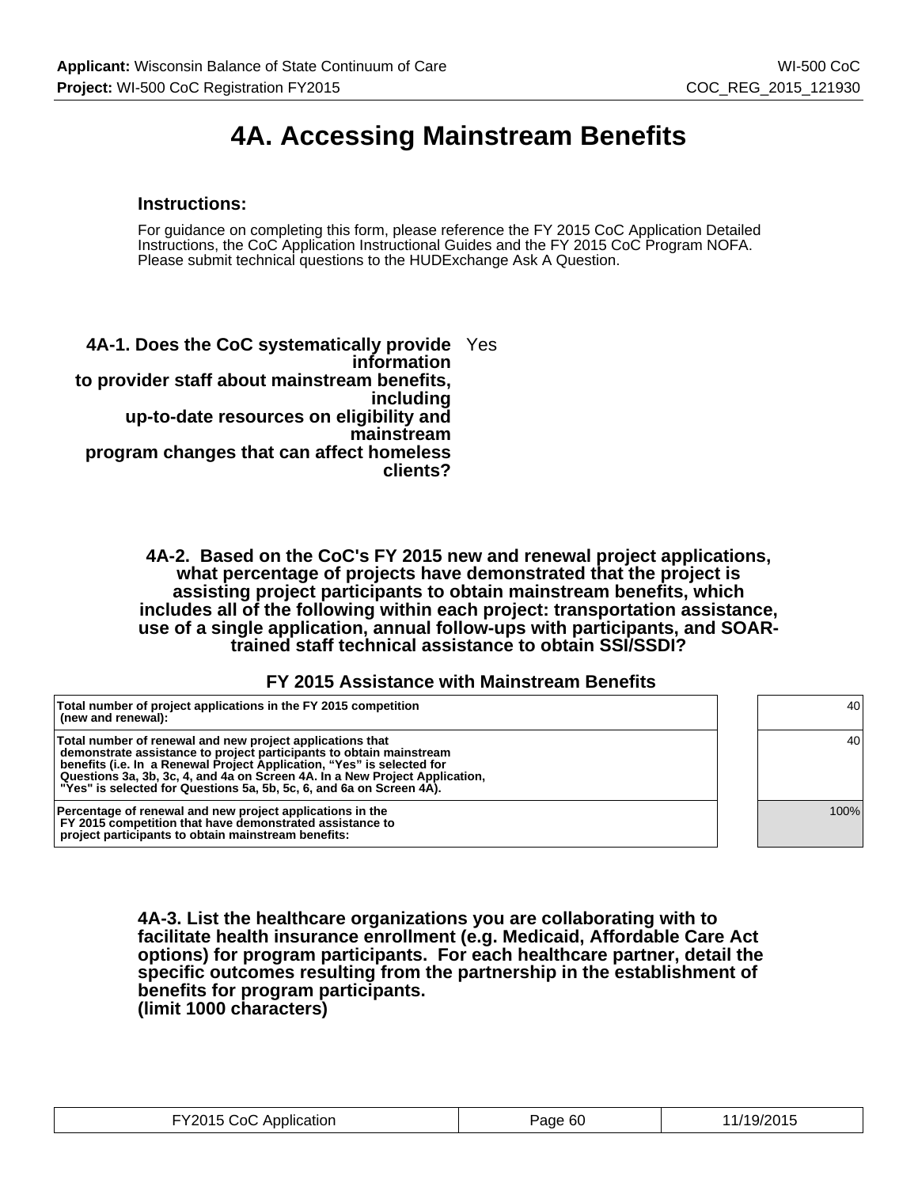# 4A. Accessing Mainstream Benefits

**Instructions:**

For guidance on completing this form, please reference the FY 2015 CoC Application Detailed Instructions, the CoC Application Instructional Guides and the FY 2015 CoC Program NOFA. Please submit technical questions to the HUDExchange Ask A Question.

**4A-1. Does the CoC systematically provide information to provider staff about mainstream benefits, including up-to-date resources on eligibility and mainstream program changes that can affect homeless clients?** Yes

**4A-2. Based on the CoC's FY 2015 new and renewal project applications, what percentage of projects have demonstrated that the project is assisting project participants to obtain mainstream benefits, which includes all of the following within each project: transportation assistance, use of a single application, annual follow-ups with participants, and SOAR-trained staff technical assistance to obtain SSI/SSDI?**

**FY 2015 Assistance with Mainstream Benefits**

| | |
|---|---|
| **Total number of project applications in the FY 2015 competition (new and renewal):** | 40 |
| **Total number of renewal and new project applications that demonstrate assistance to project participants to obtain mainstream benefits (i.e. In a Renewal Project Application, "Yes" is selected for Questions 3a, 3b, 3c, 4, and 4a on Screen 4A. In a New Project Application, "Yes" is selected for Questions 5a, 5b, 5c, 6, and 6a on Screen 4A).** | 40 |
| **Percentage of renewal and new project applications in the FY 2015 competition that have demonstrated assistance to project participants to obtain mainstream benefits:** | 100% |

**4A-3. List the healthcare organizations you are collaborating with to facilitate health insurance enrollment (e.g. Medicaid, Affordable Care Act options) for program participants. For each healthcare partner, detail the specific outcomes resulting from the partnership in the establishment of benefits for program participants.**
**(limit 1000 characters)**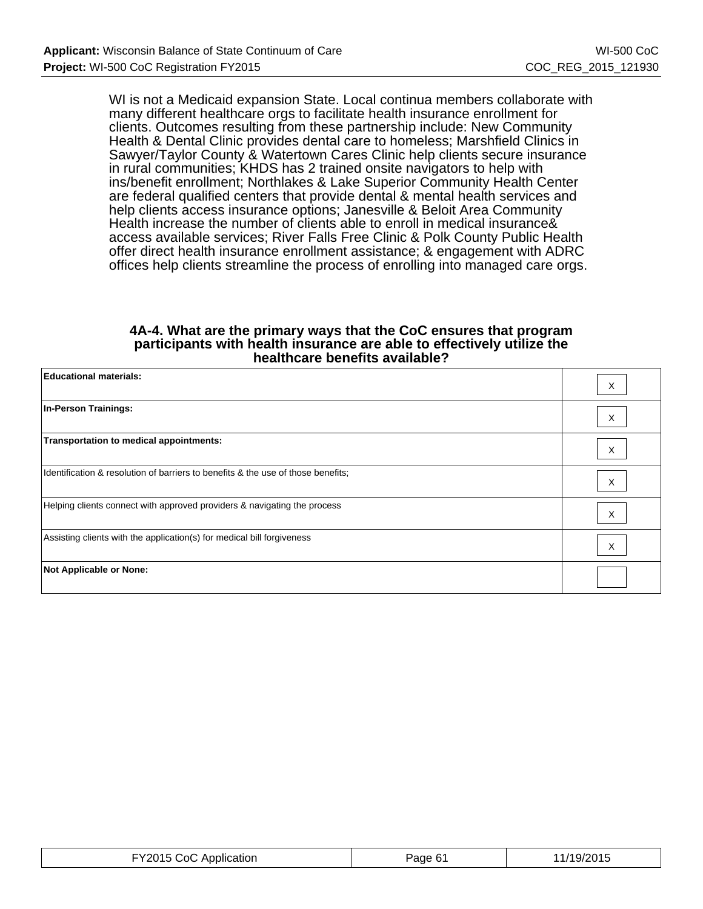WI is not a Medicaid expansion State. Local continua members collaborate with many different healthcare orgs to facilitate health insurance enrollment for clients. Outcomes resulting from these partnership include: New Community Health & Dental Clinic provides dental care to homeless; Marshfield Clinics in Sawyer/Taylor County & Watertown Cares Clinic help clients secure insurance in rural communities; KHDS has 2 trained onsite navigators to help with ins/benefit enrollment; Northlakes & Lake Superior Community Health Center are federal qualified centers that provide dental & mental health services and help clients access insurance options; Janesville & Beloit Area Community Health increase the number of clients able to enroll in medical insurance& access available services; River Falls Free Clinic & Polk County Public Health offer direct health insurance enrollment assistance; & engagement with ADRC offices help clients streamline the process of enrolling into managed care orgs.

### 4A-4. What are the primary ways that the CoC ensures that program participants with health insurance are able to effectively utilize the healthcare benefits available?

| | |
|---|---|
| **Educational materials:** | X |
| **In-Person Trainings:** | X |
| **Transportation to medical appointments:** | X |
| Identification & resolution of barriers to benefits & the use of those benefits; | X |
| Helping clients connect with approved providers & navigating the process | X |
| Assisting clients with the application(s) for medical bill forgiveness | X |
| **Not Applicable or None:** | |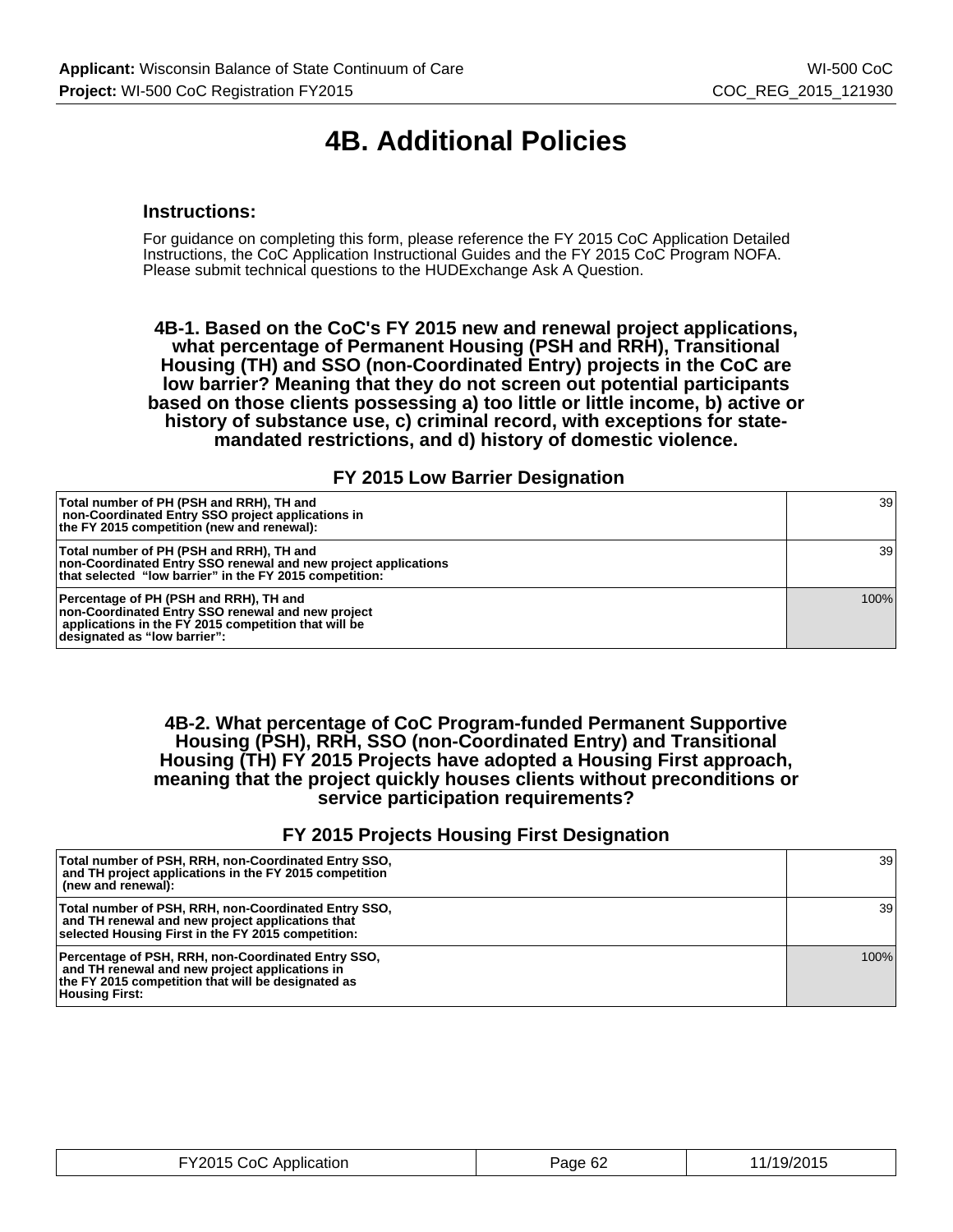# 4B. Additional Policies

### Instructions:

For guidance on completing this form, please reference the FY 2015 CoC Application Detailed Instructions, the CoC Application Instructional Guides and the FY 2015 CoC Program NOFA. Please submit technical questions to the HUDExchange Ask A Question.

**4B-1. Based on the CoC's FY 2015 new and renewal project applications, what percentage of Permanent Housing (PSH and RRH), Transitional Housing (TH) and SSO (non-Coordinated Entry) projects in the CoC are low barrier? Meaning that they do not screen out potential participants based on those clients possessing a) too little or little income, b) active or history of substance use, c) criminal record, with exceptions for state-mandated restrictions, and d) history of domestic violence.**

### FY 2015 Low Barrier Designation

| | |
|---|---|
| **Total number of PH (PSH and RRH), TH and non-Coordinated Entry SSO project applications in the FY 2015 competition (new and renewal):** | 39 |
| **Total number of PH (PSH and RRH), TH and non-Coordinated Entry SSO renewal and new project applications that selected "low barrier" in the FY 2015 competition:** | 39 |
| **Percentage of PH (PSH and RRH), TH and non-Coordinated Entry SSO renewal and new project applications in the FY 2015 competition that will be designated as "low barrier":** | 100% |

**4B-2. What percentage of CoC Program-funded Permanent Supportive Housing (PSH), RRH, SSO (non-Coordinated Entry) and Transitional Housing (TH) FY 2015 Projects have adopted a Housing First approach, meaning that the project quickly houses clients without preconditions or service participation requirements?**

### FY 2015 Projects Housing First Designation

| | |
|---|---|
| **Total number of PSH, RRH, non-Coordinated Entry SSO, and TH project applications in the FY 2015 competition (new and renewal):** | 39 |
| **Total number of PSH, RRH, non-Coordinated Entry SSO, and TH renewal and new project applications that selected Housing First in the FY 2015 competition:** | 39 |
| **Percentage of PSH, RRH, non-Coordinated Entry SSO, and TH renewal and new project applications in the FY 2015 competition that will be designated as Housing First:** | 100% |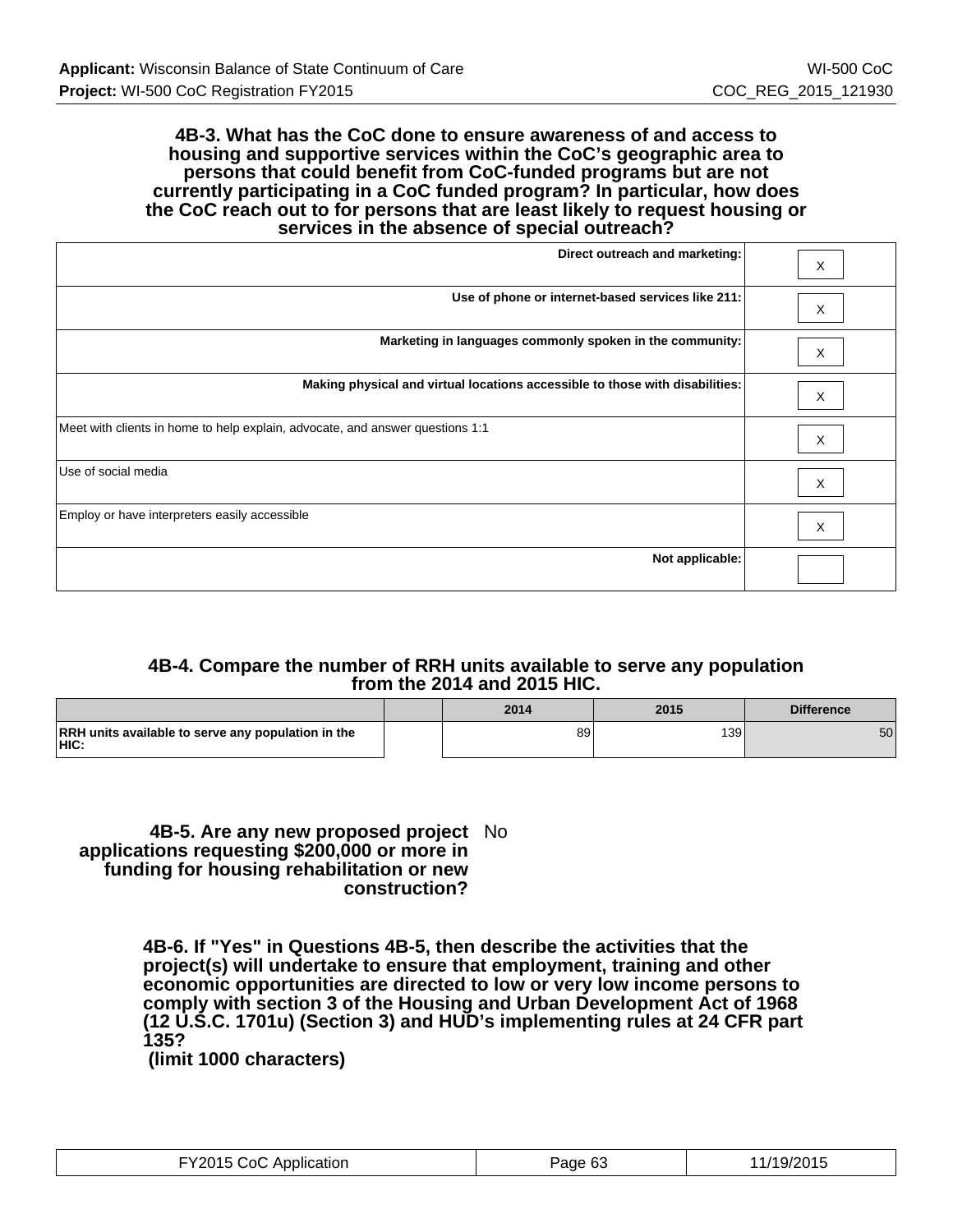### 4B-3. What has the CoC done to ensure awareness of and access to housing and supportive services within the CoC's geographic area to persons that could benefit from CoC-funded programs but are not currently participating in a CoC funded program? In particular, how does the CoC reach out to for persons that are least likely to request housing or services in the absence of special outreach?

| | |
|---|---|
| **Direct outreach and marketing:** | X |
| **Use of phone or internet-based services like 211:** | X |
| **Marketing in languages commonly spoken in the community:** | X |
| **Making physical and virtual locations accessible to those with disabilities:** | X |
| Meet with clients in home to help explain, advocate, and answer questions 1:1 | X |
| Use of social media | X |
| Employ or have interpreters easily accessible | X |
| **Not applicable:** | |

### 4B-4. Compare the number of RRH units available to serve any population from the 2014 and 2015 HIC.

| | | 2014 | 2015 | Difference |
|---|---|---|---|---|
| **RRH units available to serve any population in the HIC:** | | 89 | 139 | 50 |

**4B-5. Are any new proposed project applications requesting $200,000 or more in funding for housing rehabilitation or new construction?** No

**4B-6. If "Yes" in Questions 4B-5, then describe the activities that the project(s) will undertake to ensure that employment, training and other economic opportunities are directed to low or very low income persons to comply with section 3 of the Housing and Urban Development Act of 1968 (12 U.S.C. 1701u) (Section 3) and HUD's implementing rules at 24 CFR part 135?**
**(limit 1000 characters)**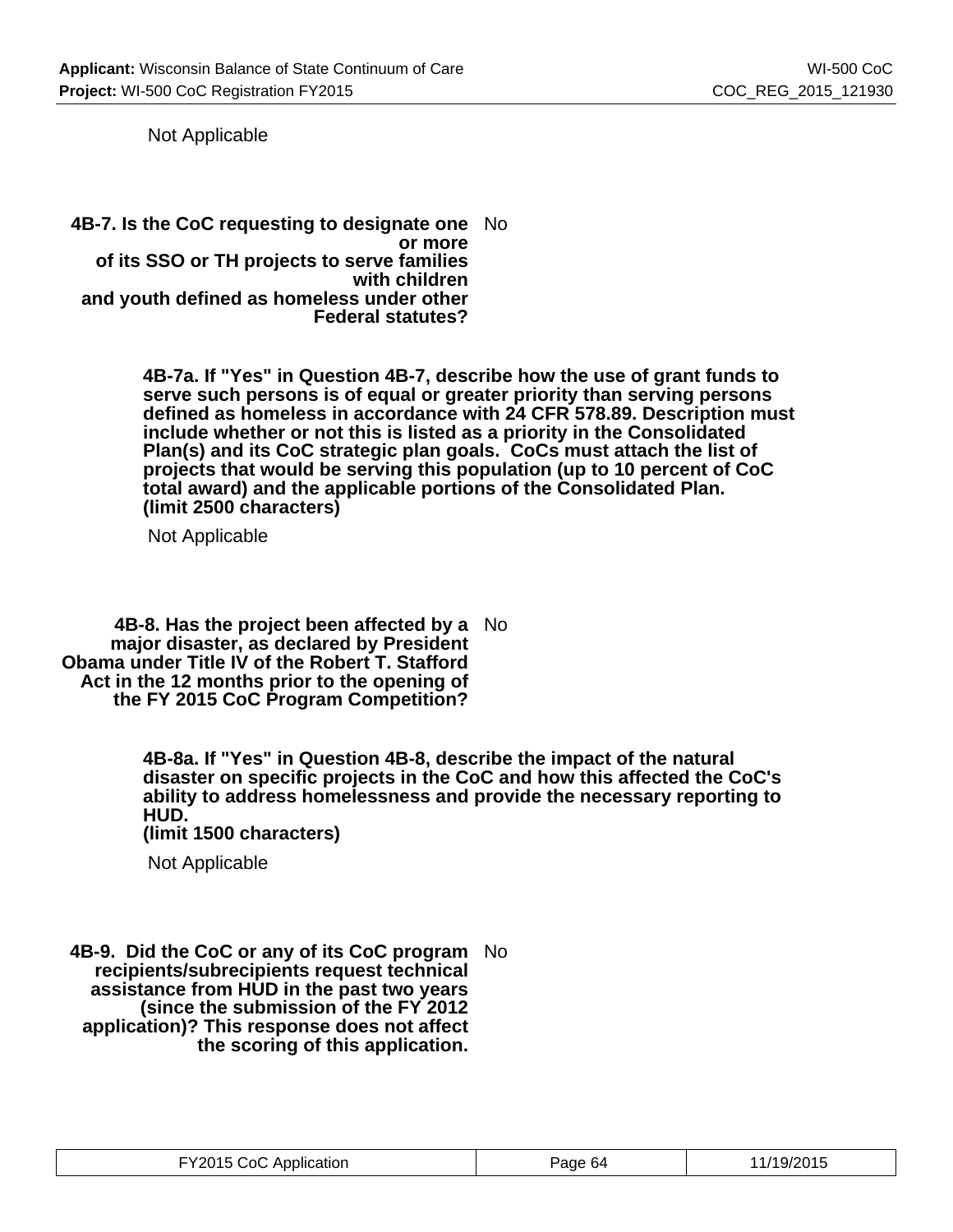Not Applicable

**4B-7. Is the CoC requesting to designate one or more of its SSO or TH projects to serve families with children and youth defined as homeless under other Federal statutes?**

No

**4B-7a. If "Yes" in Question 4B-7, describe how the use of grant funds to serve such persons is of equal or greater priority than serving persons defined as homeless in accordance with 24 CFR 578.89. Description must include whether or not this is listed as a priority in the Consolidated Plan(s) and its CoC strategic plan goals. CoCs must attach the list of projects that would be serving this population (up to 10 percent of CoC total award) and the applicable portions of the Consolidated Plan. (limit 2500 characters)**

Not Applicable

**4B-8. Has the project been affected by a major disaster, as declared by President Obama under Title IV of the Robert T. Stafford Act in the 12 months prior to the opening of the FY 2015 CoC Program Competition?**

No

**4B-8a. If "Yes" in Question 4B-8, describe the impact of the natural disaster on specific projects in the CoC and how this affected the CoC's ability to address homelessness and provide the necessary reporting to HUD. (limit 1500 characters)**

Not Applicable

**4B-9. Did the CoC or any of its CoC program recipients/subrecipients request technical assistance from HUD in the past two years (since the submission of the FY 2012 application)? This response does not affect the scoring of this application.**

No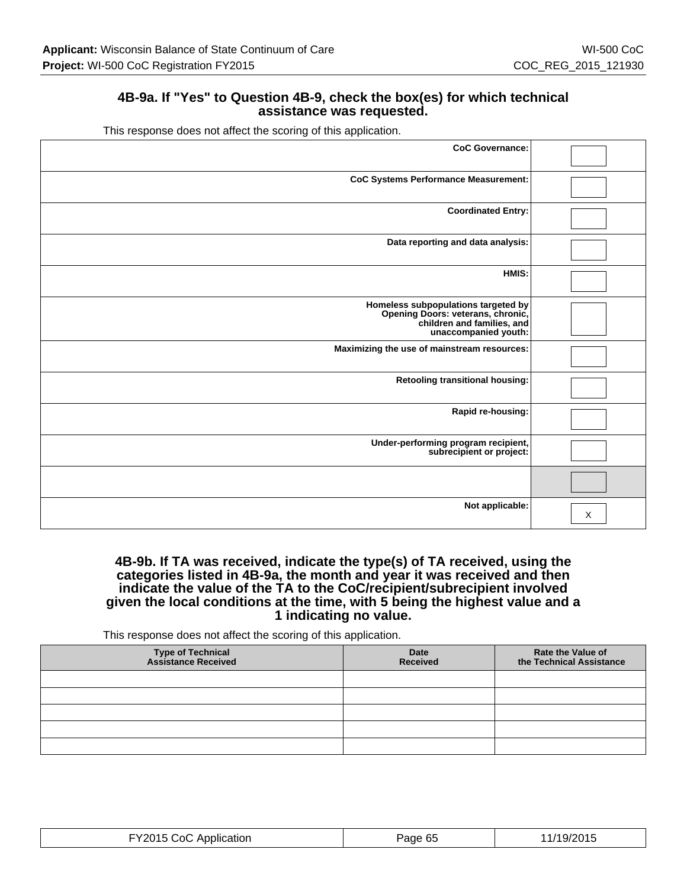### 4B-9a. If "Yes" to Question 4B-9, check the box(es) for which technical assistance was requested.

This response does not affect the scoring of this application.

| | |
|---|---|
| CoC Governance: | |
| CoC Systems Performance Measurement: | |
| Coordinated Entry: | |
| Data reporting and data analysis: | |
| HMIS: | |
| Homeless subpopulations targeted by Opening Doors: veterans, chronic, children and families, and unaccompanied youth: | |
| Maximizing the use of mainstream resources: | |
| Retooling transitional housing: | |
| Rapid re-housing: | |
| Under-performing program recipient, subrecipient or project: | |
| | |
| Not applicable: | X |

### 4B-9b. If TA was received, indicate the type(s) of TA received, using the categories listed in 4B-9a, the month and year it was received and then indicate the value of the TA to the CoC/recipient/subrecipient involved given the local conditions at the time, with 5 being the highest value and a 1 indicating no value.

This response does not affect the scoring of this application.

| Type of Technical Assistance Received | Date Received | Rate the Value of the Technical Assistance |
|---|---|---|
| | | |
| | | |
| | | |
| | | |
| | | |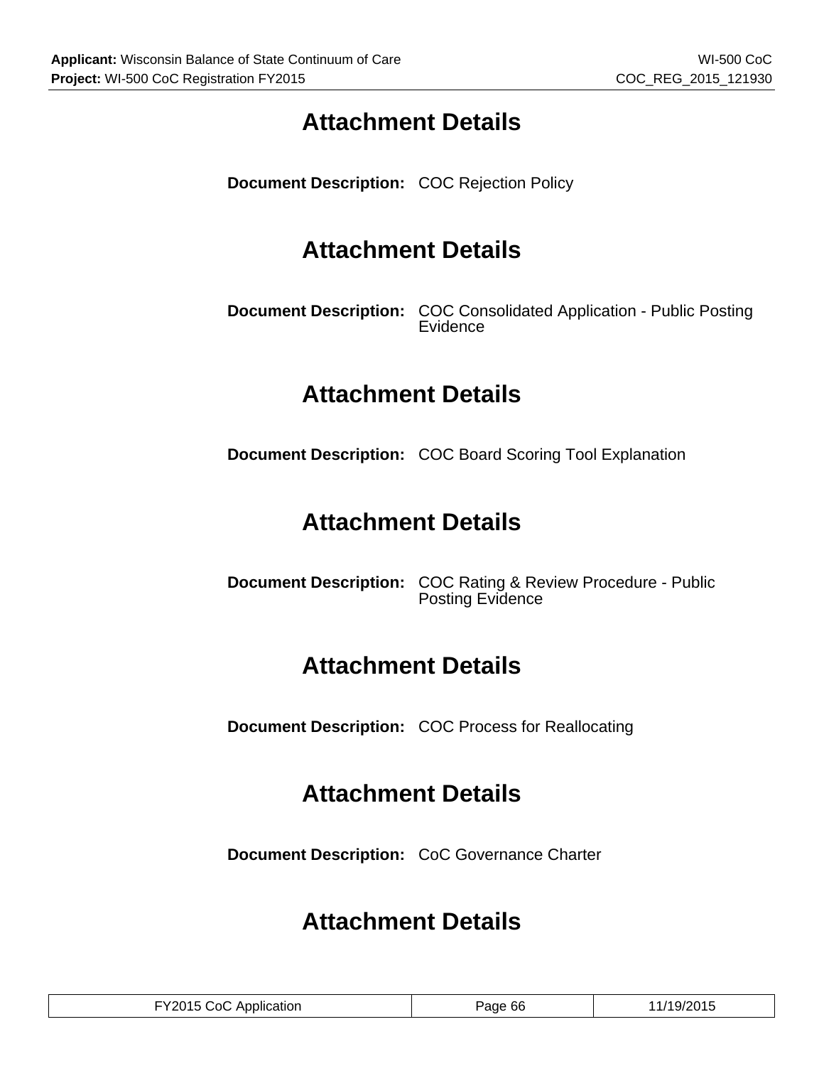# Attachment Details

**Document Description:** COC Rejection Policy

# Attachment Details

**Document Description:** COC Consolidated Application - Public Posting Evidence

# Attachment Details

**Document Description:** COC Board Scoring Tool Explanation

# Attachment Details

**Document Description:** COC Rating & Review Procedure - Public Posting Evidence

# Attachment Details

**Document Description:** COC Process for Reallocating

# Attachment Details

**Document Description:** CoC Governance Charter

# Attachment Details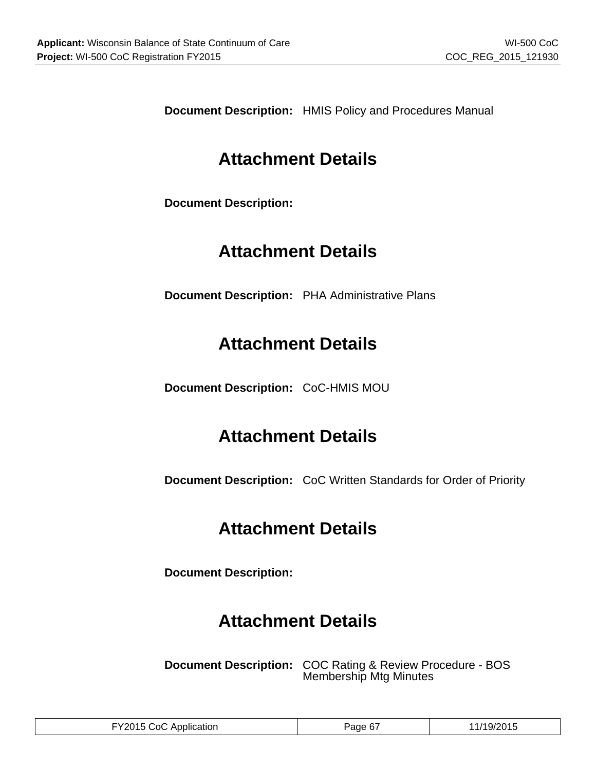**Document Description:** HMIS Policy and Procedures Manual

# Attachment Details

**Document Description:**

# Attachment Details

**Document Description:** PHA Administrative Plans

# Attachment Details

**Document Description:** CoC-HMIS MOU

# Attachment Details

**Document Description:** CoC Written Standards for Order of Priority

# Attachment Details

**Document Description:**

# Attachment Details

**Document Description:** COC Rating & Review Procedure - BOS Membership Mtg Minutes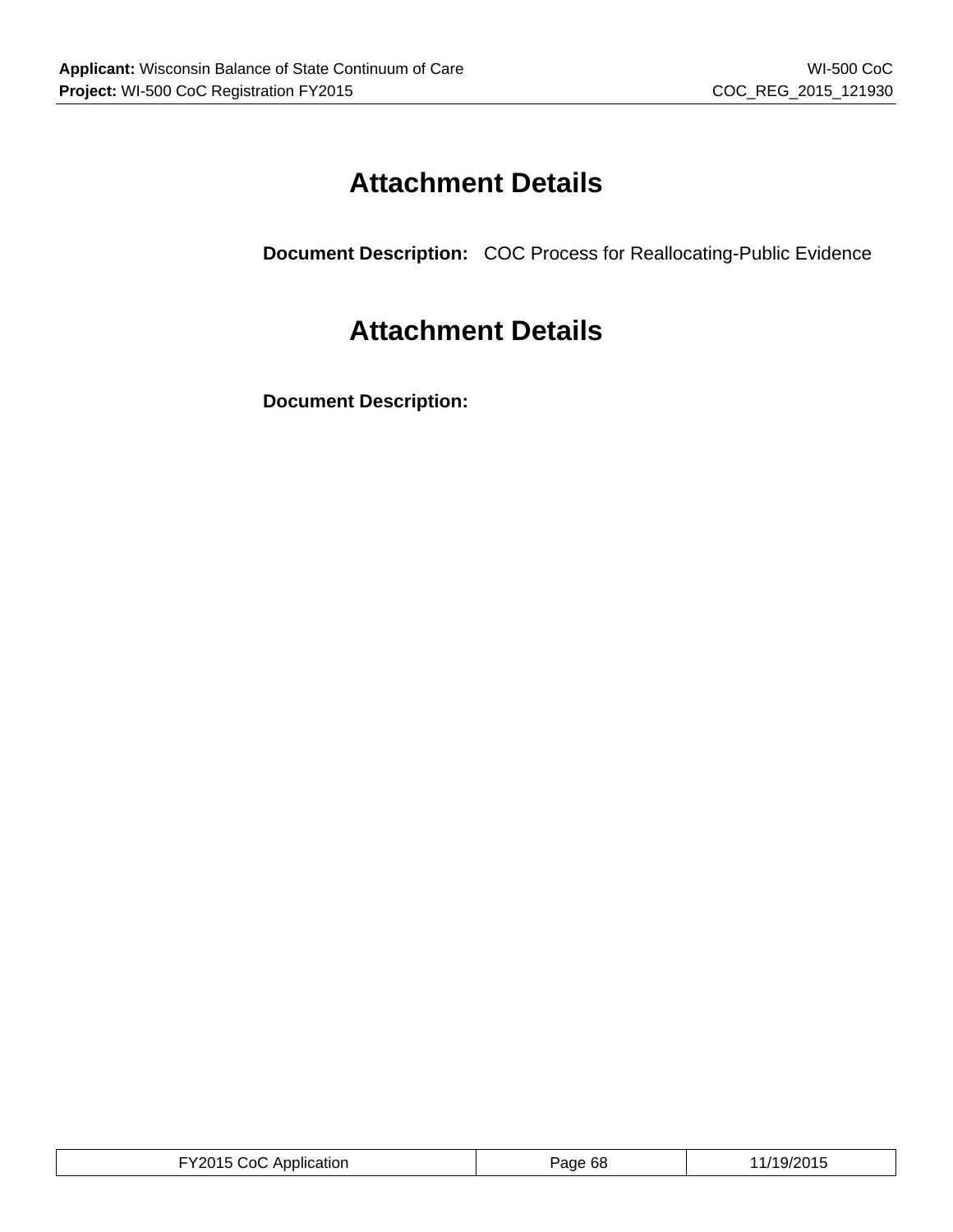# Attachment Details

**Document Description:** COC Process for Reallocating-Public Evidence

# Attachment Details

**Document Description:**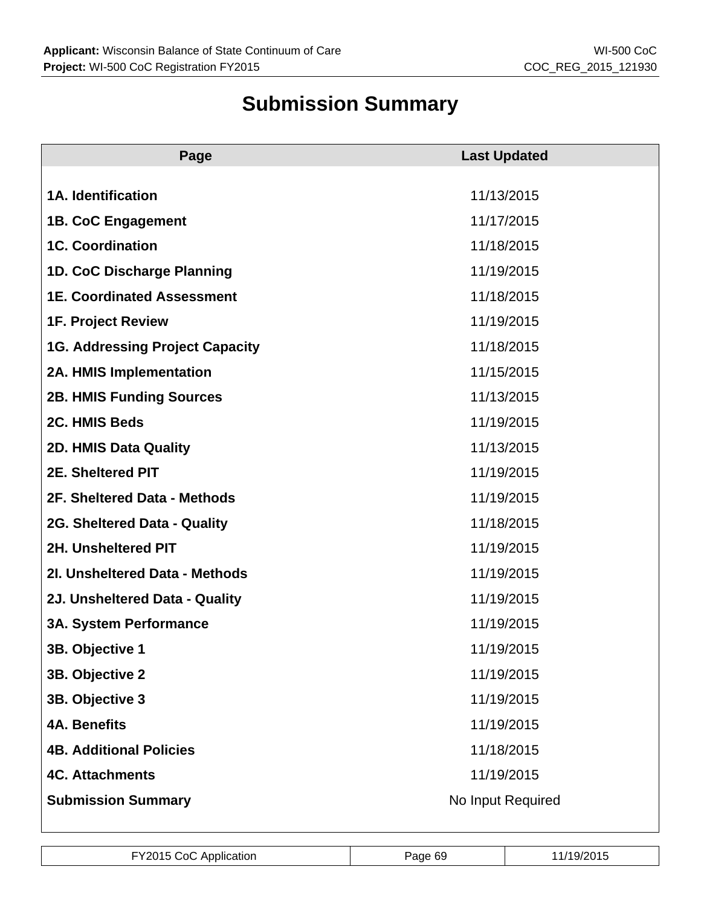# Submission Summary

| Page | Last Updated |
|---|---|
| **1A. Identification** | 11/13/2015 |
| **1B. CoC Engagement** | 11/17/2015 |
| **1C. Coordination** | 11/18/2015 |
| **1D. CoC Discharge Planning** | 11/19/2015 |
| **1E. Coordinated Assessment** | 11/18/2015 |
| **1F. Project Review** | 11/19/2015 |
| **1G. Addressing Project Capacity** | 11/18/2015 |
| **2A. HMIS Implementation** | 11/15/2015 |
| **2B. HMIS Funding Sources** | 11/13/2015 |
| **2C. HMIS Beds** | 11/19/2015 |
| **2D. HMIS Data Quality** | 11/13/2015 |
| **2E. Sheltered PIT** | 11/19/2015 |
| **2F. Sheltered Data - Methods** | 11/19/2015 |
| **2G. Sheltered Data - Quality** | 11/18/2015 |
| **2H. Unsheltered PIT** | 11/19/2015 |
| **2I. Unsheltered Data - Methods** | 11/19/2015 |
| **2J. Unsheltered Data - Quality** | 11/19/2015 |
| **3A. System Performance** | 11/19/2015 |
| **3B. Objective 1** | 11/19/2015 |
| **3B. Objective 2** | 11/19/2015 |
| **3B. Objective 3** | 11/19/2015 |
| **4A. Benefits** | 11/19/2015 |
| **4B. Additional Policies** | 11/18/2015 |
| **4C. Attachments** | 11/19/2015 |
| **Submission Summary** | No Input Required |